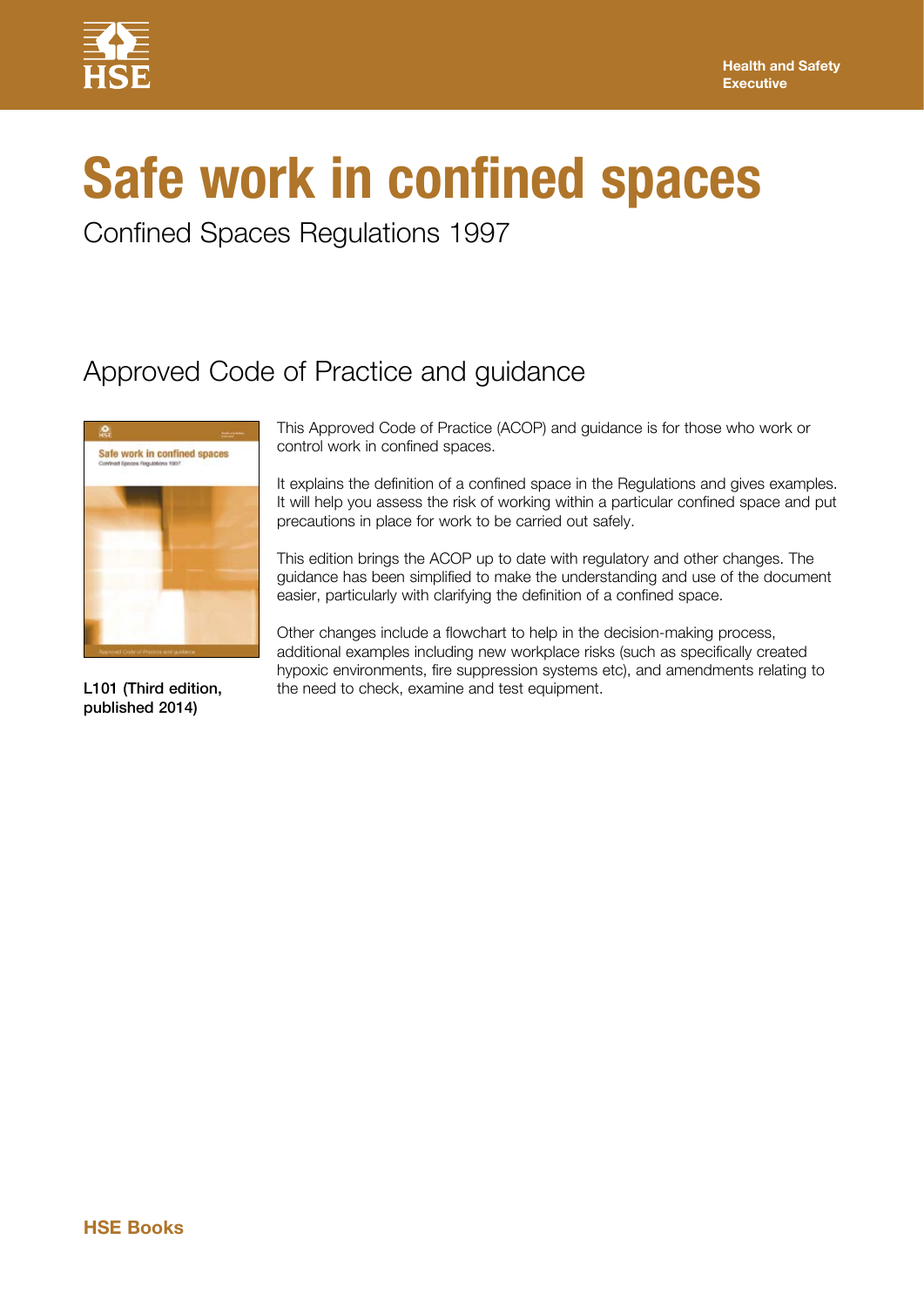Health and Safety Executive

# Safe work in confined spaces

Confined Spaces Regulations 1997

## Approved Code of Practice and guidance

**L101 (Third edition, published 2014)**

This Approved Code of Practice (ACOP) and guidance is for those who work or control work in confined spaces.

It explains the definition of a confined space in the Regulations and gives examples. It will help you assess the risk of working within a particular confined space and put precautions in place for work to be carried out safely.

This edition brings the ACOP up to date with regulatory and other changes. The guidance has been simplified to make the understanding and use of the document easier, particularly with clarifying the definition of a confined space.

Other changes include a flowchart to help in the decision-making process, additional examples including new workplace risks (such as specifically created hypoxic environments, fire suppression systems etc), and amendments relating to the need to check, examine and test equipment.

**HSE Books**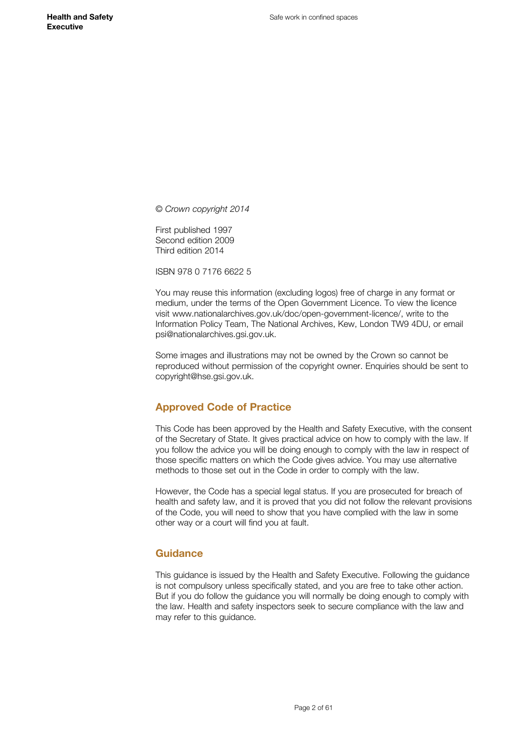© *Crown copyright 2014*

First published 1997
Second edition 2009
Third edition 2014

ISBN 978 0 7176 6622 5

You may reuse this information (excluding logos) free of charge in any format or medium, under the terms of the Open Government Licence. To view the licence visit www.nationalarchives.gov.uk/doc/open-government-licence/, write to the Information Policy Team, The National Archives, Kew, London TW9 4DU, or email psi@nationalarchives.gsi.gov.uk.

Some images and illustrations may not be owned by the Crown so cannot be reproduced without permission of the copyright owner. Enquiries should be sent to copyright@hse.gsi.gov.uk.

## Approved Code of Practice

This Code has been approved by the Health and Safety Executive, with the consent of the Secretary of State. It gives practical advice on how to comply with the law. If you follow the advice you will be doing enough to comply with the law in respect of those specific matters on which the Code gives advice. You may use alternative methods to those set out in the Code in order to comply with the law.

However, the Code has a special legal status. If you are prosecuted for breach of health and safety law, and it is proved that you did not follow the relevant provisions of the Code, you will need to show that you have complied with the law in some other way or a court will find you at fault.

## Guidance

This guidance is issued by the Health and Safety Executive. Following the guidance is not compulsory unless specifically stated, and you are free to take other action. But if you do follow the guidance you will normally be doing enough to comply with the law. Health and safety inspectors seek to secure compliance with the law and may refer to this guidance.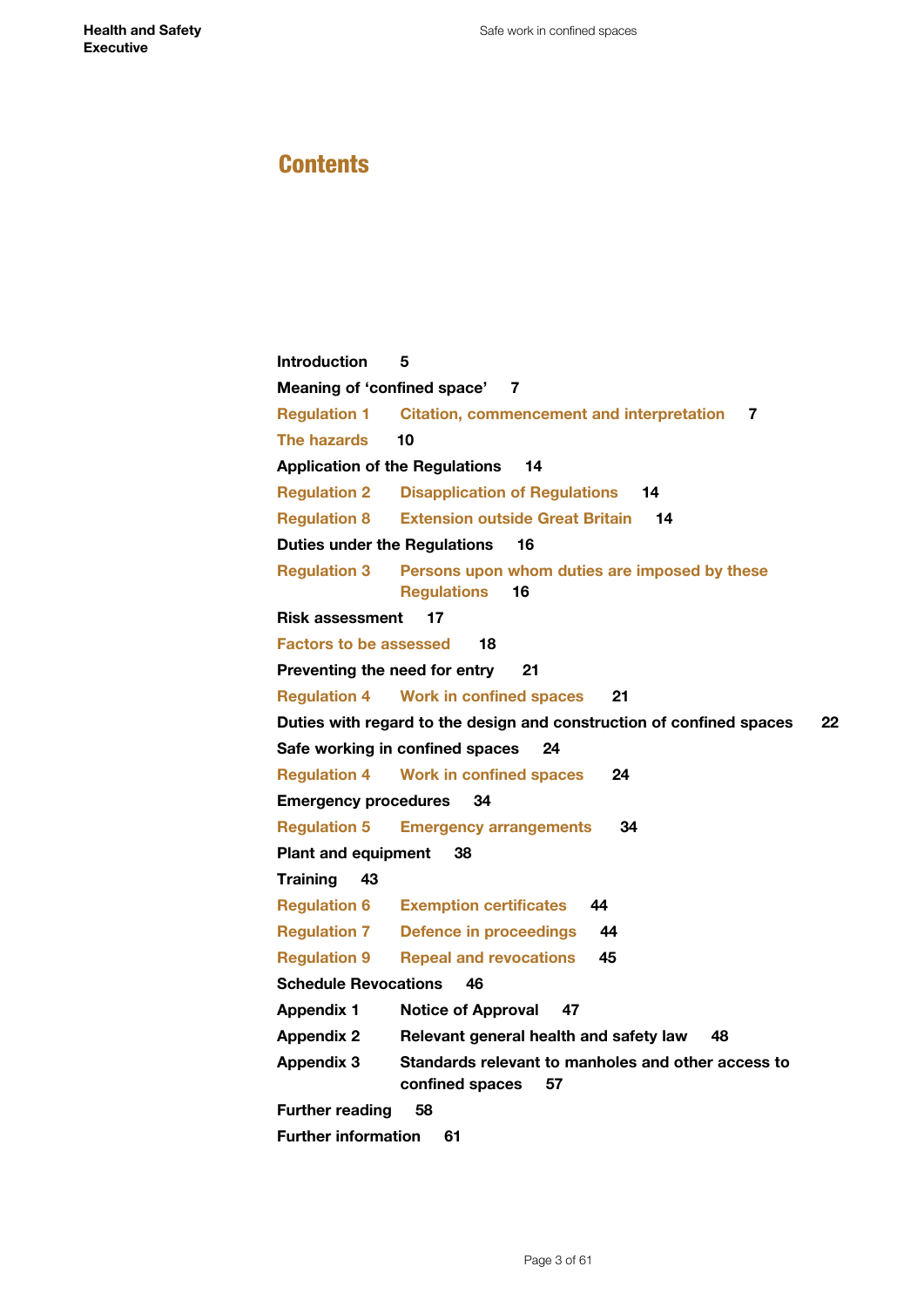# Contents

**Introduction** 5

**Meaning of 'confined space'** 7

**Regulation 1** Citation, commencement and interpretation 7

The hazards 10

**Application of the Regulations** 14

**Regulation 2** Disapplication of Regulations 14

**Regulation 8** Extension outside Great Britain 14

**Duties under the Regulations** 16

**Regulation 3** Persons upon whom duties are imposed by these Regulations 16

**Risk assessment** 17

Factors to be assessed 18

**Preventing the need for entry** 21

**Regulation 4** Work in confined spaces 21

**Duties with regard to the design and construction of confined spaces** 22

**Safe working in confined spaces** 24

**Regulation 4** Work in confined spaces 24

**Emergency procedures** 34

**Regulation 5** Emergency arrangements 34

**Plant and equipment** 38

**Training** 43

**Regulation 6** Exemption certificates 44

**Regulation 7** Defence in proceedings 44

**Regulation 9** Repeal and revocations 45

**Schedule Revocations** 46

**Appendix 1** Notice of Approval 47

**Appendix 2** Relevant general health and safety law 48

**Appendix 3** Standards relevant to manholes and other access to confined spaces 57

**Further reading** 58

**Further information** 61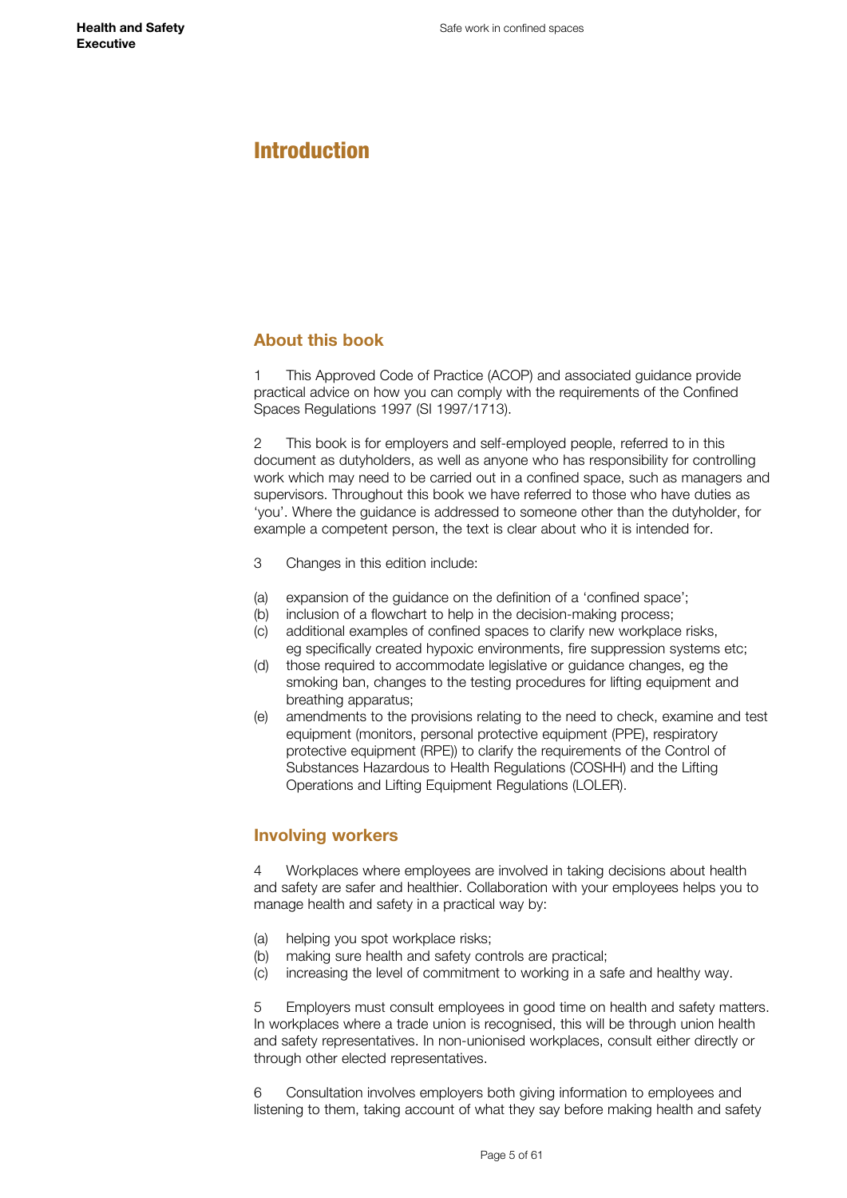# Introduction

## About this book

1 This Approved Code of Practice (ACOP) and associated guidance provide practical advice on how you can comply with the requirements of the Confined Spaces Regulations 1997 (SI 1997/1713).

2 This book is for employers and self-employed people, referred to in this document as dutyholders, as well as anyone who has responsibility for controlling work which may need to be carried out in a confined space, such as managers and supervisors. Throughout this book we have referred to those who have duties as 'you'. Where the guidance is addressed to someone other than the dutyholder, for example a competent person, the text is clear about who it is intended for.

3 Changes in this edition include:

(a) expansion of the guidance on the definition of a 'confined space';
(b) inclusion of a flowchart to help in the decision-making process;
(c) additional examples of confined spaces to clarify new workplace risks, eg specifically created hypoxic environments, fire suppression systems etc;
(d) those required to accommodate legislative or guidance changes, eg the smoking ban, changes to the testing procedures for lifting equipment and breathing apparatus;
(e) amendments to the provisions relating to the need to check, examine and test equipment (monitors, personal protective equipment (PPE), respiratory protective equipment (RPE)) to clarify the requirements of the Control of Substances Hazardous to Health Regulations (COSHH) and the Lifting Operations and Lifting Equipment Regulations (LOLER).

## Involving workers

4 Workplaces where employees are involved in taking decisions about health and safety are safer and healthier. Collaboration with your employees helps you to manage health and safety in a practical way by:

(a) helping you spot workplace risks;
(b) making sure health and safety controls are practical;
(c) increasing the level of commitment to working in a safe and healthy way.

5 Employers must consult employees in good time on health and safety matters. In workplaces where a trade union is recognised, this will be through union health and safety representatives. In non-unionised workplaces, consult either directly or through other elected representatives.

6 Consultation involves employers both giving information to employees and listening to them, taking account of what they say before making health and safety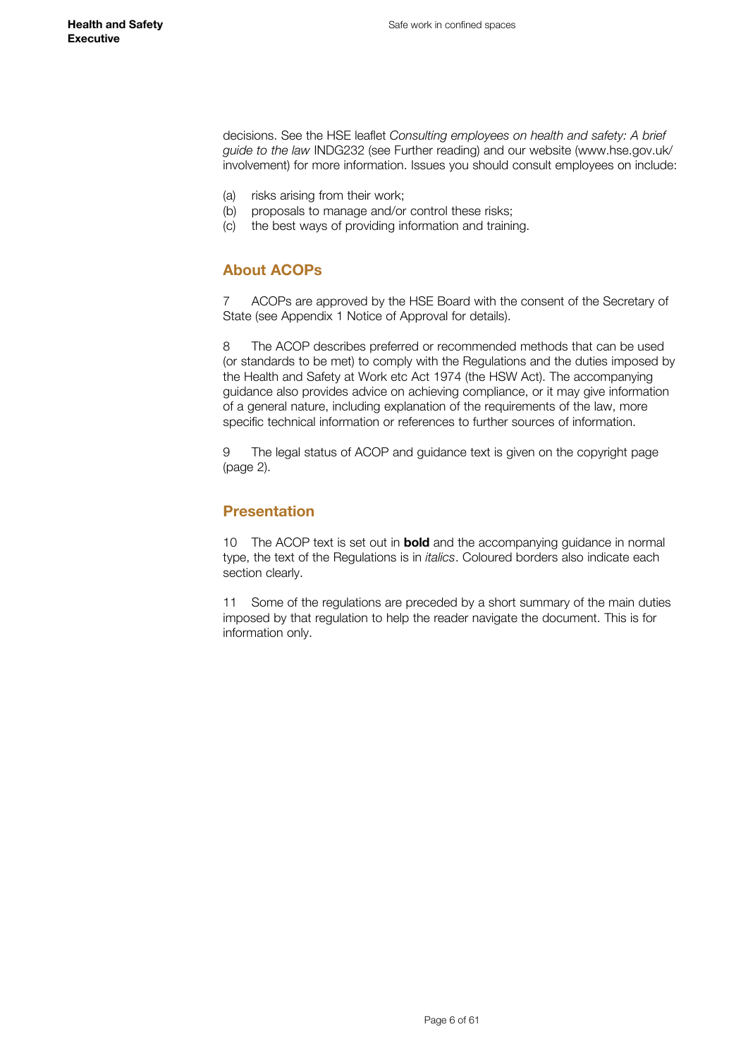decisions. See the HSE leaflet *Consulting employees on health and safety: A brief guide to the law* INDG232 (see Further reading) and our website (www.hse.gov.uk/involvement) for more information. Issues you should consult employees on include:

(a) risks arising from their work;
(b) proposals to manage and/or control these risks;
(c) the best ways of providing information and training.

## About ACOPs

7 ACOPs are approved by the HSE Board with the consent of the Secretary of State (see Appendix 1 Notice of Approval for details).

8 The ACOP describes preferred or recommended methods that can be used (or standards to be met) to comply with the Regulations and the duties imposed by the Health and Safety at Work etc Act 1974 (the HSW Act). The accompanying guidance also provides advice on achieving compliance, or it may give information of a general nature, including explanation of the requirements of the law, more specific technical information or references to further sources of information.

9 The legal status of ACOP and guidance text is given on the copyright page (page 2).

## Presentation

10 The ACOP text is set out in **bold** and the accompanying guidance in normal type, the text of the Regulations is in *italics*. Coloured borders also indicate each section clearly.

11 Some of the regulations are preceded by a short summary of the main duties imposed by that regulation to help the reader navigate the document. This is for information only.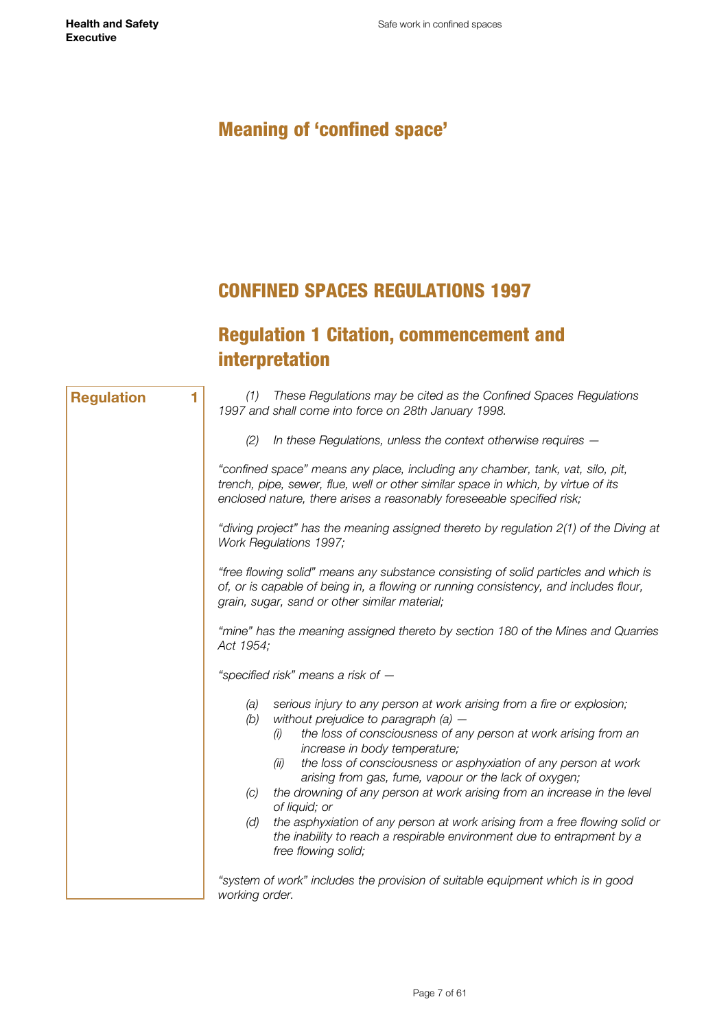# Meaning of 'confined space'

## CONFINED SPACES REGULATIONS 1997

## Regulation 1 Citation, commencement and interpretation

**Regulation 1**

*(1) These Regulations may be cited as the Confined Spaces Regulations 1997 and shall come into force on 28th January 1998.*

*(2) In these Regulations, unless the context otherwise requires —*

*"confined space" means any place, including any chamber, tank, vat, silo, pit, trench, pipe, sewer, flue, well or other similar space in which, by virtue of its enclosed nature, there arises a reasonably foreseeable specified risk;*

*"diving project" has the meaning assigned thereto by regulation 2(1) of the Diving at Work Regulations 1997;*

*"free flowing solid" means any substance consisting of solid particles and which is of, or is capable of being in, a flowing or running consistency, and includes flour, grain, sugar, sand or other similar material;*

*"mine" has the meaning assigned thereto by section 180 of the Mines and Quarries Act 1954;*

*"specified risk" means a risk of —*

- *(a) serious injury to any person at work arising from a fire or explosion;*
- *(b) without prejudice to paragraph (a) —*
  - *(i) the loss of consciousness of any person at work arising from an increase in body temperature;*
  - *(ii) the loss of consciousness or asphyxiation of any person at work arising from gas, fume, vapour or the lack of oxygen;*
- *(c) the drowning of any person at work arising from an increase in the level of liquid; or*
- *(d) the asphyxiation of any person at work arising from a free flowing solid or the inability to reach a respirable environment due to entrapment by a free flowing solid;*

*"system of work" includes the provision of suitable equipment which is in good working order.*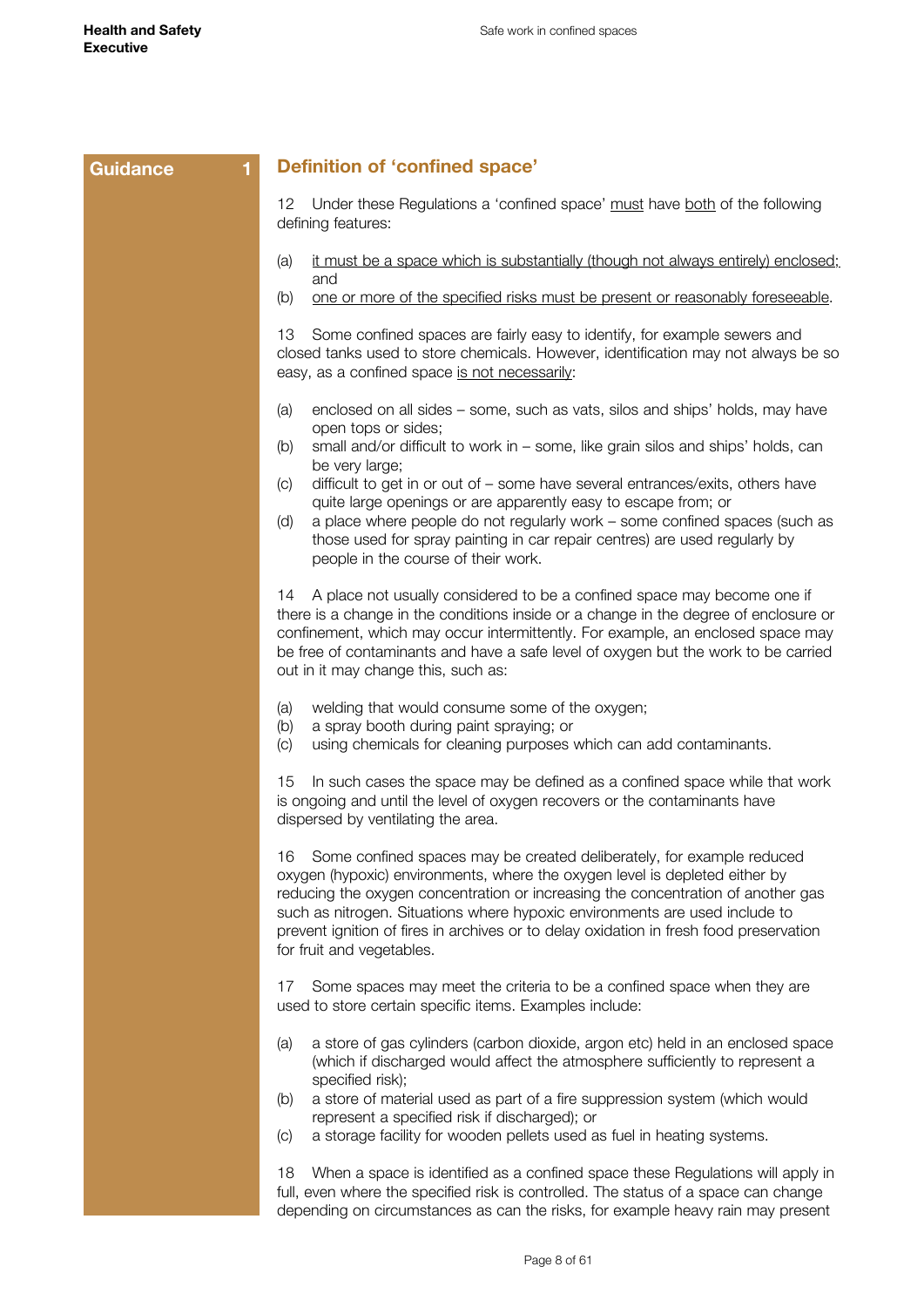Guidance 1

## Definition of 'confined space'

12 Under these Regulations a 'confined space' <u>must</u> have <u>both</u> of the following defining features:

(a) <u>it must be a space which is substantially (though not always entirely) enclosed;</u> and

(b) <u>one or more of the specified risks must be present or reasonably foreseeable</u>.

13 Some confined spaces are fairly easy to identify, for example sewers and closed tanks used to store chemicals. However, identification may not always be so easy, as a confined space <u>is not necessarily</u>:

(a) enclosed on all sides – some, such as vats, silos and ships' holds, may have open tops or sides;

(b) small and/or difficult to work in – some, like grain silos and ships' holds, can be very large;

(c) difficult to get in or out of – some have several entrances/exits, others have quite large openings or are apparently easy to escape from; or

(d) a place where people do not regularly work – some confined spaces (such as those used for spray painting in car repair centres) are used regularly by people in the course of their work.

14 A place not usually considered to be a confined space may become one if there is a change in the conditions inside or a change in the degree of enclosure or confinement, which may occur intermittently. For example, an enclosed space may be free of contaminants and have a safe level of oxygen but the work to be carried out in it may change this, such as:

(a) welding that would consume some of the oxygen;

(b) a spray booth during paint spraying; or

(c) using chemicals for cleaning purposes which can add contaminants.

15 In such cases the space may be defined as a confined space while that work is ongoing and until the level of oxygen recovers or the contaminants have dispersed by ventilating the area.

16 Some confined spaces may be created deliberately, for example reduced oxygen (hypoxic) environments, where the oxygen level is depleted either by reducing the oxygen concentration or increasing the concentration of another gas such as nitrogen. Situations where hypoxic environments are used include to prevent ignition of fires in archives or to delay oxidation in fresh food preservation for fruit and vegetables.

17 Some spaces may meet the criteria to be a confined space when they are used to store certain specific items. Examples include:

(a) a store of gas cylinders (carbon dioxide, argon etc) held in an enclosed space (which if discharged would affect the atmosphere sufficiently to represent a specified risk);

(b) a store of material used as part of a fire suppression system (which would represent a specified risk if discharged); or

(c) a storage facility for wooden pellets used as fuel in heating systems.

18 When a space is identified as a confined space these Regulations will apply in full, even where the specified risk is controlled. The status of a space can change depending on circumstances as can the risks, for example heavy rain may present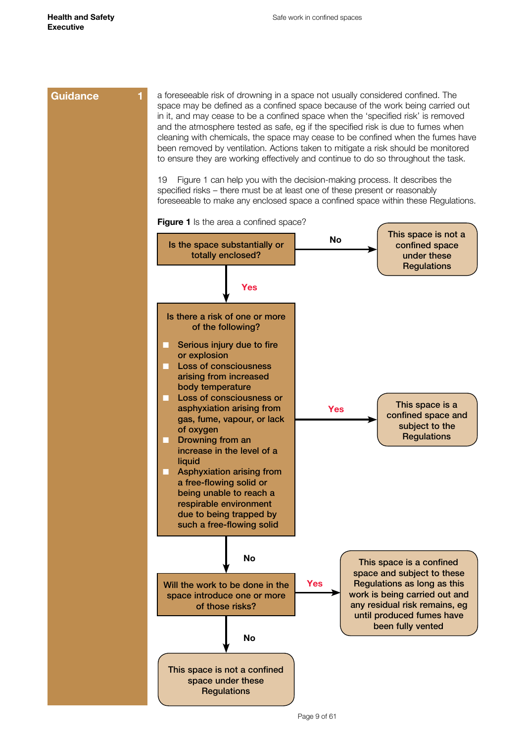**Guidance 1**

a foreseeable risk of drowning in a space not usually considered confined. The space may be defined as a confined space because of the work being carried out in it, and may cease to be a confined space when the 'specified risk' is removed and the atmosphere tested as safe, eg if the specified risk is due to fumes when cleaning with chemicals, the space may cease to be confined when the fumes have been removed by ventilation. Actions taken to mitigate a risk should be monitored to ensure they are working effectively and continue to do so throughout the task.

19 Figure 1 can help you with the decision-making process. It describes the specified risks – there must be at least one of these present or reasonably foreseeable to make any enclosed space a confined space within these Regulations.

**Figure 1** Is the area a confined space?

**Is the space substantially or totally enclosed?**

- **No** → This space is not a confined space under these Regulations
- **Yes** → go to next question

**Is there a risk of one or more of the following?**

- Serious injury due to fire or explosion
- Loss of consciousness arising from increased body temperature
- Loss of consciousness or asphyxiation arising from gas, fume, vapour, or lack of oxygen
- Drowning from an increase in the level of a liquid
- Asphyxiation arising from a free-flowing solid or being unable to reach a respirable environment due to being trapped by such a free-flowing solid

- **Yes** → This space is a confined space and subject to the Regulations
- **No** → go to next question

**Will the work to be done in the space introduce one or more of those risks?**

- **Yes** → This space is a confined space and subject to these Regulations as long as this work is being carried out and any residual risk remains, eg until produced fumes have been fully vented
- **No** → This space is not a confined space under these Regulations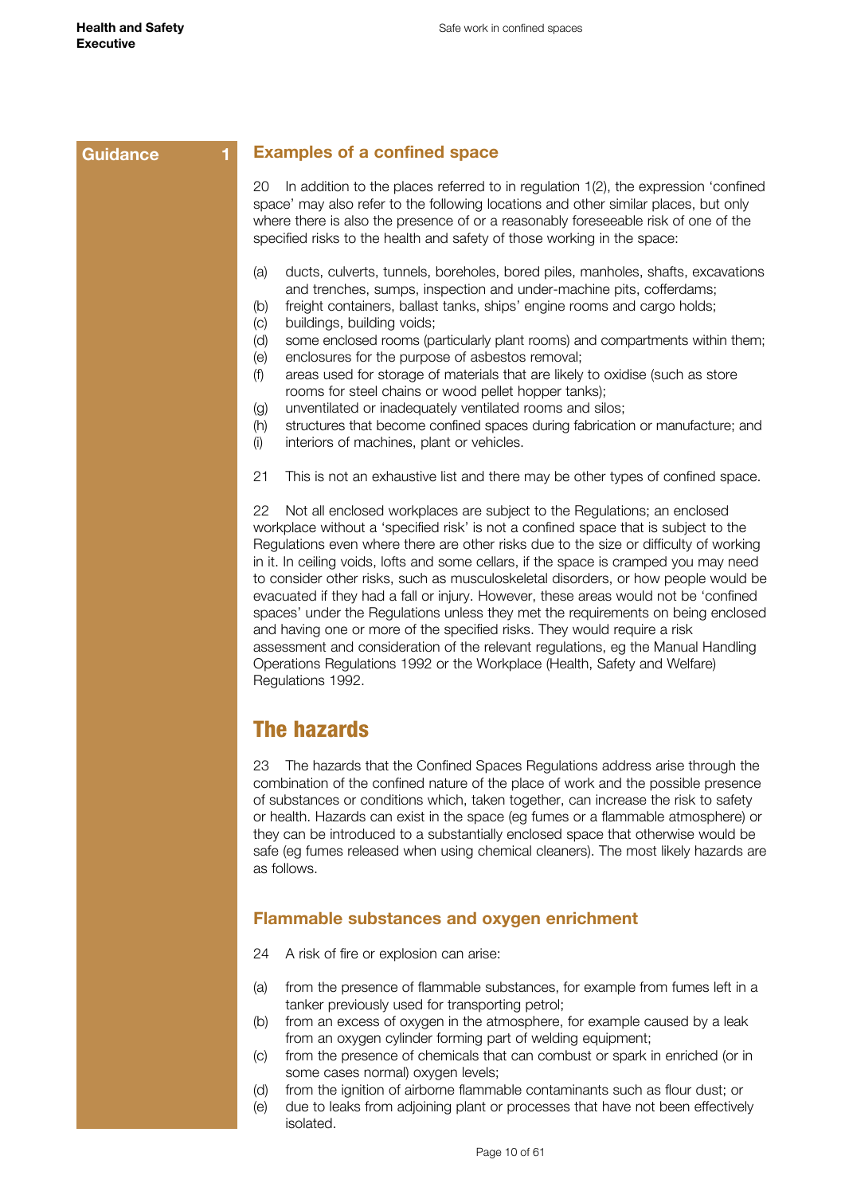Guidance 1

### Examples of a confined space

20 In addition to the places referred to in regulation 1(2), the expression 'confined space' may also refer to the following locations and other similar places, but only where there is also the presence of or a reasonably foreseeable risk of one of the specified risks to the health and safety of those working in the space:

(a) ducts, culverts, tunnels, boreholes, bored piles, manholes, shafts, excavations and trenches, sumps, inspection and under-machine pits, cofferdams;
(b) freight containers, ballast tanks, ships' engine rooms and cargo holds;
(c) buildings, building voids;
(d) some enclosed rooms (particularly plant rooms) and compartments within them;
(e) enclosures for the purpose of asbestos removal;
(f) areas used for storage of materials that are likely to oxidise (such as store rooms for steel chains or wood pellet hopper tanks);
(g) unventilated or inadequately ventilated rooms and silos;
(h) structures that become confined spaces during fabrication or manufacture; and
(i) interiors of machines, plant or vehicles.

21 This is not an exhaustive list and there may be other types of confined space.

22 Not all enclosed workplaces are subject to the Regulations; an enclosed workplace without a 'specified risk' is not a confined space that is subject to the Regulations even where there are other risks due to the size or difficulty of working in it. In ceiling voids, lofts and some cellars, if the space is cramped you may need to consider other risks, such as musculoskeletal disorders, or how people would be evacuated if they had a fall or injury. However, these areas would not be 'confined spaces' under the Regulations unless they met the requirements on being enclosed and having one or more of the specified risks. They would require a risk assessment and consideration of the relevant regulations, eg the Manual Handling Operations Regulations 1992 or the Workplace (Health, Safety and Welfare) Regulations 1992.

## The hazards

23 The hazards that the Confined Spaces Regulations address arise through the combination of the confined nature of the place of work and the possible presence of substances or conditions which, taken together, can increase the risk to safety or health. Hazards can exist in the space (eg fumes or a flammable atmosphere) or they can be introduced to a substantially enclosed space that otherwise would be safe (eg fumes released when using chemical cleaners). The most likely hazards are as follows.

### Flammable substances and oxygen enrichment

24 A risk of fire or explosion can arise:

(a) from the presence of flammable substances, for example from fumes left in a tanker previously used for transporting petrol;
(b) from an excess of oxygen in the atmosphere, for example caused by a leak from an oxygen cylinder forming part of welding equipment;
(c) from the presence of chemicals that can combust or spark in enriched (or in some cases normal) oxygen levels;
(d) from the ignition of airborne flammable contaminants such as flour dust; or
(e) due to leaks from adjoining plant or processes that have not been effectively isolated.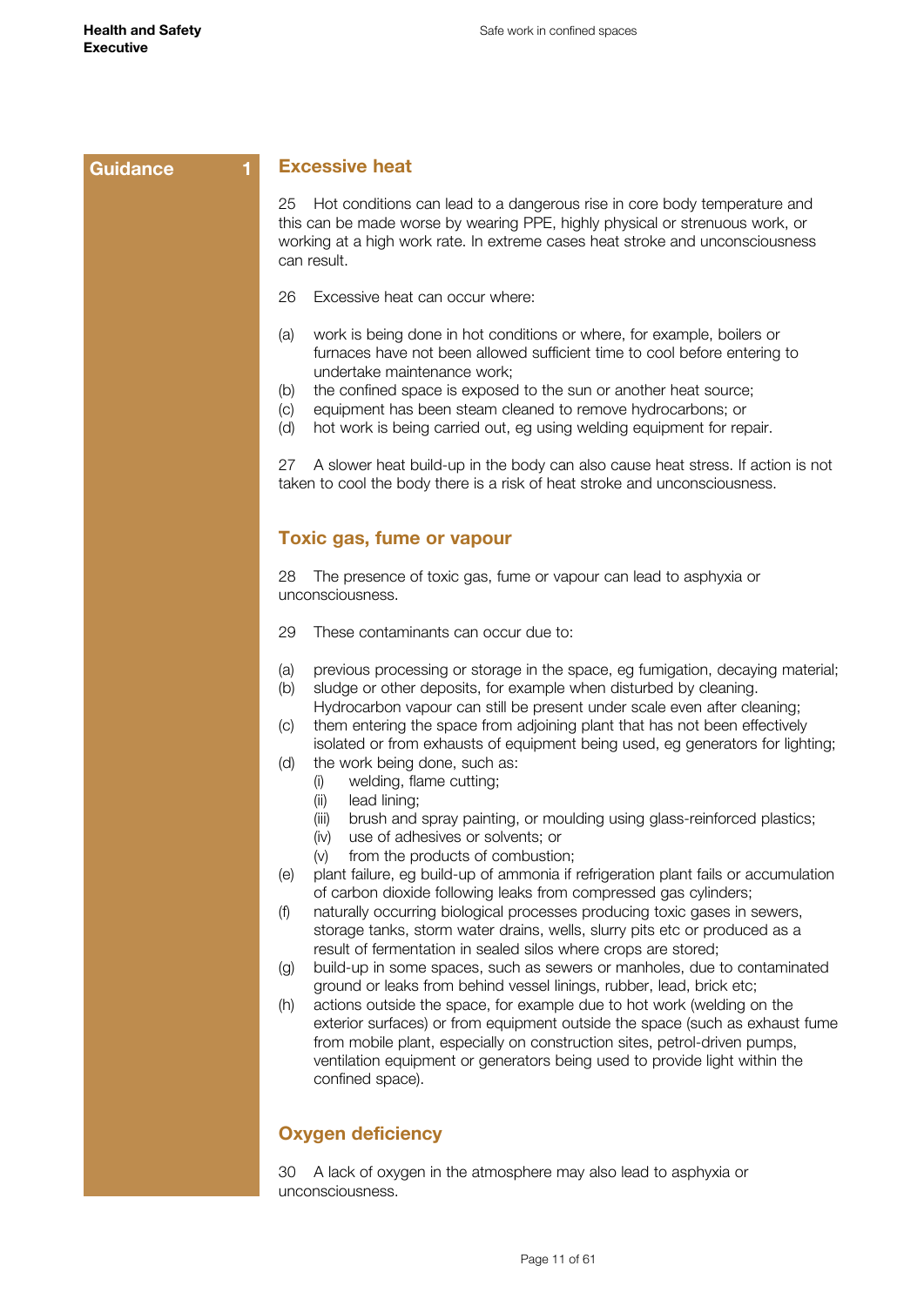Guidance 1

## Excessive heat

25 Hot conditions can lead to a dangerous rise in core body temperature and this can be made worse by wearing PPE, highly physical or strenuous work, or working at a high work rate. In extreme cases heat stroke and unconsciousness can result.

26 Excessive heat can occur where:

(a) work is being done in hot conditions or where, for example, boilers or furnaces have not been allowed sufficient time to cool before entering to undertake maintenance work;
(b) the confined space is exposed to the sun or another heat source;
(c) equipment has been steam cleaned to remove hydrocarbons; or
(d) hot work is being carried out, eg using welding equipment for repair.

27 A slower heat build-up in the body can also cause heat stress. If action is not taken to cool the body there is a risk of heat stroke and unconsciousness.

## Toxic gas, fume or vapour

28 The presence of toxic gas, fume or vapour can lead to asphyxia or unconsciousness.

29 These contaminants can occur due to:

(a) previous processing or storage in the space, eg fumigation, decaying material;
(b) sludge or other deposits, for example when disturbed by cleaning. Hydrocarbon vapour can still be present under scale even after cleaning;
(c) them entering the space from adjoining plant that has not been effectively isolated or from exhausts of equipment being used, eg generators for lighting;
(d) the work being done, such as:
 (i) welding, flame cutting;
 (ii) lead lining;
 (iii) brush and spray painting, or moulding using glass-reinforced plastics;
 (iv) use of adhesives or solvents; or
 (v) from the products of combustion;
(e) plant failure, eg build-up of ammonia if refrigeration plant fails or accumulation of carbon dioxide following leaks from compressed gas cylinders;
(f) naturally occurring biological processes producing toxic gases in sewers, storage tanks, storm water drains, wells, slurry pits etc or produced as a result of fermentation in sealed silos where crops are stored;
(g) build-up in some spaces, such as sewers or manholes, due to contaminated ground or leaks from behind vessel linings, rubber, lead, brick etc;
(h) actions outside the space, for example due to hot work (welding on the exterior surfaces) or from equipment outside the space (such as exhaust fume from mobile plant, especially on construction sites, petrol-driven pumps, ventilation equipment or generators being used to provide light within the confined space).

## Oxygen deficiency

30 A lack of oxygen in the atmosphere may also lead to asphyxia or unconsciousness.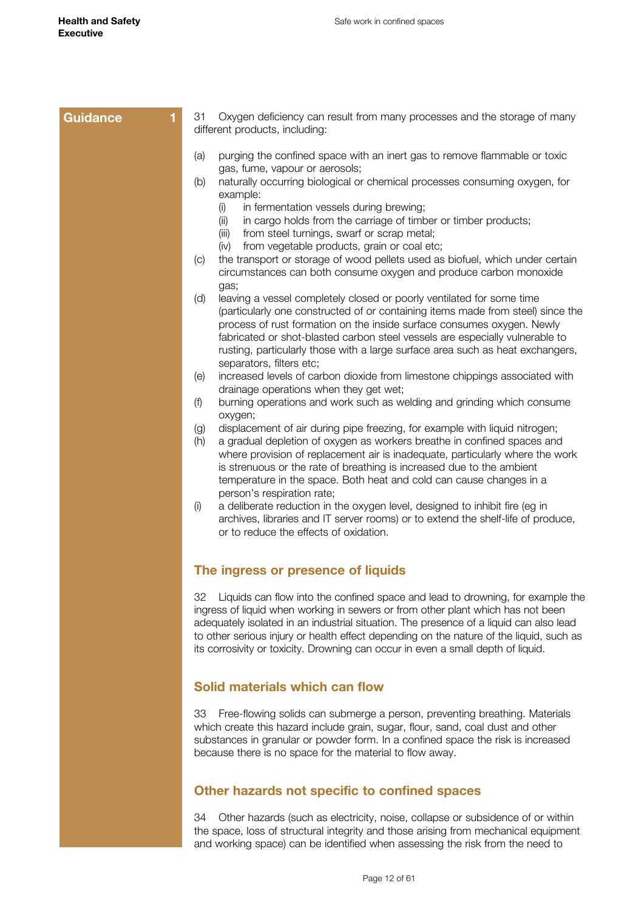**Guidance 1**

31 Oxygen deficiency can result from many processes and the storage of many different products, including:

(a) purging the confined space with an inert gas to remove flammable or toxic gas, fume, vapour or aerosols;

(b) naturally occurring biological or chemical processes consuming oxygen, for example:
   - (i) in fermentation vessels during brewing;
   - (ii) in cargo holds from the carriage of timber or timber products;
   - (iii) from steel turnings, swarf or scrap metal;
   - (iv) from vegetable products, grain or coal etc;

(c) the transport or storage of wood pellets used as biofuel, which under certain circumstances can both consume oxygen and produce carbon monoxide gas;

(d) leaving a vessel completely closed or poorly ventilated for some time (particularly one constructed of or containing items made from steel) since the process of rust formation on the inside surface consumes oxygen. Newly fabricated or shot-blasted carbon steel vessels are especially vulnerable to rusting, particularly those with a large surface area such as heat exchangers, separators, filters etc;

(e) increased levels of carbon dioxide from limestone chippings associated with drainage operations when they get wet;

(f) burning operations and work such as welding and grinding which consume oxygen;

(g) displacement of air during pipe freezing, for example with liquid nitrogen;

(h) a gradual depletion of oxygen as workers breathe in confined spaces and where provision of replacement air is inadequate, particularly where the work is strenuous or the rate of breathing is increased due to the ambient temperature in the space. Both heat and cold can cause changes in a person's respiration rate;

(i) a deliberate reduction in the oxygen level, designed to inhibit fire (eg in archives, libraries and IT server rooms) or to extend the shelf-life of produce, or to reduce the effects of oxidation.

## The ingress or presence of liquids

32 Liquids can flow into the confined space and lead to drowning, for example the ingress of liquid when working in sewers or from other plant which has not been adequately isolated in an industrial situation. The presence of a liquid can also lead to other serious injury or health effect depending on the nature of the liquid, such as its corrosivity or toxicity. Drowning can occur in even a small depth of liquid.

## Solid materials which can flow

33 Free-flowing solids can submerge a person, preventing breathing. Materials which create this hazard include grain, sugar, flour, sand, coal dust and other substances in granular or powder form. In a confined space the risk is increased because there is no space for the material to flow away.

## Other hazards not specific to confined spaces

34 Other hazards (such as electricity, noise, collapse or subsidence of or within the space, loss of structural integrity and those arising from mechanical equipment and working space) can be identified when assessing the risk from the need to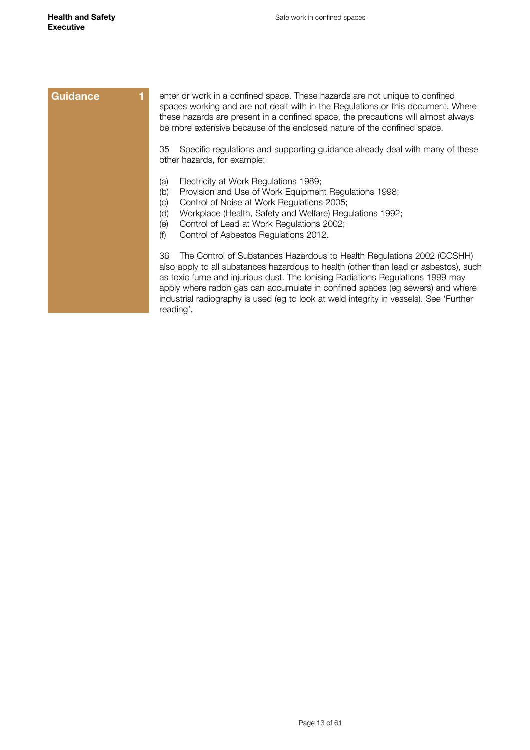**Guidance 1**

enter or work in a confined space. These hazards are not unique to confined spaces working and are not dealt with in the Regulations or this document. Where these hazards are present in a confined space, the precautions will almost always be more extensive because of the enclosed nature of the confined space.

35 Specific regulations and supporting guidance already deal with many of these other hazards, for example:

(a) Electricity at Work Regulations 1989;
(b) Provision and Use of Work Equipment Regulations 1998;
(c) Control of Noise at Work Regulations 2005;
(d) Workplace (Health, Safety and Welfare) Regulations 1992;
(e) Control of Lead at Work Regulations 2002;
(f) Control of Asbestos Regulations 2012.

36 The Control of Substances Hazardous to Health Regulations 2002 (COSHH) also apply to all substances hazardous to health (other than lead or asbestos), such as toxic fume and injurious dust. The Ionising Radiations Regulations 1999 may apply where radon gas can accumulate in confined spaces (eg sewers) and where industrial radiography is used (eg to look at weld integrity in vessels). See 'Further reading'.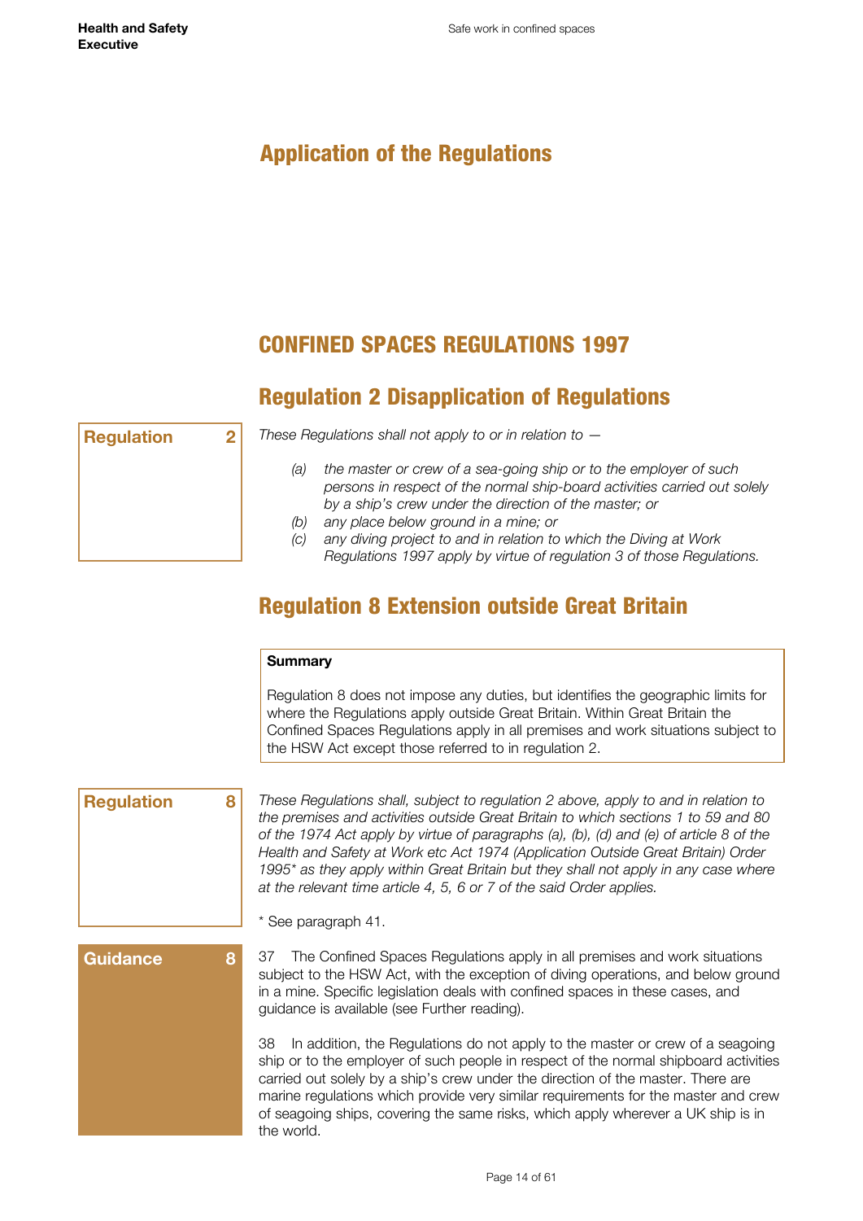# Application of the Regulations

## CONFINED SPACES REGULATIONS 1997

## Regulation 2 Disapplication of Regulations

**Regulation 2**

*These Regulations shall not apply to or in relation to —*

- *(a) the master or crew of a sea-going ship or to the employer of such persons in respect of the normal ship-board activities carried out solely by a ship's crew under the direction of the master; or*
- *(b) any place below ground in a mine; or*
- *(c) any diving project to and in relation to which the Diving at Work Regulations 1997 apply by virtue of regulation 3 of those Regulations.*

## Regulation 8 Extension outside Great Britain

**Summary**

Regulation 8 does not impose any duties, but identifies the geographic limits for where the Regulations apply outside Great Britain. Within Great Britain the Confined Spaces Regulations apply in all premises and work situations subject to the HSW Act except those referred to in regulation 2.

**Regulation 8**

*These Regulations shall, subject to regulation 2 above, apply to and in relation to the premises and activities outside Great Britain to which sections 1 to 59 and 80 of the 1974 Act apply by virtue of paragraphs (a), (b), (d) and (e) of article 8 of the Health and Safety at Work etc Act 1974 (Application Outside Great Britain) Order 1995* as they apply within Great Britain but they shall not apply in any case where at the relevant time article 4, 5, 6 or 7 of the said Order applies.*

* See paragraph 41.

**Guidance 8**

37 The Confined Spaces Regulations apply in all premises and work situations subject to the HSW Act, with the exception of diving operations, and below ground in a mine. Specific legislation deals with confined spaces in these cases, and guidance is available (see Further reading).

38 In addition, the Regulations do not apply to the master or crew of a seagoing ship or to the employer of such people in respect of the normal shipboard activities carried out solely by a ship's crew under the direction of the master. There are marine regulations which provide very similar requirements for the master and crew of seagoing ships, covering the same risks, which apply wherever a UK ship is in the world.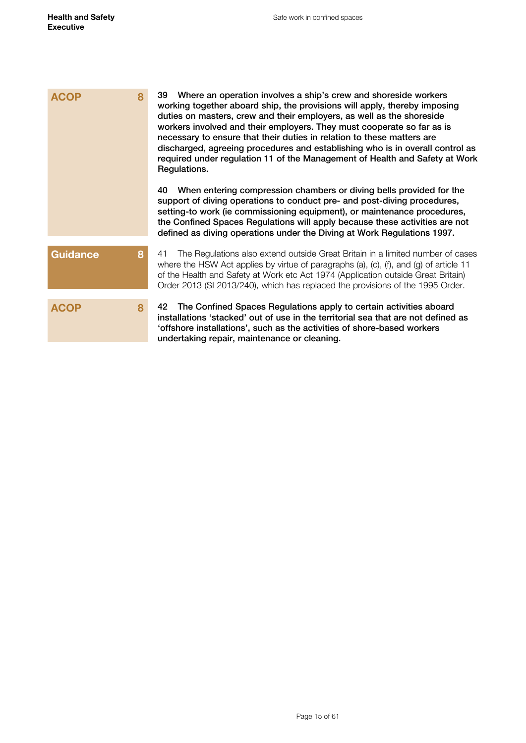**ACOP 8**

**39 Where an operation involves a ship's crew and shoreside workers working together aboard ship, the provisions will apply, thereby imposing duties on masters, crew and their employers, as well as the shoreside workers involved and their employers. They must cooperate so far as is necessary to ensure that their duties in relation to these matters are discharged, agreeing procedures and establishing who is in overall control as required under regulation 11 of the Management of Health and Safety at Work Regulations.**

**40 When entering compression chambers or diving bells provided for the support of diving operations to conduct pre- and post-diving procedures, setting-to work (ie commissioning equipment), or maintenance procedures, the Confined Spaces Regulations will apply because these activities are not defined as diving operations under the Diving at Work Regulations 1997.**

**Guidance 8**

41 The Regulations also extend outside Great Britain in a limited number of cases where the HSW Act applies by virtue of paragraphs (a), (c), (f), and (g) of article 11 of the Health and Safety at Work etc Act 1974 (Application outside Great Britain) Order 2013 (SI 2013/240), which has replaced the provisions of the 1995 Order.

**ACOP 8**

**42 The Confined Spaces Regulations apply to certain activities aboard installations 'stacked' out of use in the territorial sea that are not defined as 'offshore installations', such as the activities of shore-based workers undertaking repair, maintenance or cleaning.**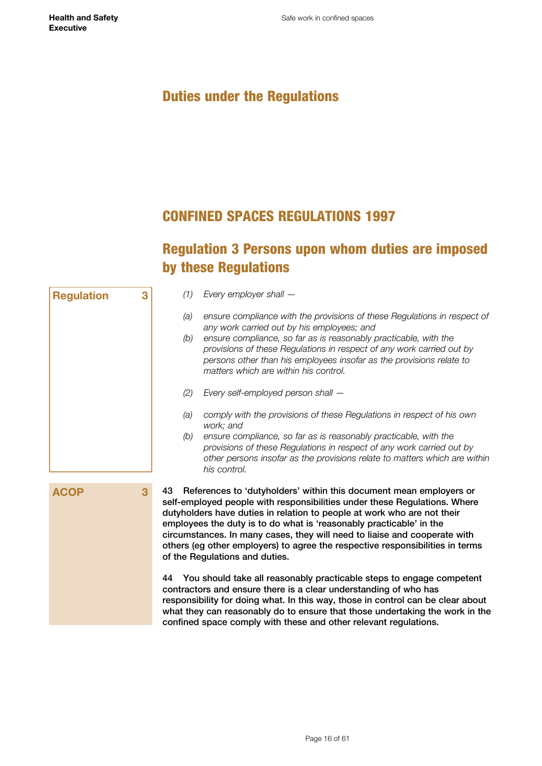# Duties under the Regulations

## CONFINED SPACES REGULATIONS 1997

## Regulation 3 Persons upon whom duties are imposed by these Regulations

**Regulation 3**

*(1) Every employer shall —*

*(a) ensure compliance with the provisions of these Regulations in respect of any work carried out by his employees; and*

*(b) ensure compliance, so far as is reasonably practicable, with the provisions of these Regulations in respect of any work carried out by persons other than his employees insofar as the provisions relate to matters which are within his control.*

*(2) Every self-employed person shall —*

*(a) comply with the provisions of these Regulations in respect of his own work; and*

*(b) ensure compliance, so far as is reasonably practicable, with the provisions of these Regulations in respect of any work carried out by other persons insofar as the provisions relate to matters which are within his control.*

**ACOP 3**

**43 References to 'dutyholders' within this document mean employers or self-employed people with responsibilities under these Regulations. Where dutyholders have duties in relation to people at work who are not their employees the duty is to do what is 'reasonably practicable' in the circumstances. In many cases, they will need to liaise and cooperate with others (eg other employers) to agree the respective responsibilities in terms of the Regulations and duties.**

**44 You should take all reasonably practicable steps to engage competent contractors and ensure there is a clear understanding of who has responsibility for doing what. In this way, those in control can be clear about what they can reasonably do to ensure that those undertaking the work in the confined space comply with these and other relevant regulations.**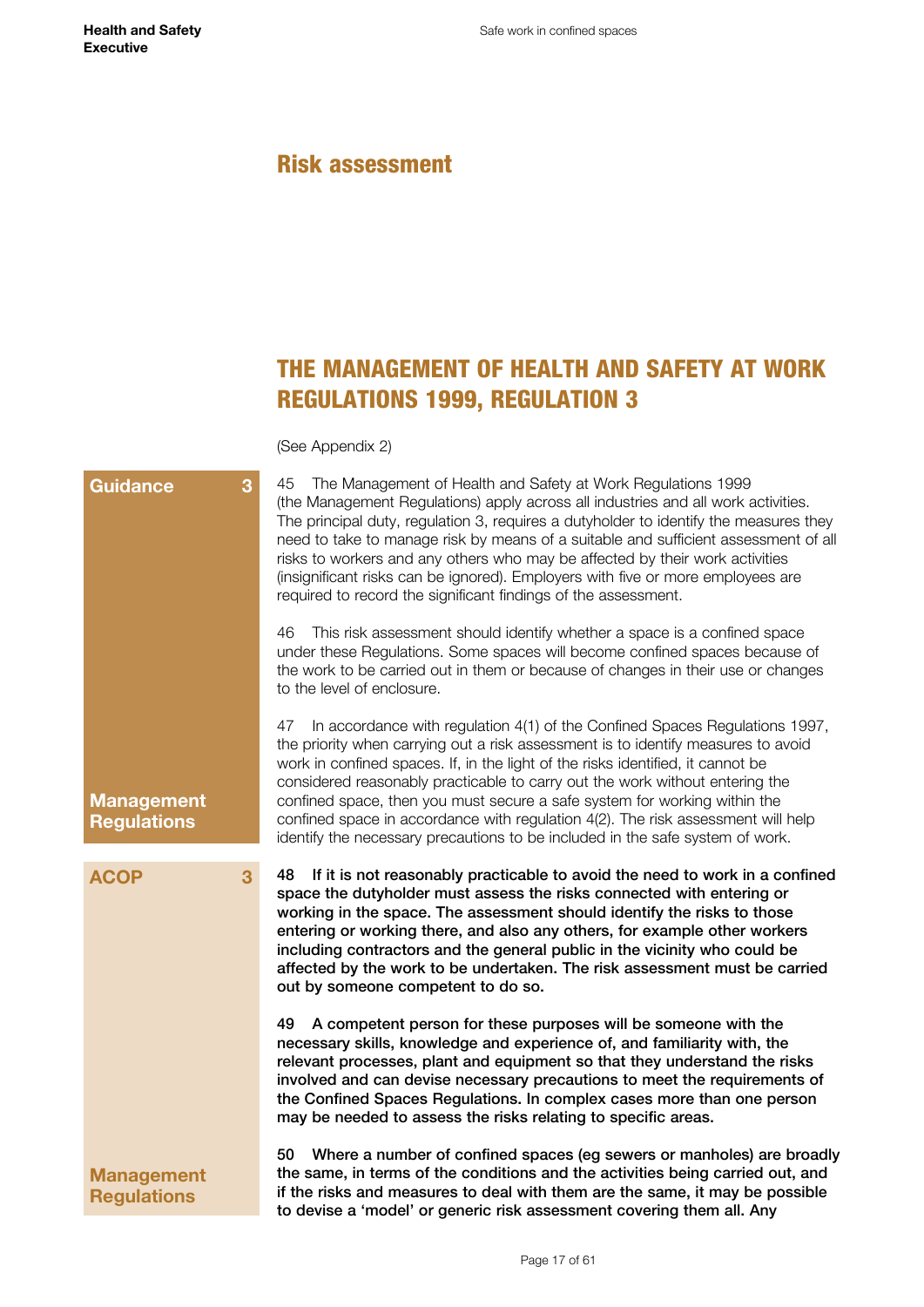# Risk assessment

## THE MANAGEMENT OF HEALTH AND SAFETY AT WORK REGULATIONS 1999, REGULATION 3

(See Appendix 2)

**Guidance 3**

45 The Management of Health and Safety at Work Regulations 1999 (the Management Regulations) apply across all industries and all work activities. The principal duty, regulation 3, requires a dutyholder to identify the measures they need to take to manage risk by means of a suitable and sufficient assessment of all risks to workers and any others who may be affected by their work activities (insignificant risks can be ignored). Employers with five or more employees are required to record the significant findings of the assessment.

46 This risk assessment should identify whether a space is a confined space under these Regulations. Some spaces will become confined spaces because of the work to be carried out in them or because of changes in their use or changes to the level of enclosure.

47 In accordance with regulation 4(1) of the Confined Spaces Regulations 1997, the priority when carrying out a risk assessment is to identify measures to avoid work in confined spaces. If, in the light of the risks identified, it cannot be considered reasonably practicable to carry out the work without entering the confined space, then you must secure a safe system for working within the confined space in accordance with regulation 4(2). The risk assessment will help identify the necessary precautions to be included in the safe system of work.

**Management Regulations**

**ACOP 3**

**48 If it is not reasonably practicable to avoid the need to work in a confined space the dutyholder must assess the risks connected with entering or working in the space. The assessment should identify the risks to those entering or working there, and also any others, for example other workers including contractors and the general public in the vicinity who could be affected by the work to be undertaken. The risk assessment must be carried out by someone competent to do so.**

**49 A competent person for these purposes will be someone with the necessary skills, knowledge and experience of, and familiarity with, the relevant processes, plant and equipment so that they understand the risks involved and can devise necessary precautions to meet the requirements of the Confined Spaces Regulations. In complex cases more than one person may be needed to assess the risks relating to specific areas.**

**50 Where a number of confined spaces (eg sewers or manholes) are broadly the same, in terms of the conditions and the activities being carried out, and if the risks and measures to deal with them are the same, it may be possible to devise a 'model' or generic risk assessment covering them all. Any**

**Management Regulations**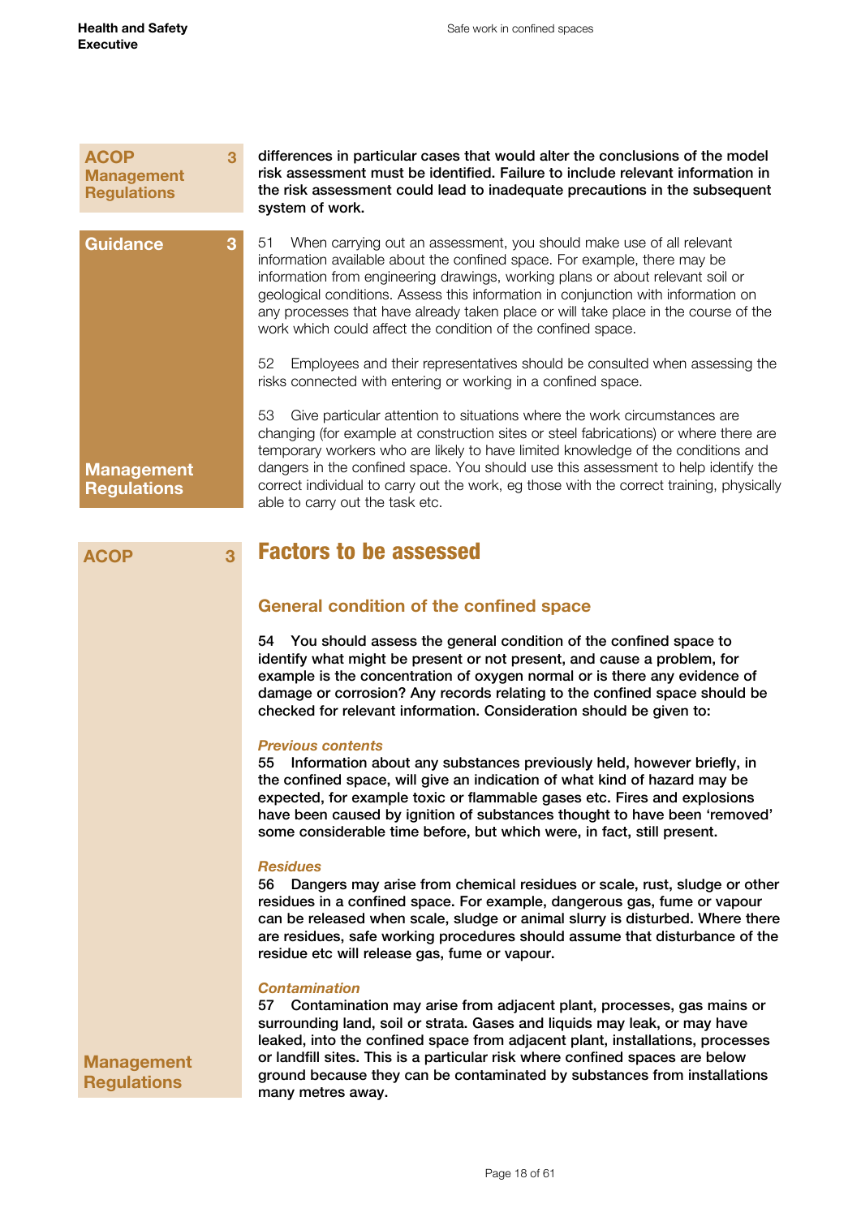ACOP 3 Management Regulations

**differences in particular cases that would alter the conclusions of the model risk assessment must be identified. Failure to include relevant information in the risk assessment could lead to inadequate precautions in the subsequent system of work.**

Guidance 3

51 When carrying out an assessment, you should make use of all relevant information available about the confined space. For example, there may be information from engineering drawings, working plans or about relevant soil or geological conditions. Assess this information in conjunction with information on any processes that have already taken place or will take place in the course of the work which could affect the condition of the confined space.

52 Employees and their representatives should be consulted when assessing the risks connected with entering or working in a confined space.

53 Give particular attention to situations where the work circumstances are changing (for example at construction sites or steel fabrications) or where there are temporary workers who are likely to have limited knowledge of the conditions and dangers in the confined space. You should use this assessment to help identify the correct individual to carry out the work, eg those with the correct training, physically able to carry out the task etc.

Management Regulations

ACOP 3

## Factors to be assessed

### General condition of the confined space

**54 You should assess the general condition of the confined space to identify what might be present or not present, and cause a problem, for example is the concentration of oxygen normal or is there any evidence of damage or corrosion? Any records relating to the confined space should be checked for relevant information. Consideration should be given to:**

***Previous contents***

**55 Information about any substances previously held, however briefly, in the confined space, will give an indication of what kind of hazard may be expected, for example toxic or flammable gases etc. Fires and explosions have been caused by ignition of substances thought to have been 'removed' some considerable time before, but which were, in fact, still present.**

***Residues***

**56 Dangers may arise from chemical residues or scale, rust, sludge or other residues in a confined space. For example, dangerous gas, fume or vapour can be released when scale, sludge or animal slurry is disturbed. Where there are residues, safe working procedures should assume that disturbance of the residue etc will release gas, fume or vapour.**

***Contamination***

**57 Contamination may arise from adjacent plant, processes, gas mains or surrounding land, soil or strata. Gases and liquids may leak, or may have leaked, into the confined space from adjacent plant, installations, processes or landfill sites. This is a particular risk where confined spaces are below ground because they can be contaminated by substances from installations many metres away.**

Management Regulations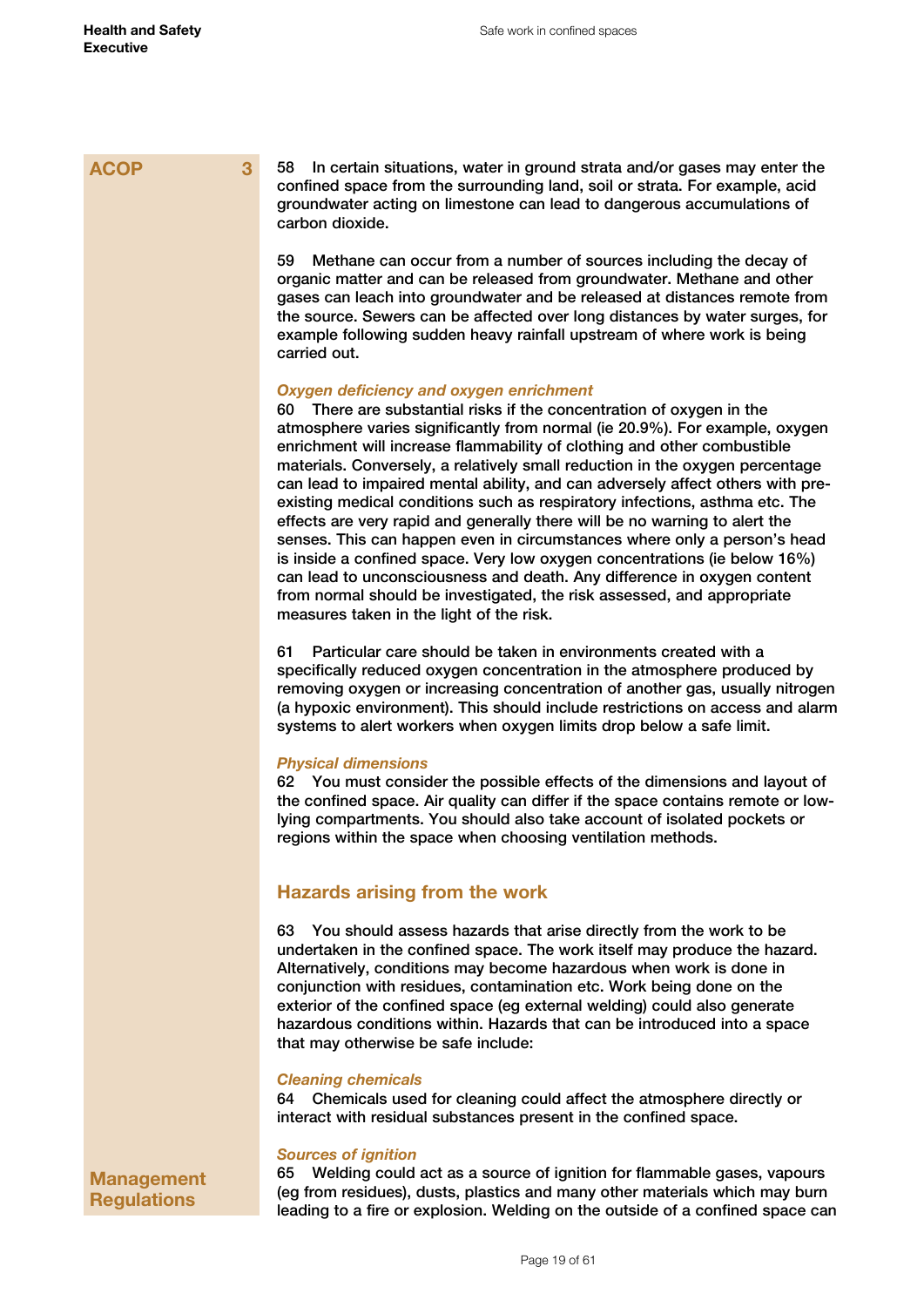ACOP 3

58 In certain situations, water in ground strata and/or gases may enter the confined space from the surrounding land, soil or strata. For example, acid groundwater acting on limestone can lead to dangerous accumulations of carbon dioxide.

59 Methane can occur from a number of sources including the decay of organic matter and can be released from groundwater. Methane and other gases can leach into groundwater and be released at distances remote from the source. Sewers can be affected over long distances by water surges, for example following sudden heavy rainfall upstream of where work is being carried out.

*Oxygen deficiency and oxygen enrichment*

60 There are substantial risks if the concentration of oxygen in the atmosphere varies significantly from normal (ie 20.9%). For example, oxygen enrichment will increase flammability of clothing and other combustible materials. Conversely, a relatively small reduction in the oxygen percentage can lead to impaired mental ability, and can adversely affect others with pre-existing medical conditions such as respiratory infections, asthma etc. The effects are very rapid and generally there will be no warning to alert the senses. This can happen even in circumstances where only a person's head is inside a confined space. Very low oxygen concentrations (ie below 16%) can lead to unconsciousness and death. Any difference in oxygen content from normal should be investigated, the risk assessed, and appropriate measures taken in the light of the risk.

61 Particular care should be taken in environments created with a specifically reduced oxygen concentration in the atmosphere produced by removing oxygen or increasing concentration of another gas, usually nitrogen (a hypoxic environment). This should include restrictions on access and alarm systems to alert workers when oxygen limits drop below a safe limit.

*Physical dimensions*

62 You must consider the possible effects of the dimensions and layout of the confined space. Air quality can differ if the space contains remote or low-lying compartments. You should also take account of isolated pockets or regions within the space when choosing ventilation methods.

## Hazards arising from the work

63 You should assess hazards that arise directly from the work to be undertaken in the confined space. The work itself may produce the hazard. Alternatively, conditions may become hazardous when work is done in conjunction with residues, contamination etc. Work being done on the exterior of the confined space (eg external welding) could also generate hazardous conditions within. Hazards that can be introduced into a space that may otherwise be safe include:

*Cleaning chemicals*

64 Chemicals used for cleaning could affect the atmosphere directly or interact with residual substances present in the confined space.

Management Regulations

*Sources of ignition*

65 Welding could act as a source of ignition for flammable gases, vapours (eg from residues), dusts, plastics and many other materials which may burn leading to a fire or explosion. Welding on the outside of a confined space can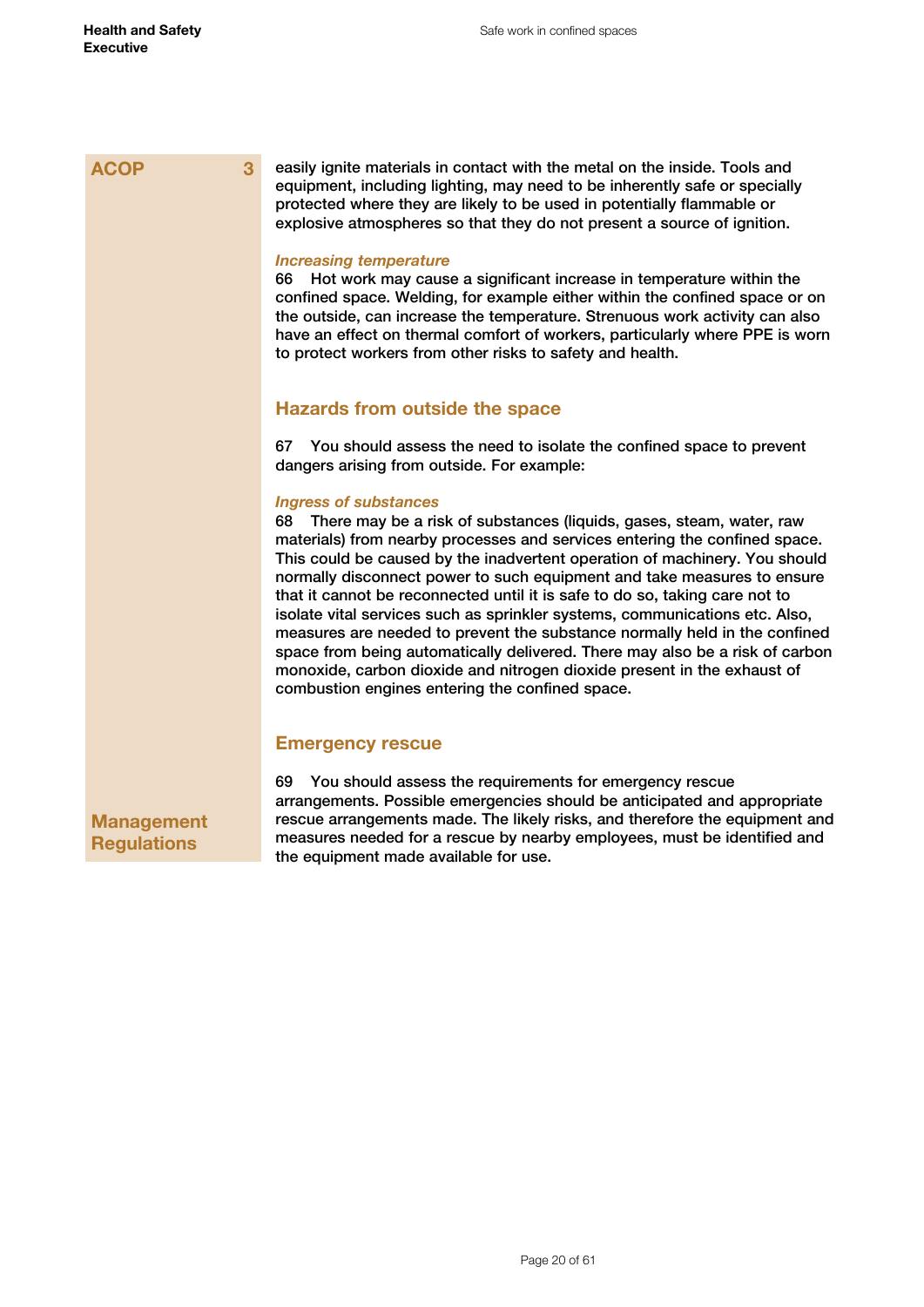ACOP 3

easily ignite materials in contact with the metal on the inside. Tools and equipment, including lighting, may need to be inherently safe or specially protected where they are likely to be used in potentially flammable or explosive atmospheres so that they do not present a source of ignition.

*Increasing temperature*

66 Hot work may cause a significant increase in temperature within the confined space. Welding, for example either within the confined space or on the outside, can increase the temperature. Strenuous work activity can also have an effect on thermal comfort of workers, particularly where PPE is worn to protect workers from other risks to safety and health.

## Hazards from outside the space

67 You should assess the need to isolate the confined space to prevent dangers arising from outside. For example:

*Ingress of substances*

68 There may be a risk of substances (liquids, gases, steam, water, raw materials) from nearby processes and services entering the confined space. This could be caused by the inadvertent operation of machinery. You should normally disconnect power to such equipment and take measures to ensure that it cannot be reconnected until it is safe to do so, taking care not to isolate vital services such as sprinkler systems, communications etc. Also, measures are needed to prevent the substance normally held in the confined space from being automatically delivered. There may also be a risk of carbon monoxide, carbon dioxide and nitrogen dioxide present in the exhaust of combustion engines entering the confined space.

## Emergency rescue

Management Regulations

69 You should assess the requirements for emergency rescue arrangements. Possible emergencies should be anticipated and appropriate rescue arrangements made. The likely risks, and therefore the equipment and measures needed for a rescue by nearby employees, must be identified and the equipment made available for use.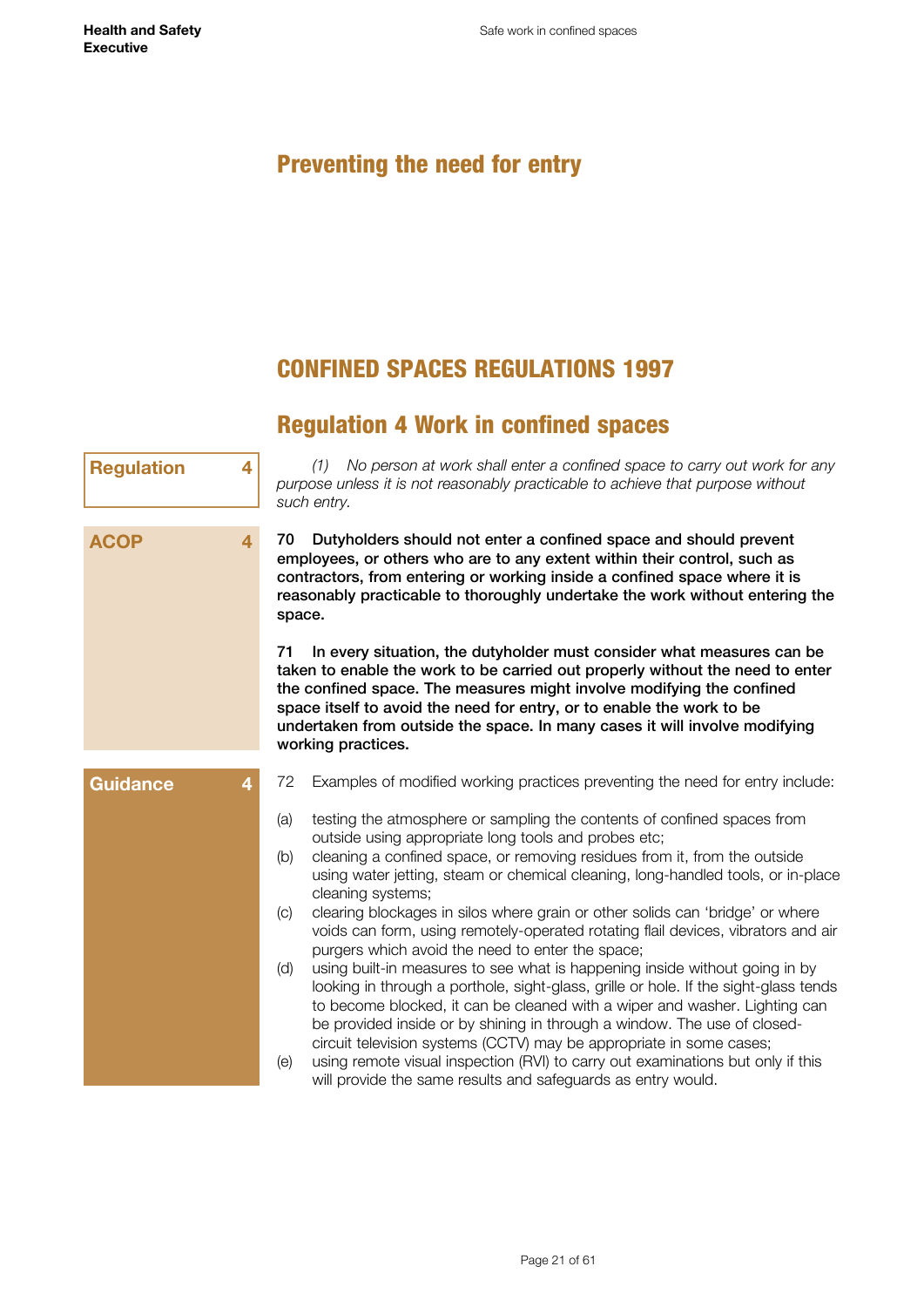# Preventing the need for entry

## CONFINED SPACES REGULATIONS 1997

## Regulation 4 Work in confined spaces

**Regulation 4**

*(1) No person at work shall enter a confined space to carry out work for any purpose unless it is not reasonably practicable to achieve that purpose without such entry.*

**ACOP 4**

**70 Dutyholders should not enter a confined space and should prevent employees, or others who are to any extent within their control, such as contractors, from entering or working inside a confined space where it is reasonably practicable to thoroughly undertake the work without entering the space.**

**71 In every situation, the dutyholder must consider what measures can be taken to enable the work to be carried out properly without the need to enter the confined space. The measures might involve modifying the confined space itself to avoid the need for entry, or to enable the work to be undertaken from outside the space. In many cases it will involve modifying working practices.**

**Guidance 4**

72 Examples of modified working practices preventing the need for entry include:

(a) testing the atmosphere or sampling the contents of confined spaces from outside using appropriate long tools and probes etc;

(b) cleaning a confined space, or removing residues from it, from the outside using water jetting, steam or chemical cleaning, long-handled tools, or in-place cleaning systems;

(c) clearing blockages in silos where grain or other solids can 'bridge' or where voids can form, using remotely-operated rotating flail devices, vibrators and air purgers which avoid the need to enter the space;

(d) using built-in measures to see what is happening inside without going in by looking in through a porthole, sight-glass, grille or hole. If the sight-glass tends to become blocked, it can be cleaned with a wiper and washer. Lighting can be provided inside or by shining in through a window. The use of closed-circuit television systems (CCTV) may be appropriate in some cases;

(e) using remote visual inspection (RVI) to carry out examinations but only if this will provide the same results and safeguards as entry would.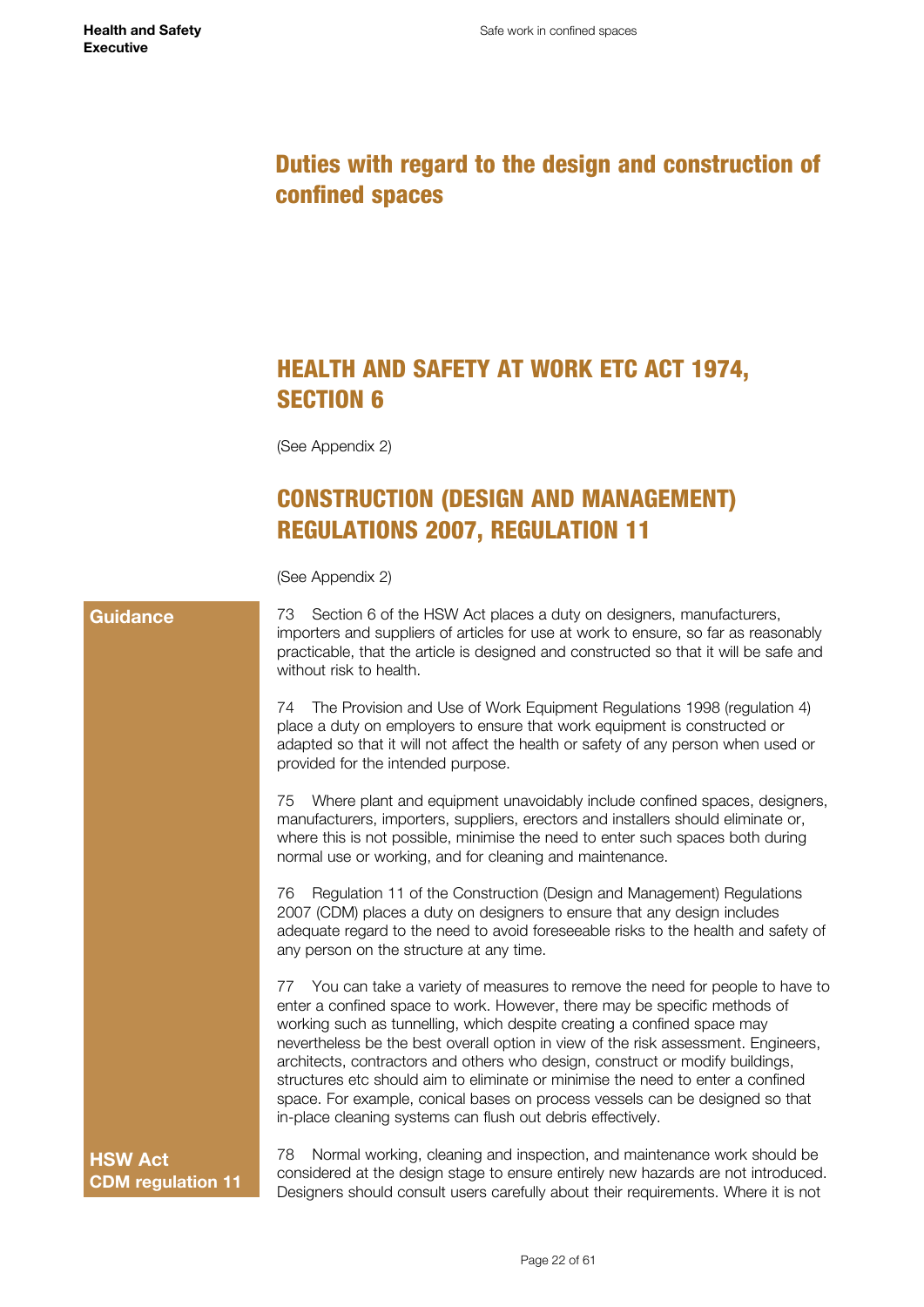# Duties with regard to the design and construction of confined spaces

## HEALTH AND SAFETY AT WORK ETC ACT 1974, SECTION 6

(See Appendix 2)

## CONSTRUCTION (DESIGN AND MANAGEMENT) REGULATIONS 2007, REGULATION 11

(See Appendix 2)

**Guidance**

73 Section 6 of the HSW Act places a duty on designers, manufacturers, importers and suppliers of articles for use at work to ensure, so far as reasonably practicable, that the article is designed and constructed so that it will be safe and without risk to health.

74 The Provision and Use of Work Equipment Regulations 1998 (regulation 4) place a duty on employers to ensure that work equipment is constructed or adapted so that it will not affect the health or safety of any person when used or provided for the intended purpose.

75 Where plant and equipment unavoidably include confined spaces, designers, manufacturers, importers, suppliers, erectors and installers should eliminate or, where this is not possible, minimise the need to enter such spaces both during normal use or working, and for cleaning and maintenance.

76 Regulation 11 of the Construction (Design and Management) Regulations 2007 (CDM) places a duty on designers to ensure that any design includes adequate regard to the need to avoid foreseeable risks to the health and safety of any person on the structure at any time.

77 You can take a variety of measures to remove the need for people to have to enter a confined space to work. However, there may be specific methods of working such as tunnelling, which despite creating a confined space may nevertheless be the best overall option in view of the risk assessment. Engineers, architects, contractors and others who design, construct or modify buildings, structures etc should aim to eliminate or minimise the need to enter a confined space. For example, conical bases on process vessels can be designed so that in-place cleaning systems can flush out debris effectively.

**HSW Act**
**CDM regulation 11**

78 Normal working, cleaning and inspection, and maintenance work should be considered at the design stage to ensure entirely new hazards are not introduced. Designers should consult users carefully about their requirements. Where it is not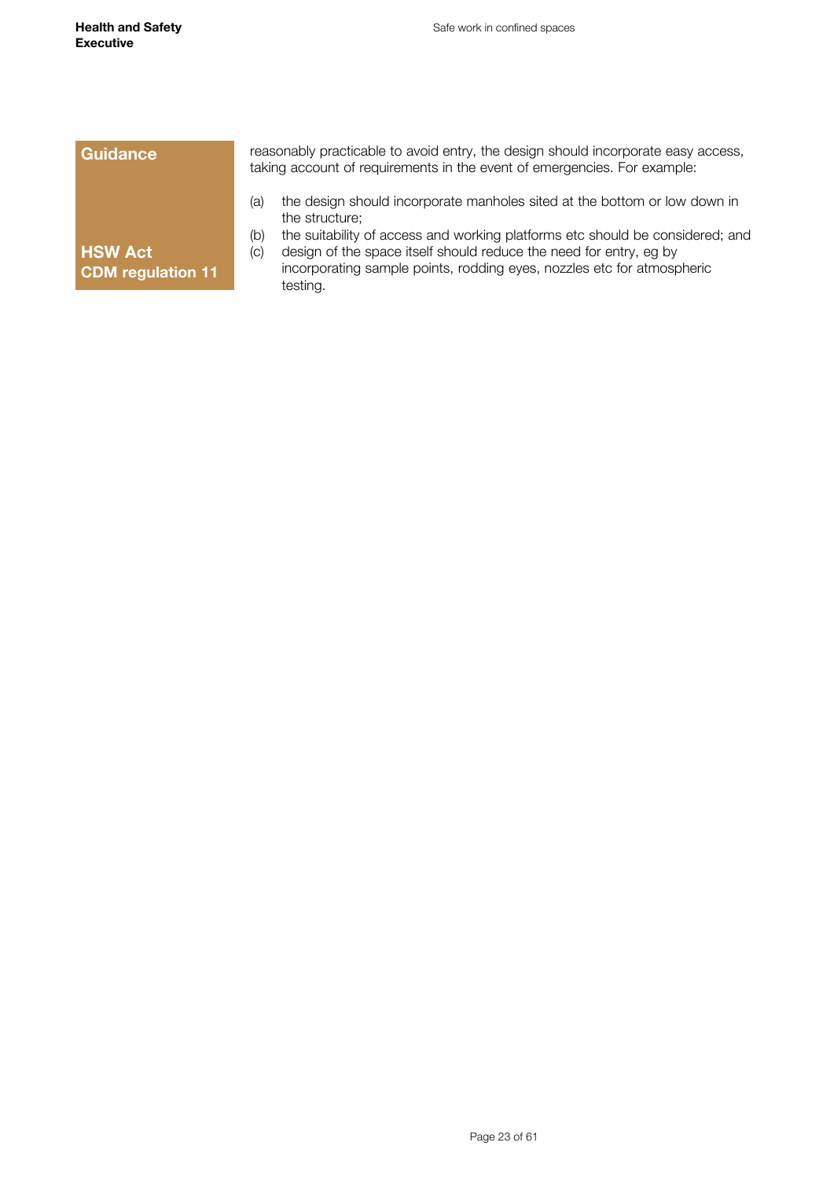**Guidance**

**HSW Act**
**CDM regulation 11**

reasonably practicable to avoid entry, the design should incorporate easy access, taking account of requirements in the event of emergencies. For example:

(a) the design should incorporate manholes sited at the bottom or low down in the structure;
(b) the suitability of access and working platforms etc should be considered; and
(c) design of the space itself should reduce the need for entry, eg by incorporating sample points, rodding eyes, nozzles etc for atmospheric testing.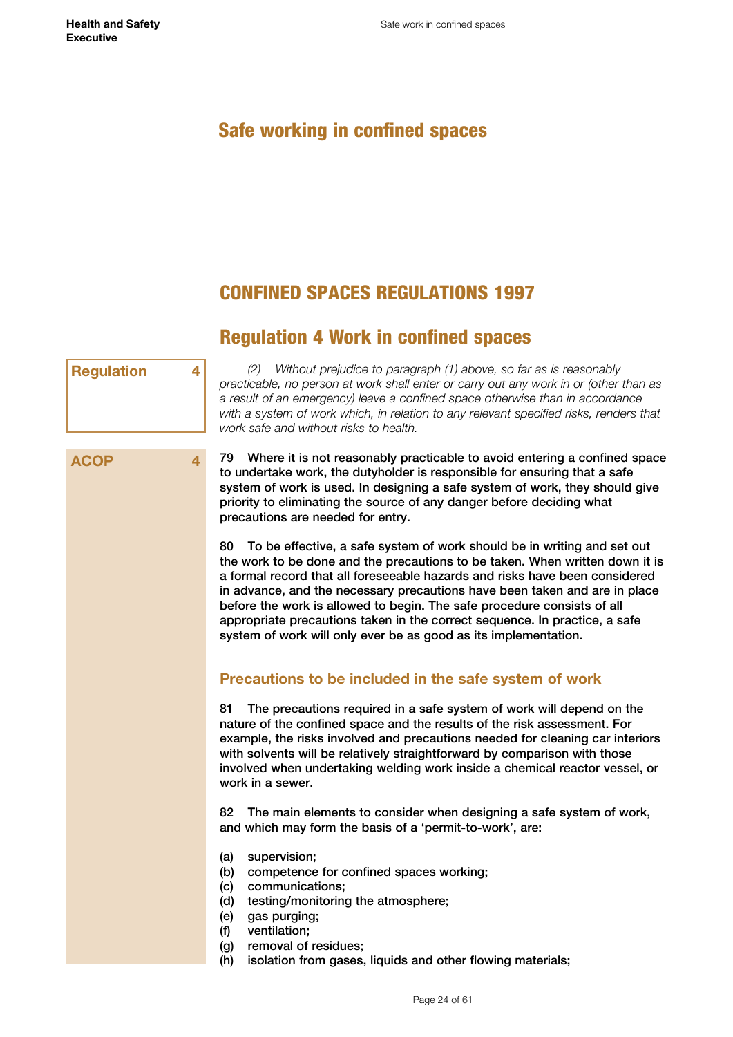# Safe working in confined spaces

## CONFINED SPACES REGULATIONS 1997

## Regulation 4 Work in confined spaces

**Regulation 4**

*(2) Without prejudice to paragraph (1) above, so far as is reasonably practicable, no person at work shall enter or carry out any work in or (other than as a result of an emergency) leave a confined space otherwise than in accordance with a system of work which, in relation to any relevant specified risks, renders that work safe and without risks to health.*

**ACOP 4**

**79 Where it is not reasonably practicable to avoid entering a confined space to undertake work, the dutyholder is responsible for ensuring that a safe system of work is used. In designing a safe system of work, they should give priority to eliminating the source of any danger before deciding what precautions are needed for entry.**

**80 To be effective, a safe system of work should be in writing and set out the work to be done and the precautions to be taken. When written down it is a formal record that all foreseeable hazards and risks have been considered in advance, and the necessary precautions have been taken and are in place before the work is allowed to begin. The safe procedure consists of all appropriate precautions taken in the correct sequence. In practice, a safe system of work will only ever be as good as its implementation.**

### Precautions to be included in the safe system of work

**81 The precautions required in a safe system of work will depend on the nature of the confined space and the results of the risk assessment. For example, the risks involved and precautions needed for cleaning car interiors with solvents will be relatively straightforward by comparison with those involved when undertaking welding work inside a chemical reactor vessel, or work in a sewer.**

**82 The main elements to consider when designing a safe system of work, and which may form the basis of a 'permit-to-work', are:**

**(a) supervision;**
**(b) competence for confined spaces working;**
**(c) communications;**
**(d) testing/monitoring the atmosphere;**
**(e) gas purging;**
**(f) ventilation;**
**(g) removal of residues;**
**(h) isolation from gases, liquids and other flowing materials;**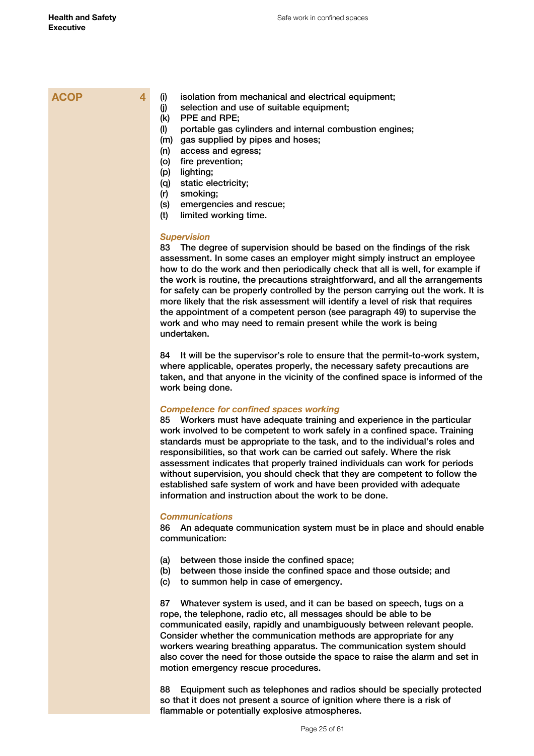ACOP 4

(i) isolation from mechanical and electrical equipment;
(j) selection and use of suitable equipment;
(k) PPE and RPE;
(l) portable gas cylinders and internal combustion engines;
(m) gas supplied by pipes and hoses;
(n) access and egress;
(o) fire prevention;
(p) lighting;
(q) static electricity;
(r) smoking;
(s) emergencies and rescue;
(t) limited working time.

### *Supervision*

83 The degree of supervision should be based on the findings of the risk assessment. In some cases an employer might simply instruct an employee how to do the work and then periodically check that all is well, for example if the work is routine, the precautions straightforward, and all the arrangements for safety can be properly controlled by the person carrying out the work. It is more likely that the risk assessment will identify a level of risk that requires the appointment of a competent person (see paragraph 49) to supervise the work and who may need to remain present while the work is being undertaken.

84 It will be the supervisor's role to ensure that the permit-to-work system, where applicable, operates properly, the necessary safety precautions are taken, and that anyone in the vicinity of the confined space is informed of the work being done.

### *Competence for confined spaces working*

85 Workers must have adequate training and experience in the particular work involved to be competent to work safely in a confined space. Training standards must be appropriate to the task, and to the individual's roles and responsibilities, so that work can be carried out safely. Where the risk assessment indicates that properly trained individuals can work for periods without supervision, you should check that they are competent to follow the established safe system of work and have been provided with adequate information and instruction about the work to be done.

### *Communications*

86 An adequate communication system must be in place and should enable communication:

(a) between those inside the confined space;
(b) between those inside the confined space and those outside; and
(c) to summon help in case of emergency.

87 Whatever system is used, and it can be based on speech, tugs on a rope, the telephone, radio etc, all messages should be able to be communicated easily, rapidly and unambiguously between relevant people. Consider whether the communication methods are appropriate for any workers wearing breathing apparatus. The communication system should also cover the need for those outside the space to raise the alarm and set in motion emergency rescue procedures.

88 Equipment such as telephones and radios should be specially protected so that it does not present a source of ignition where there is a risk of flammable or potentially explosive atmospheres.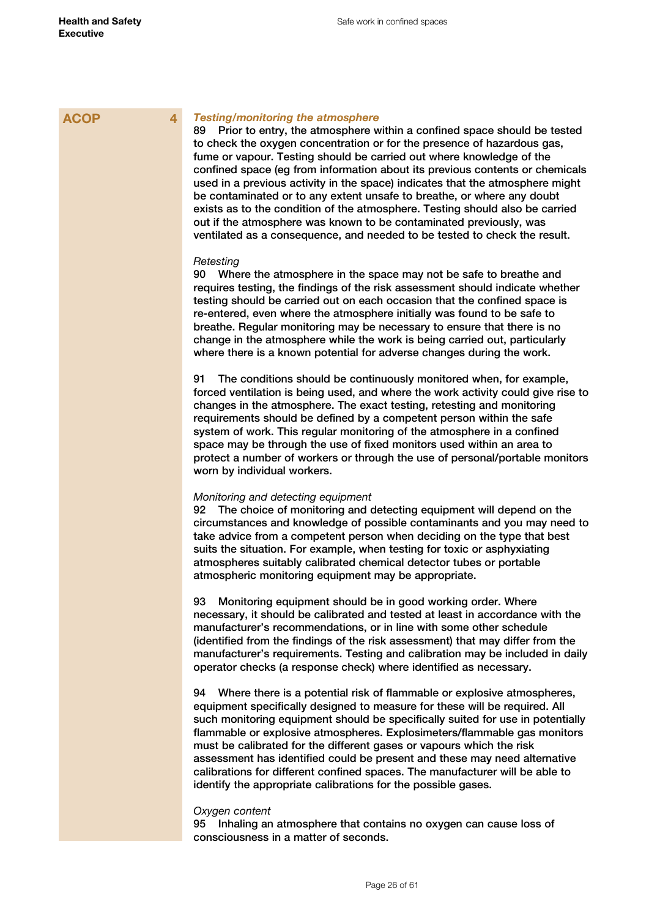**ACOP** **4**

### *Testing/monitoring the atmosphere*

89 Prior to entry, the atmosphere within a confined space should be tested to check the oxygen concentration or for the presence of hazardous gas, fume or vapour. Testing should be carried out where knowledge of the confined space (eg from information about its previous contents or chemicals used in a previous activity in the space) indicates that the atmosphere might be contaminated or to any extent unsafe to breathe, or where any doubt exists as to the condition of the atmosphere. Testing should also be carried out if the atmosphere was known to be contaminated previously, was ventilated as a consequence, and needed to be tested to check the result.

*Retesting*

90 Where the atmosphere in the space may not be safe to breathe and requires testing, the findings of the risk assessment should indicate whether testing should be carried out on each occasion that the confined space is re-entered, even where the atmosphere initially was found to be safe to breathe. Regular monitoring may be necessary to ensure that there is no change in the atmosphere while the work is being carried out, particularly where there is a known potential for adverse changes during the work.

91 The conditions should be continuously monitored when, for example, forced ventilation is being used, and where the work activity could give rise to changes in the atmosphere. The exact testing, retesting and monitoring requirements should be defined by a competent person within the safe system of work. This regular monitoring of the atmosphere in a confined space may be through the use of fixed monitors used within an area to protect a number of workers or through the use of personal/portable monitors worn by individual workers.

*Monitoring and detecting equipment*

92 The choice of monitoring and detecting equipment will depend on the circumstances and knowledge of possible contaminants and you may need to take advice from a competent person when deciding on the type that best suits the situation. For example, when testing for toxic or asphyxiating atmospheres suitably calibrated chemical detector tubes or portable atmospheric monitoring equipment may be appropriate.

93 Monitoring equipment should be in good working order. Where necessary, it should be calibrated and tested at least in accordance with the manufacturer's recommendations, or in line with some other schedule (identified from the findings of the risk assessment) that may differ from the manufacturer's requirements. Testing and calibration may be included in daily operator checks (a response check) where identified as necessary.

94 Where there is a potential risk of flammable or explosive atmospheres, equipment specifically designed to measure for these will be required. All such monitoring equipment should be specifically suited for use in potentially flammable or explosive atmospheres. Explosimeters/flammable gas monitors must be calibrated for the different gases or vapours which the risk assessment has identified could be present and these may need alternative calibrations for different confined spaces. The manufacturer will be able to identify the appropriate calibrations for the possible gases.

*Oxygen content*

95 Inhaling an atmosphere that contains no oxygen can cause loss of consciousness in a matter of seconds.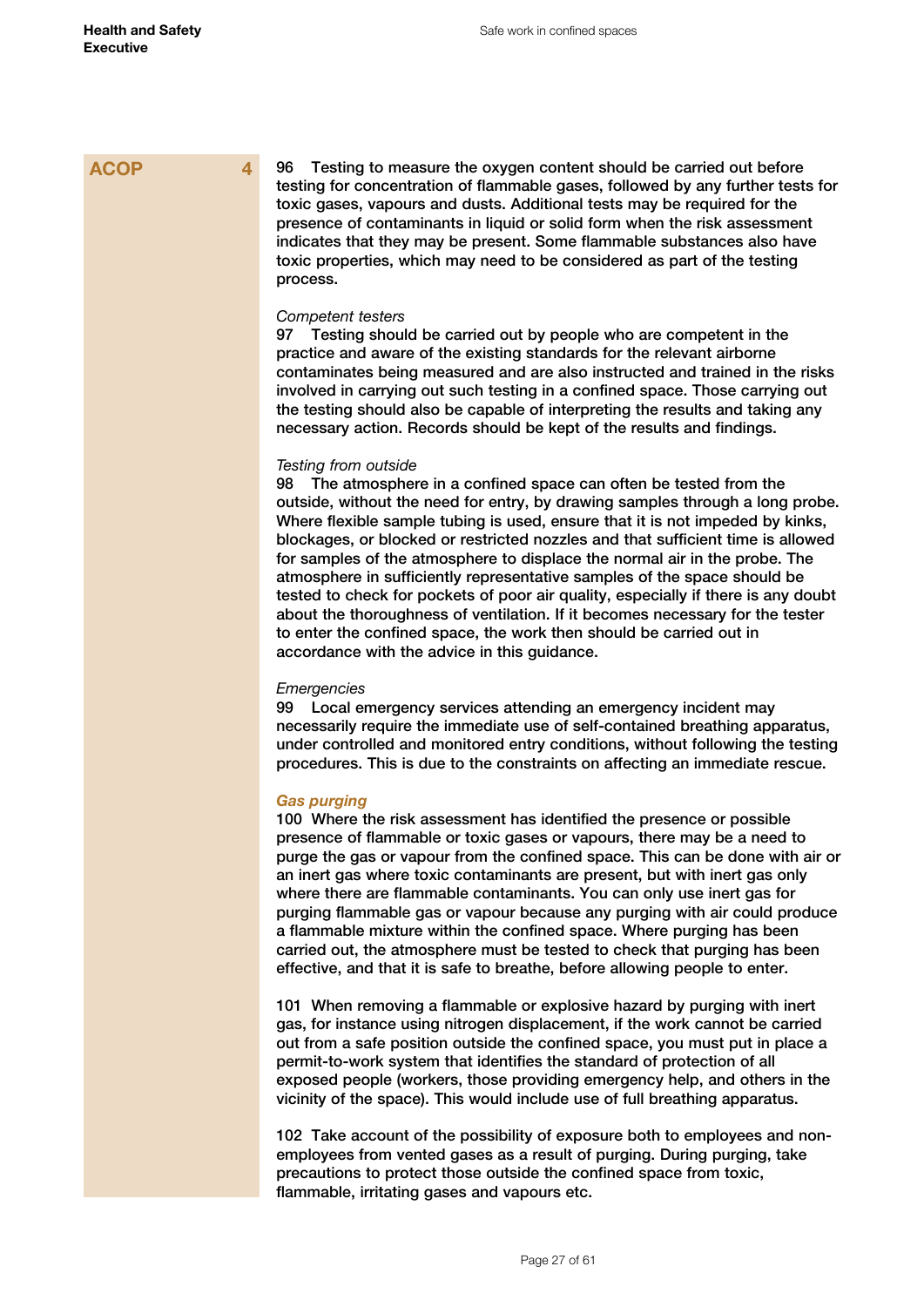**ACOP** **4**

**96 Testing to measure the oxygen content should be carried out before testing for concentration of flammable gases, followed by any further tests for toxic gases, vapours and dusts. Additional tests may be required for the presence of contaminants in liquid or solid form when the risk assessment indicates that they may be present. Some flammable substances also have toxic properties, which may need to be considered as part of the testing process.**

*Competent testers*

**97 Testing should be carried out by people who are competent in the practice and aware of the existing standards for the relevant airborne contaminates being measured and are also instructed and trained in the risks involved in carrying out such testing in a confined space. Those carrying out the testing should also be capable of interpreting the results and taking any necessary action. Records should be kept of the results and findings.**

*Testing from outside*

**98 The atmosphere in a confined space can often be tested from the outside, without the need for entry, by drawing samples through a long probe. Where flexible sample tubing is used, ensure that it is not impeded by kinks, blockages, or blocked or restricted nozzles and that sufficient time is allowed for samples of the atmosphere to displace the normal air in the probe. The atmosphere in sufficiently representative samples of the space should be tested to check for pockets of poor air quality, especially if there is any doubt about the thoroughness of ventilation. If it becomes necessary for the tester to enter the confined space, the work then should be carried out in accordance with the advice in this guidance.**

*Emergencies*

**99 Local emergency services attending an emergency incident may necessarily require the immediate use of self-contained breathing apparatus, under controlled and monitored entry conditions, without following the testing procedures. This is due to the constraints on affecting an immediate rescue.**

***Gas purging***

**100 Where the risk assessment has identified the presence or possible presence of flammable or toxic gases or vapours, there may be a need to purge the gas or vapour from the confined space. This can be done with air or an inert gas where toxic contaminants are present, but with inert gas only where there are flammable contaminants. You can only use inert gas for purging flammable gas or vapour because any purging with air could produce a flammable mixture within the confined space. Where purging has been carried out, the atmosphere must be tested to check that purging has been effective, and that it is safe to breathe, before allowing people to enter.**

**101 When removing a flammable or explosive hazard by purging with inert gas, for instance using nitrogen displacement, if the work cannot be carried out from a safe position outside the confined space, you must put in place a permit-to-work system that identifies the standard of protection of all exposed people (workers, those providing emergency help, and others in the vicinity of the space). This would include use of full breathing apparatus.**

**102 Take account of the possibility of exposure both to employees and non-employees from vented gases as a result of purging. During purging, take precautions to protect those outside the confined space from toxic, flammable, irritating gases and vapours etc.**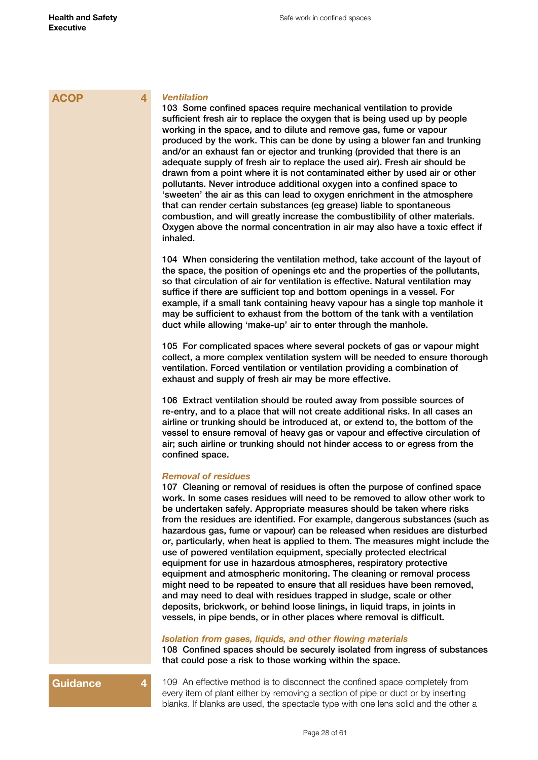**ACOP 4**

*Ventilation*

103 Some confined spaces require mechanical ventilation to provide sufficient fresh air to replace the oxygen that is being used up by people working in the space, and to dilute and remove gas, fume or vapour produced by the work. This can be done by using a blower fan and trunking and/or an exhaust fan or ejector and trunking (provided that there is an adequate supply of fresh air to replace the used air). Fresh air should be drawn from a point where it is not contaminated either by used air or other pollutants. Never introduce additional oxygen into a confined space to 'sweeten' the air as this can lead to oxygen enrichment in the atmosphere that can render certain substances (eg grease) liable to spontaneous combustion, and will greatly increase the combustibility of other materials. Oxygen above the normal concentration in air may also have a toxic effect if inhaled.

104 When considering the ventilation method, take account of the layout of the space, the position of openings etc and the properties of the pollutants, so that circulation of air for ventilation is effective. Natural ventilation may suffice if there are sufficient top and bottom openings in a vessel. For example, if a small tank containing heavy vapour has a single top manhole it may be sufficient to exhaust from the bottom of the tank with a ventilation duct while allowing 'make-up' air to enter through the manhole.

105 For complicated spaces where several pockets of gas or vapour might collect, a more complex ventilation system will be needed to ensure thorough ventilation. Forced ventilation or ventilation providing a combination of exhaust and supply of fresh air may be more effective.

106 Extract ventilation should be routed away from possible sources of re-entry, and to a place that will not create additional risks. In all cases an airline or trunking should be introduced at, or extend to, the bottom of the vessel to ensure removal of heavy gas or vapour and effective circulation of air; such airline or trunking should not hinder access to or egress from the confined space.

*Removal of residues*

107 Cleaning or removal of residues is often the purpose of confined space work. In some cases residues will need to be removed to allow other work to be undertaken safely. Appropriate measures should be taken where risks from the residues are identified. For example, dangerous substances (such as hazardous gas, fume or vapour) can be released when residues are disturbed or, particularly, when heat is applied to them. The measures might include the use of powered ventilation equipment, specially protected electrical equipment for use in hazardous atmospheres, respiratory protective equipment and atmospheric monitoring. The cleaning or removal process might need to be repeated to ensure that all residues have been removed, and may need to deal with residues trapped in sludge, scale or other deposits, brickwork, or behind loose linings, in liquid traps, in joints in vessels, in pipe bends, or in other places where removal is difficult.

*Isolation from gases, liquids, and other flowing materials*

108 Confined spaces should be securely isolated from ingress of substances that could pose a risk to those working within the space.

**Guidance 4**

109 An effective method is to disconnect the confined space completely from every item of plant either by removing a section of pipe or duct or by inserting blanks. If blanks are used, the spectacle type with one lens solid and the other a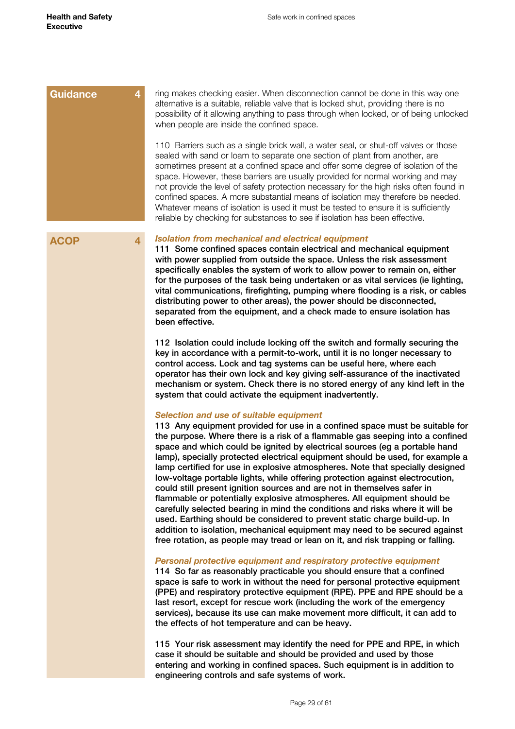Guidance 4

ring makes checking easier. When disconnection cannot be done in this way one alternative is a suitable, reliable valve that is locked shut, providing there is no possibility of it allowing anything to pass through when locked, or of being unlocked when people are inside the confined space.

110 Barriers such as a single brick wall, a water seal, or shut-off valves or those sealed with sand or loam to separate one section of plant from another, are sometimes present at a confined space and offer some degree of isolation of the space. However, these barriers are usually provided for normal working and may not provide the level of safety protection necessary for the high risks often found in confined spaces. A more substantial means of isolation may therefore be needed. Whatever means of isolation is used it must be tested to ensure it is sufficiently reliable by checking for substances to see if isolation has been effective.

ACOP 4

***Isolation from mechanical and electrical equipment***

**111 Some confined spaces contain electrical and mechanical equipment with power supplied from outside the space. Unless the risk assessment specifically enables the system of work to allow power to remain on, either for the purposes of the task being undertaken or as vital services (ie lighting, vital communications, firefighting, pumping where flooding is a risk, or cables distributing power to other areas), the power should be disconnected, separated from the equipment, and a check made to ensure isolation has been effective.**

**112 Isolation could include locking off the switch and formally securing the key in accordance with a permit-to-work, until it is no longer necessary to control access. Lock and tag systems can be useful here, where each operator has their own lock and key giving self-assurance of the inactivated mechanism or system. Check there is no stored energy of any kind left in the system that could activate the equipment inadvertently.**

***Selection and use of suitable equipment***

**113 Any equipment provided for use in a confined space must be suitable for the purpose. Where there is a risk of a flammable gas seeping into a confined space and which could be ignited by electrical sources (eg a portable hand lamp), specially protected electrical equipment should be used, for example a lamp certified for use in explosive atmospheres. Note that specially designed low-voltage portable lights, while offering protection against electrocution, could still present ignition sources and are not in themselves safer in flammable or potentially explosive atmospheres. All equipment should be carefully selected bearing in mind the conditions and risks where it will be used. Earthing should be considered to prevent static charge build-up. In addition to isolation, mechanical equipment may need to be secured against free rotation, as people may tread or lean on it, and risk trapping or falling.**

***Personal protective equipment and respiratory protective equipment***

**114 So far as reasonably practicable you should ensure that a confined space is safe to work in without the need for personal protective equipment (PPE) and respiratory protective equipment (RPE). PPE and RPE should be a last resort, except for rescue work (including the work of the emergency services), because its use can make movement more difficult, it can add to the effects of hot temperature and can be heavy.**

**115 Your risk assessment may identify the need for PPE and RPE, in which case it should be suitable and should be provided and used by those entering and working in confined spaces. Such equipment is in addition to engineering controls and safe systems of work.**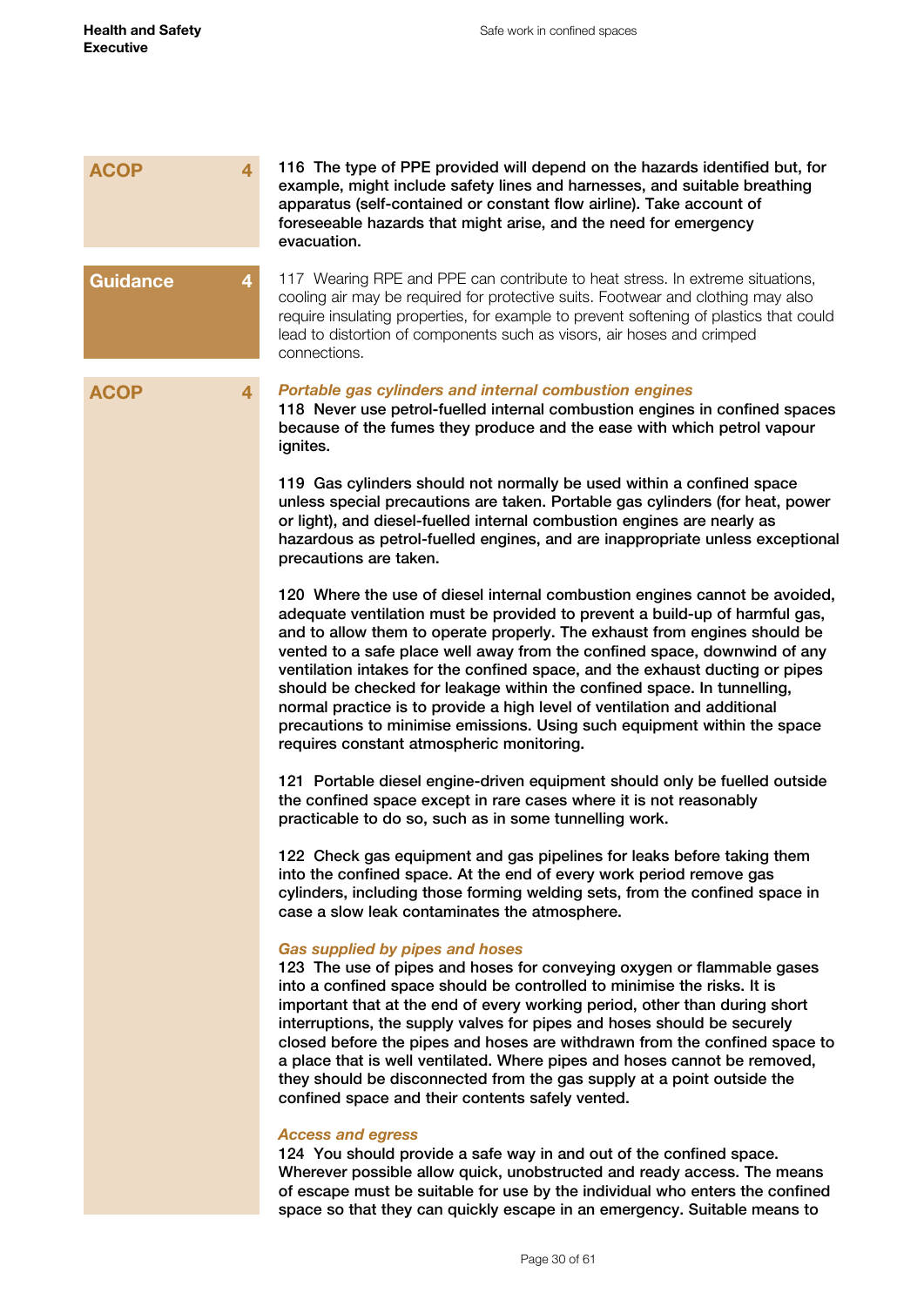ACOP 4

**116 The type of PPE provided will depend on the hazards identified but, for example, might include safety lines and harnesses, and suitable breathing apparatus (self-contained or constant flow airline). Take account of foreseeable hazards that might arise, and the need for emergency evacuation.**

Guidance 4

117 Wearing RPE and PPE can contribute to heat stress. In extreme situations, cooling air may be required for protective suits. Footwear and clothing may also require insulating properties, for example to prevent softening of plastics that could lead to distortion of components such as visors, air hoses and crimped connections.

ACOP 4

### *Portable gas cylinders and internal combustion engines*

**118 Never use petrol-fuelled internal combustion engines in confined spaces because of the fumes they produce and the ease with which petrol vapour ignites.**

**119 Gas cylinders should not normally be used within a confined space unless special precautions are taken. Portable gas cylinders (for heat, power or light), and diesel-fuelled internal combustion engines are nearly as hazardous as petrol-fuelled engines, and are inappropriate unless exceptional precautions are taken.**

**120 Where the use of diesel internal combustion engines cannot be avoided, adequate ventilation must be provided to prevent a build-up of harmful gas, and to allow them to operate properly. The exhaust from engines should be vented to a safe place well away from the confined space, downwind of any ventilation intakes for the confined space, and the exhaust ducting or pipes should be checked for leakage within the confined space. In tunnelling, normal practice is to provide a high level of ventilation and additional precautions to minimise emissions. Using such equipment within the space requires constant atmospheric monitoring.**

**121 Portable diesel engine-driven equipment should only be fuelled outside the confined space except in rare cases where it is not reasonably practicable to do so, such as in some tunnelling work.**

**122 Check gas equipment and gas pipelines for leaks before taking them into the confined space. At the end of every work period remove gas cylinders, including those forming welding sets, from the confined space in case a slow leak contaminates the atmosphere.**

### *Gas supplied by pipes and hoses*

**123 The use of pipes and hoses for conveying oxygen or flammable gases into a confined space should be controlled to minimise the risks. It is important that at the end of every working period, other than during short interruptions, the supply valves for pipes and hoses should be securely closed before the pipes and hoses are withdrawn from the confined space to a place that is well ventilated. Where pipes and hoses cannot be removed, they should be disconnected from the gas supply at a point outside the confined space and their contents safely vented.**

### *Access and egress*

**124 You should provide a safe way in and out of the confined space. Wherever possible allow quick, unobstructed and ready access. The means of escape must be suitable for use by the individual who enters the confined space so that they can quickly escape in an emergency. Suitable means to**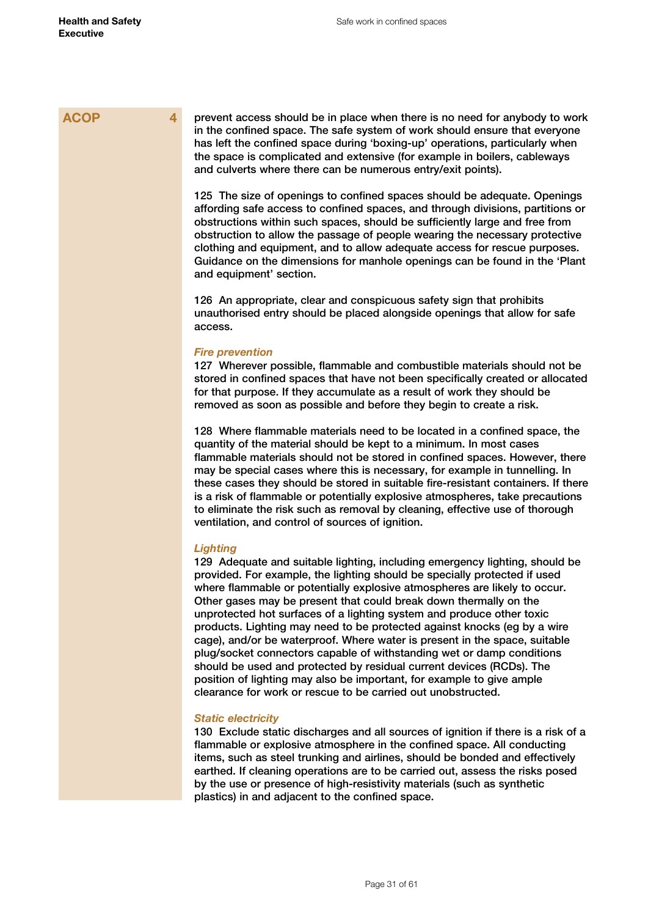ACOP 4

prevent access should be in place when there is no need for anybody to work in the confined space. The safe system of work should ensure that everyone has left the confined space during 'boxing-up' operations, particularly when the space is complicated and extensive (for example in boilers, cableways and culverts where there can be numerous entry/exit points).

125 The size of openings to confined spaces should be adequate. Openings affording safe access to confined spaces, and through divisions, partitions or obstructions within such spaces, should be sufficiently large and free from obstruction to allow the passage of people wearing the necessary protective clothing and equipment, and to allow adequate access for rescue purposes. Guidance on the dimensions for manhole openings can be found in the 'Plant and equipment' section.

126 An appropriate, clear and conspicuous safety sign that prohibits unauthorised entry should be placed alongside openings that allow for safe access.

### *Fire prevention*

127 Wherever possible, flammable and combustible materials should not be stored in confined spaces that have not been specifically created or allocated for that purpose. If they accumulate as a result of work they should be removed as soon as possible and before they begin to create a risk.

128 Where flammable materials need to be located in a confined space, the quantity of the material should be kept to a minimum. In most cases flammable materials should not be stored in confined spaces. However, there may be special cases where this is necessary, for example in tunnelling. In these cases they should be stored in suitable fire-resistant containers. If there is a risk of flammable or potentially explosive atmospheres, take precautions to eliminate the risk such as removal by cleaning, effective use of thorough ventilation, and control of sources of ignition.

### *Lighting*

129 Adequate and suitable lighting, including emergency lighting, should be provided. For example, the lighting should be specially protected if used where flammable or potentially explosive atmospheres are likely to occur. Other gases may be present that could break down thermally on the unprotected hot surfaces of a lighting system and produce other toxic products. Lighting may need to be protected against knocks (eg by a wire cage), and/or be waterproof. Where water is present in the space, suitable plug/socket connectors capable of withstanding wet or damp conditions should be used and protected by residual current devices (RCDs). The position of lighting may also be important, for example to give ample clearance for work or rescue to be carried out unobstructed.

### *Static electricity*

130 Exclude static discharges and all sources of ignition if there is a risk of a flammable or explosive atmosphere in the confined space. All conducting items, such as steel trunking and airlines, should be bonded and effectively earthed. If cleaning operations are to be carried out, assess the risks posed by the use or presence of high-resistivity materials (such as synthetic plastics) in and adjacent to the confined space.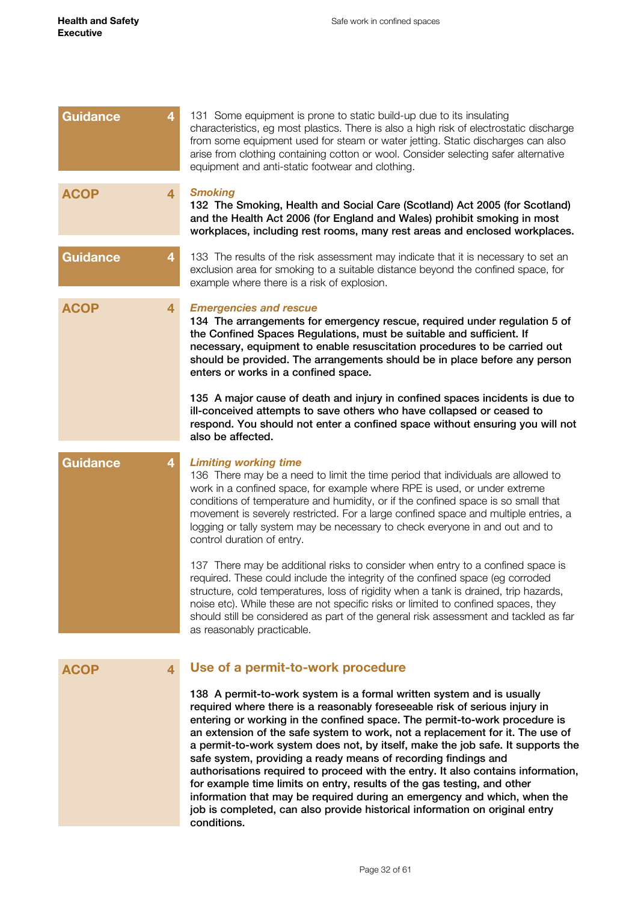Guidance 4

131 Some equipment is prone to static build-up due to its insulating characteristics, eg most plastics. There is also a high risk of electrostatic discharge from some equipment used for steam or water jetting. Static discharges can also arise from clothing containing cotton or wool. Consider selecting safer alternative equipment and anti-static footwear and clothing.

ACOP 4

### *Smoking*

**132 The Smoking, Health and Social Care (Scotland) Act 2005 (for Scotland) and the Health Act 2006 (for England and Wales) prohibit smoking in most workplaces, including rest rooms, many rest areas and enclosed workplaces.**

Guidance 4

133 The results of the risk assessment may indicate that it is necessary to set an exclusion area for smoking to a suitable distance beyond the confined space, for example where there is a risk of explosion.

ACOP 4

### *Emergencies and rescue*

**134 The arrangements for emergency rescue, required under regulation 5 of the Confined Spaces Regulations, must be suitable and sufficient. If necessary, equipment to enable resuscitation procedures to be carried out should be provided. The arrangements should be in place before any person enters or works in a confined space.**

**135 A major cause of death and injury in confined spaces incidents is due to ill-conceived attempts to save others who have collapsed or ceased to respond. You should not enter a confined space without ensuring you will not also be affected.**

Guidance 4

### *Limiting working time*

136 There may be a need to limit the time period that individuals are allowed to work in a confined space, for example where RPE is used, or under extreme conditions of temperature and humidity, or if the confined space is so small that movement is severely restricted. For a large confined space and multiple entries, a logging or tally system may be necessary to check everyone in and out and to control duration of entry.

137 There may be additional risks to consider when entry to a confined space is required. These could include the integrity of the confined space (eg corroded structure, cold temperatures, loss of rigidity when a tank is drained, trip hazards, noise etc). While these are not specific risks or limited to confined spaces, they should still be considered as part of the general risk assessment and tackled as far as reasonably practicable.

ACOP 4

## Use of a permit-to-work procedure

**138 A permit-to-work system is a formal written system and is usually required where there is a reasonably foreseeable risk of serious injury in entering or working in the confined space. The permit-to-work procedure is an extension of the safe system to work, not a replacement for it. The use of a permit-to-work system does not, by itself, make the job safe. It supports the safe system, providing a ready means of recording findings and authorisations required to proceed with the entry. It also contains information, for example time limits on entry, results of the gas testing, and other information that may be required during an emergency and which, when the job is completed, can also provide historical information on original entry conditions.**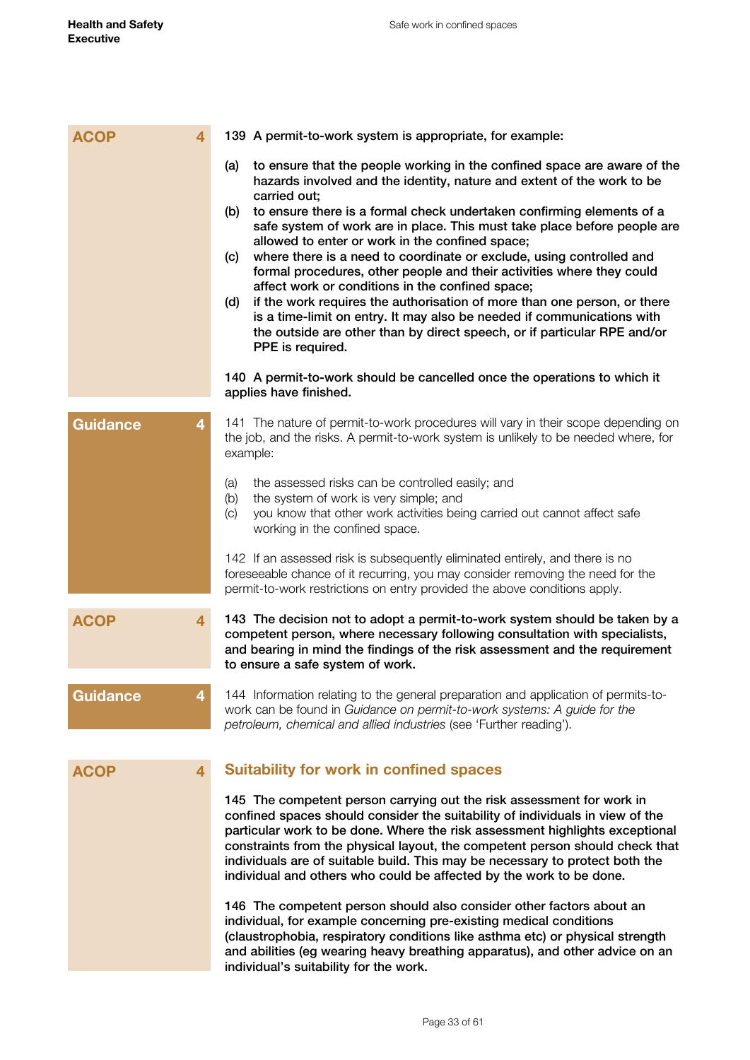ACOP 4

**139 A permit-to-work system is appropriate, for example:**

**(a) to ensure that the people working in the confined space are aware of the hazards involved and the identity, nature and extent of the work to be carried out;**

**(b) to ensure there is a formal check undertaken confirming elements of a safe system of work are in place. This must take place before people are allowed to enter or work in the confined space;**

**(c) where there is a need to coordinate or exclude, using controlled and formal procedures, other people and their activities where they could affect work or conditions in the confined space;**

**(d) if the work requires the authorisation of more than one person, or there is a time-limit on entry. It may also be needed if communications with the outside are other than by direct speech, or if particular RPE and/or PPE is required.**

**140 A permit-to-work should be cancelled once the operations to which it applies have finished.**

Guidance 4

141 The nature of permit-to-work procedures will vary in their scope depending on the job, and the risks. A permit-to-work system is unlikely to be needed where, for example:

(a) the assessed risks can be controlled easily; and
(b) the system of work is very simple; and
(c) you know that other work activities being carried out cannot affect safe working in the confined space.

142 If an assessed risk is subsequently eliminated entirely, and there is no foreseeable chance of it recurring, you may consider removing the need for the permit-to-work restrictions on entry provided the above conditions apply.

ACOP 4

**143 The decision not to adopt a permit-to-work system should be taken by a competent person, where necessary following consultation with specialists, and bearing in mind the findings of the risk assessment and the requirement to ensure a safe system of work.**

Guidance 4

144 Information relating to the general preparation and application of permits-to-work can be found in *Guidance on permit-to-work systems: A guide for the petroleum, chemical and allied industries* (see 'Further reading').

ACOP 4

## Suitability for work in confined spaces

**145 The competent person carrying out the risk assessment for work in confined spaces should consider the suitability of individuals in view of the particular work to be done. Where the risk assessment highlights exceptional constraints from the physical layout, the competent person should check that individuals are of suitable build. This may be necessary to protect both the individual and others who could be affected by the work to be done.**

**146 The competent person should also consider other factors about an individual, for example concerning pre-existing medical conditions (claustrophobia, respiratory conditions like asthma etc) or physical strength and abilities (eg wearing heavy breathing apparatus), and other advice on an individual's suitability for the work.**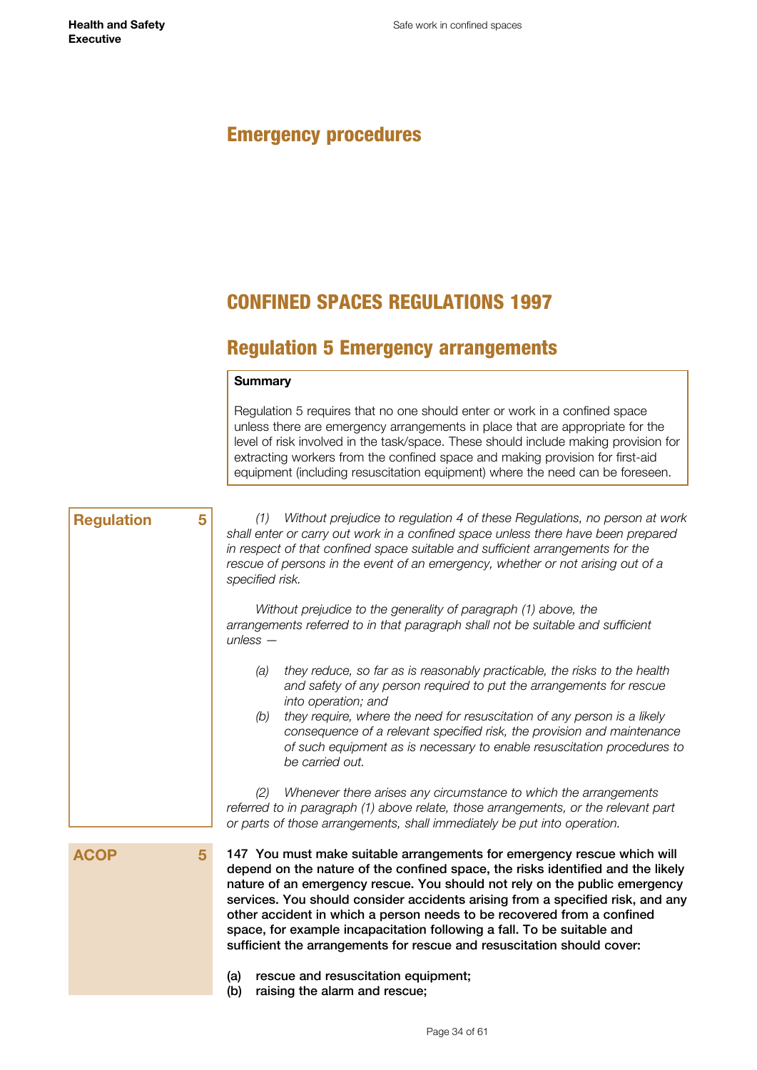# Emergency procedures

## CONFINED SPACES REGULATIONS 1997

## Regulation 5 Emergency arrangements

**Summary**

Regulation 5 requires that no one should enter or work in a confined space unless there are emergency arrangements in place that are appropriate for the level of risk involved in the task/space. These should include making provision for extracting workers from the confined space and making provision for first-aid equipment (including resuscitation equipment) where the need can be foreseen.

**Regulation 5**

*(1) Without prejudice to regulation 4 of these Regulations, no person at work shall enter or carry out work in a confined space unless there have been prepared in respect of that confined space suitable and sufficient arrangements for the rescue of persons in the event of an emergency, whether or not arising out of a specified risk.*

*Without prejudice to the generality of paragraph (1) above, the arrangements referred to in that paragraph shall not be suitable and sufficient unless —*

*(a) they reduce, so far as is reasonably practicable, the risks to the health and safety of any person required to put the arrangements for rescue into operation; and*

*(b) they require, where the need for resuscitation of any person is a likely consequence of a relevant specified risk, the provision and maintenance of such equipment as is necessary to enable resuscitation procedures to be carried out.*

*(2) Whenever there arises any circumstance to which the arrangements referred to in paragraph (1) above relate, those arrangements, or the relevant part or parts of those arrangements, shall immediately be put into operation.*

**ACOP 5**

**147 You must make suitable arrangements for emergency rescue which will depend on the nature of the confined space, the risks identified and the likely nature of an emergency rescue. You should not rely on the public emergency services. You should consider accidents arising from a specified risk, and any other accident in which a person needs to be recovered from a confined space, for example incapacitation following a fall. To be suitable and sufficient the arrangements for rescue and resuscitation should cover:**

**(a) rescue and resuscitation equipment;**
**(b) raising the alarm and rescue;**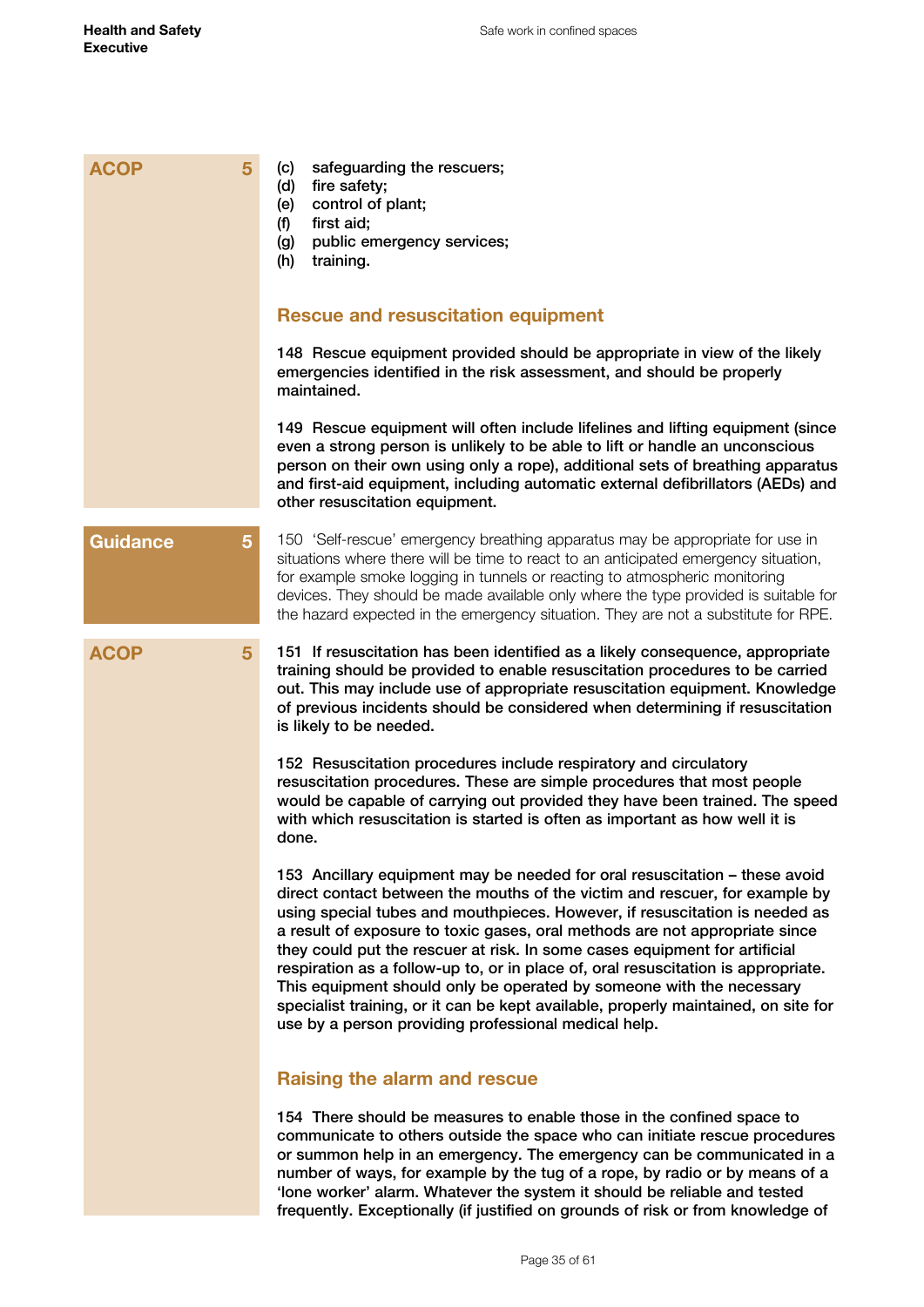ACOP 5

(c) safeguarding the rescuers;
(d) fire safety;
(e) control of plant;
(f) first aid;
(g) public emergency services;
(h) training.

## Rescue and resuscitation equipment

**148 Rescue equipment provided should be appropriate in view of the likely emergencies identified in the risk assessment, and should be properly maintained.**

**149 Rescue equipment will often include lifelines and lifting equipment (since even a strong person is unlikely to be able to lift or handle an unconscious person on their own using only a rope), additional sets of breathing apparatus and first-aid equipment, including automatic external defibrillators (AEDs) and other resuscitation equipment.**

Guidance 5

150 'Self-rescue' emergency breathing apparatus may be appropriate for use in situations where there will be time to react to an anticipated emergency situation, for example smoke logging in tunnels or reacting to atmospheric monitoring devices. They should be made available only where the type provided is suitable for the hazard expected in the emergency situation. They are not a substitute for RPE.

ACOP 5

**151 If resuscitation has been identified as a likely consequence, appropriate training should be provided to enable resuscitation procedures to be carried out. This may include use of appropriate resuscitation equipment. Knowledge of previous incidents should be considered when determining if resuscitation is likely to be needed.**

**152 Resuscitation procedures include respiratory and circulatory resuscitation procedures. These are simple procedures that most people would be capable of carrying out provided they have been trained. The speed with which resuscitation is started is often as important as how well it is done.**

**153 Ancillary equipment may be needed for oral resuscitation – these avoid direct contact between the mouths of the victim and rescuer, for example by using special tubes and mouthpieces. However, if resuscitation is needed as a result of exposure to toxic gases, oral methods are not appropriate since they could put the rescuer at risk. In some cases equipment for artificial respiration as a follow-up to, or in place of, oral resuscitation is appropriate. This equipment should only be operated by someone with the necessary specialist training, or it can be kept available, properly maintained, on site for use by a person providing professional medical help.**

## Raising the alarm and rescue

**154 There should be measures to enable those in the confined space to communicate to others outside the space who can initiate rescue procedures or summon help in an emergency. The emergency can be communicated in a number of ways, for example by the tug of a rope, by radio or by means of a 'lone worker' alarm. Whatever the system it should be reliable and tested frequently. Exceptionally (if justified on grounds of risk or from knowledge of**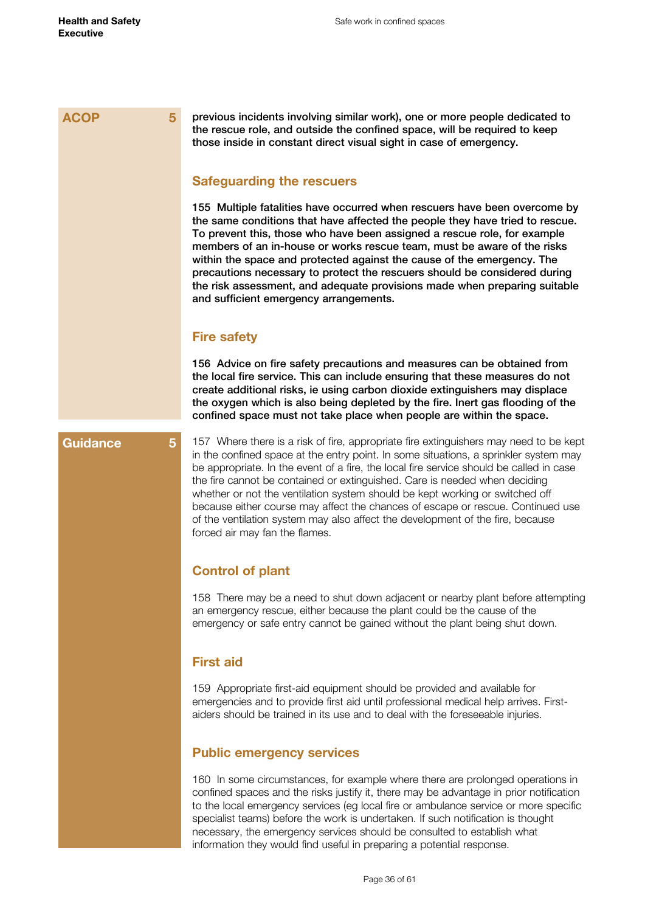**ACOP 5**

**previous incidents involving similar work), one or more people dedicated to the rescue role, and outside the confined space, will be required to keep those inside in constant direct visual sight in case of emergency.**

## Safeguarding the rescuers

**155 Multiple fatalities have occurred when rescuers have been overcome by the same conditions that have affected the people they have tried to rescue. To prevent this, those who have been assigned a rescue role, for example members of an in-house or works rescue team, must be aware of the risks within the space and protected against the cause of the emergency. The precautions necessary to protect the rescuers should be considered during the risk assessment, and adequate provisions made when preparing suitable and sufficient emergency arrangements.**

## Fire safety

**156 Advice on fire safety precautions and measures can be obtained from the local fire service. This can include ensuring that these measures do not create additional risks, ie using carbon dioxide extinguishers may displace the oxygen which is also being depleted by the fire. Inert gas flooding of the confined space must not take place when people are within the space.**

**Guidance 5**

157 Where there is a risk of fire, appropriate fire extinguishers may need to be kept in the confined space at the entry point. In some situations, a sprinkler system may be appropriate. In the event of a fire, the local fire service should be called in case the fire cannot be contained or extinguished. Care is needed when deciding whether or not the ventilation system should be kept working or switched off because either course may affect the chances of escape or rescue. Continued use of the ventilation system may also affect the development of the fire, because forced air may fan the flames.

## Control of plant

158 There may be a need to shut down adjacent or nearby plant before attempting an emergency rescue, either because the plant could be the cause of the emergency or safe entry cannot be gained without the plant being shut down.

## First aid

159 Appropriate first-aid equipment should be provided and available for emergencies and to provide first aid until professional medical help arrives. First-aiders should be trained in its use and to deal with the foreseeable injuries.

## Public emergency services

160 In some circumstances, for example where there are prolonged operations in confined spaces and the risks justify it, there may be advantage in prior notification to the local emergency services (eg local fire or ambulance service or more specific specialist teams) before the work is undertaken. If such notification is thought necessary, the emergency services should be consulted to establish what information they would find useful in preparing a potential response.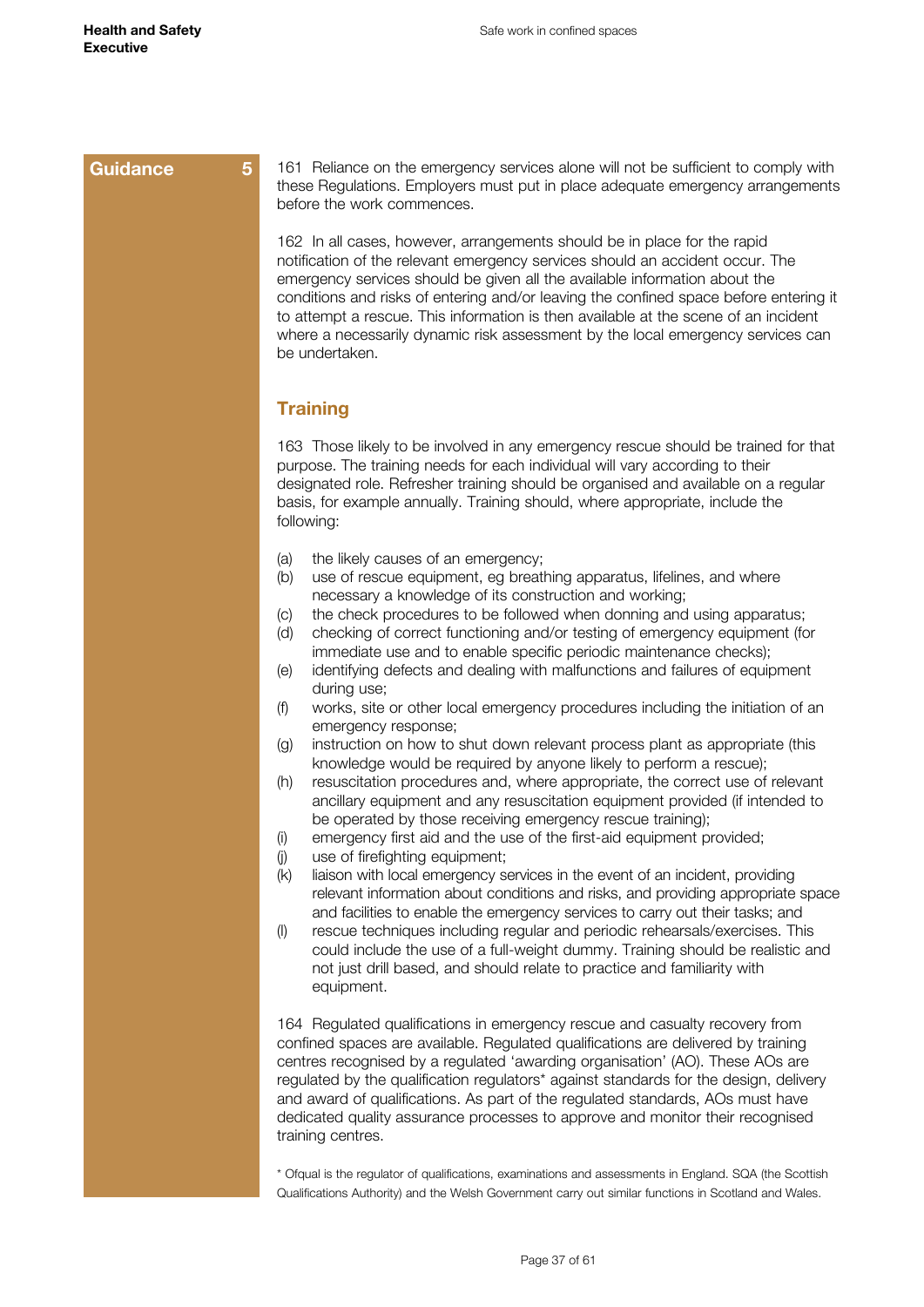Guidance 5

161 Reliance on the emergency services alone will not be sufficient to comply with these Regulations. Employers must put in place adequate emergency arrangements before the work commences.

162 In all cases, however, arrangements should be in place for the rapid notification of the relevant emergency services should an accident occur. The emergency services should be given all the available information about the conditions and risks of entering and/or leaving the confined space before entering it to attempt a rescue. This information is then available at the scene of an incident where a necessarily dynamic risk assessment by the local emergency services can be undertaken.

## Training

163 Those likely to be involved in any emergency rescue should be trained for that purpose. The training needs for each individual will vary according to their designated role. Refresher training should be organised and available on a regular basis, for example annually. Training should, where appropriate, include the following:

(a) the likely causes of an emergency;
(b) use of rescue equipment, eg breathing apparatus, lifelines, and where necessary a knowledge of its construction and working;
(c) the check procedures to be followed when donning and using apparatus;
(d) checking of correct functioning and/or testing of emergency equipment (for immediate use and to enable specific periodic maintenance checks);
(e) identifying defects and dealing with malfunctions and failures of equipment during use;
(f) works, site or other local emergency procedures including the initiation of an emergency response;
(g) instruction on how to shut down relevant process plant as appropriate (this knowledge would be required by anyone likely to perform a rescue);
(h) resuscitation procedures and, where appropriate, the correct use of relevant ancillary equipment and any resuscitation equipment provided (if intended to be operated by those receiving emergency rescue training);
(i) emergency first aid and the use of the first-aid equipment provided;
(j) use of firefighting equipment;
(k) liaison with local emergency services in the event of an incident, providing relevant information about conditions and risks, and providing appropriate space and facilities to enable the emergency services to carry out their tasks; and
(l) rescue techniques including regular and periodic rehearsals/exercises. This could include the use of a full-weight dummy. Training should be realistic and not just drill based, and should relate to practice and familiarity with equipment.

164 Regulated qualifications in emergency rescue and casualty recovery from confined spaces are available. Regulated qualifications are delivered by training centres recognised by a regulated 'awarding organisation' (AO). These AOs are regulated by the qualification regulators* against standards for the design, delivery and award of qualifications. As part of the regulated standards, AOs must have dedicated quality assurance processes to approve and monitor their recognised training centres.

* Ofqual is the regulator of qualifications, examinations and assessments in England. SQA (the Scottish Qualifications Authority) and the Welsh Government carry out similar functions in Scotland and Wales.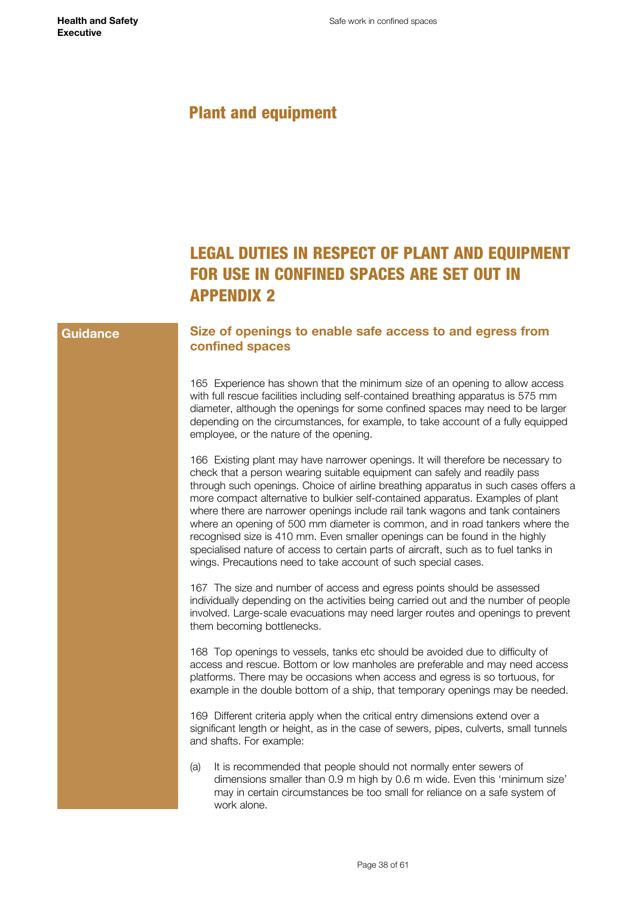# Plant and equipment

## LEGAL DUTIES IN RESPECT OF PLANT AND EQUIPMENT FOR USE IN CONFINED SPACES ARE SET OUT IN APPENDIX 2

**Guidance**

### Size of openings to enable safe access to and egress from confined spaces

165 Experience has shown that the minimum size of an opening to allow access with full rescue facilities including self-contained breathing apparatus is 575 mm diameter, although the openings for some confined spaces may need to be larger depending on the circumstances, for example, to take account of a fully equipped employee, or the nature of the opening.

166 Existing plant may have narrower openings. It will therefore be necessary to check that a person wearing suitable equipment can safely and readily pass through such openings. Choice of airline breathing apparatus in such cases offers a more compact alternative to bulkier self-contained apparatus. Examples of plant where there are narrower openings include rail tank wagons and tank containers where an opening of 500 mm diameter is common, and in road tankers where the recognised size is 410 mm. Even smaller openings can be found in the highly specialised nature of access to certain parts of aircraft, such as to fuel tanks in wings. Precautions need to take account of such special cases.

167 The size and number of access and egress points should be assessed individually depending on the activities being carried out and the number of people involved. Large-scale evacuations may need larger routes and openings to prevent them becoming bottlenecks.

168 Top openings to vessels, tanks etc should be avoided due to difficulty of access and rescue. Bottom or low manholes are preferable and may need access platforms. There may be occasions when access and egress is so tortuous, for example in the double bottom of a ship, that temporary openings may be needed.

169 Different criteria apply when the critical entry dimensions extend over a significant length or height, as in the case of sewers, pipes, culverts, small tunnels and shafts. For example:

(a) It is recommended that people should not normally enter sewers of dimensions smaller than 0.9 m high by 0.6 m wide. Even this 'minimum size' may in certain circumstances be too small for reliance on a safe system of work alone.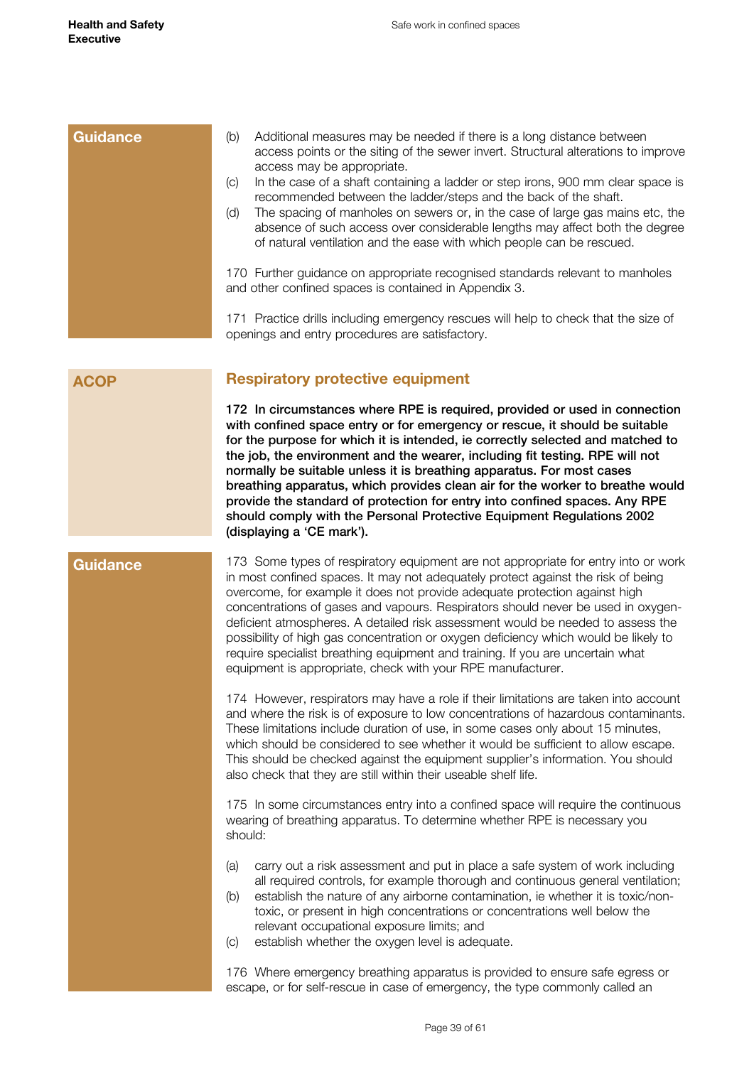Guidance

(b) Additional measures may be needed if there is a long distance between access points or the siting of the sewer invert. Structural alterations to improve access may be appropriate.
(c) In the case of a shaft containing a ladder or step irons, 900 mm clear space is recommended between the ladder/steps and the back of the shaft.
(d) The spacing of manholes on sewers or, in the case of large gas mains etc, the absence of such access over considerable lengths may affect both the degree of natural ventilation and the ease with which people can be rescued.

170 Further guidance on appropriate recognised standards relevant to manholes and other confined spaces is contained in Appendix 3.

171 Practice drills including emergency rescues will help to check that the size of openings and entry procedures are satisfactory.

ACOP

## Respiratory protective equipment

**172 In circumstances where RPE is required, provided or used in connection with confined space entry or for emergency or rescue, it should be suitable for the purpose for which it is intended, ie correctly selected and matched to the job, the environment and the wearer, including fit testing. RPE will not normally be suitable unless it is breathing apparatus. For most cases breathing apparatus, which provides clean air for the worker to breathe would provide the standard of protection for entry into confined spaces. Any RPE should comply with the Personal Protective Equipment Regulations 2002 (displaying a 'CE mark').**

Guidance

173 Some types of respiratory equipment are not appropriate for entry into or work in most confined spaces. It may not adequately protect against the risk of being overcome, for example it does not provide adequate protection against high concentrations of gases and vapours. Respirators should never be used in oxygen-deficient atmospheres. A detailed risk assessment would be needed to assess the possibility of high gas concentration or oxygen deficiency which would be likely to require specialist breathing equipment and training. If you are uncertain what equipment is appropriate, check with your RPE manufacturer.

174 However, respirators may have a role if their limitations are taken into account and where the risk is of exposure to low concentrations of hazardous contaminants. These limitations include duration of use, in some cases only about 15 minutes, which should be considered to see whether it would be sufficient to allow escape. This should be checked against the equipment supplier's information. You should also check that they are still within their useable shelf life.

175 In some circumstances entry into a confined space will require the continuous wearing of breathing apparatus. To determine whether RPE is necessary you should:

(a) carry out a risk assessment and put in place a safe system of work including all required controls, for example thorough and continuous general ventilation;
(b) establish the nature of any airborne contamination, ie whether it is toxic/non-toxic, or present in high concentrations or concentrations well below the relevant occupational exposure limits; and
(c) establish whether the oxygen level is adequate.

176 Where emergency breathing apparatus is provided to ensure safe egress or escape, or for self-rescue in case of emergency, the type commonly called an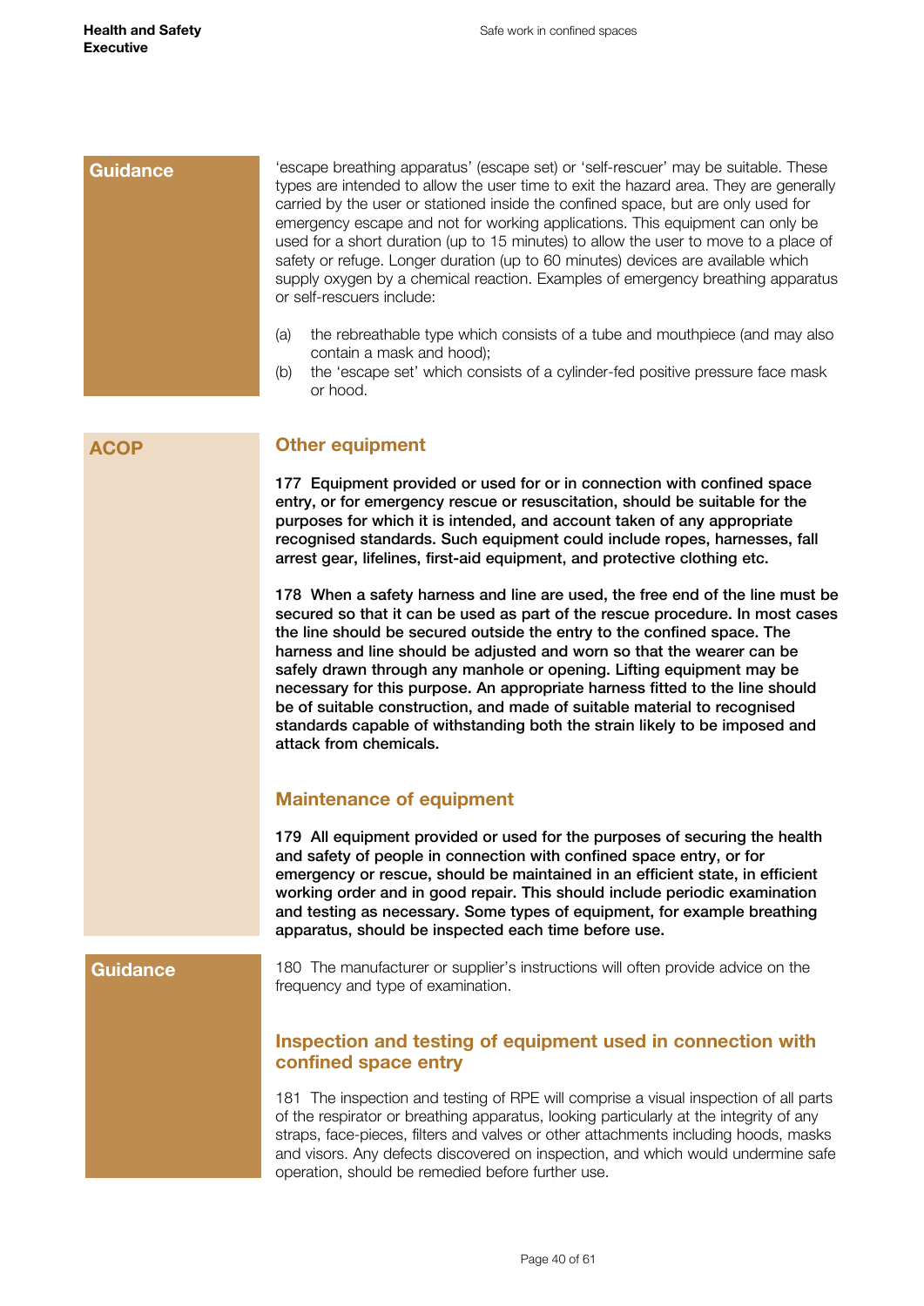**Guidance**

'escape breathing apparatus' (escape set) or 'self-rescuer' may be suitable. These types are intended to allow the user time to exit the hazard area. They are generally carried by the user or stationed inside the confined space, but are only used for emergency escape and not for working applications. This equipment can only be used for a short duration (up to 15 minutes) to allow the user to move to a place of safety or refuge. Longer duration (up to 60 minutes) devices are available which supply oxygen by a chemical reaction. Examples of emergency breathing apparatus or self-rescuers include:

(a) the rebreathable type which consists of a tube and mouthpiece (and may also contain a mask and hood);
(b) the 'escape set' which consists of a cylinder-fed positive pressure face mask or hood.

**ACOP**

## Other equipment

**177 Equipment provided or used for or in connection with confined space entry, or for emergency rescue or resuscitation, should be suitable for the purposes for which it is intended, and account taken of any appropriate recognised standards. Such equipment could include ropes, harnesses, fall arrest gear, lifelines, first-aid equipment, and protective clothing etc.**

**178 When a safety harness and line are used, the free end of the line must be secured so that it can be used as part of the rescue procedure. In most cases the line should be secured outside the entry to the confined space. The harness and line should be adjusted and worn so that the wearer can be safely drawn through any manhole or opening. Lifting equipment may be necessary for this purpose. An appropriate harness fitted to the line should be of suitable construction, and made of suitable material to recognised standards capable of withstanding both the strain likely to be imposed and attack from chemicals.**

## Maintenance of equipment

**179 All equipment provided or used for the purposes of securing the health and safety of people in connection with confined space entry, or for emergency or rescue, should be maintained in an efficient state, in efficient working order and in good repair. This should include periodic examination and testing as necessary. Some types of equipment, for example breathing apparatus, should be inspected each time before use.**

**Guidance**

180 The manufacturer or supplier's instructions will often provide advice on the frequency and type of examination.

## Inspection and testing of equipment used in connection with confined space entry

181 The inspection and testing of RPE will comprise a visual inspection of all parts of the respirator or breathing apparatus, looking particularly at the integrity of any straps, face-pieces, filters and valves or other attachments including hoods, masks and visors. Any defects discovered on inspection, and which would undermine safe operation, should be remedied before further use.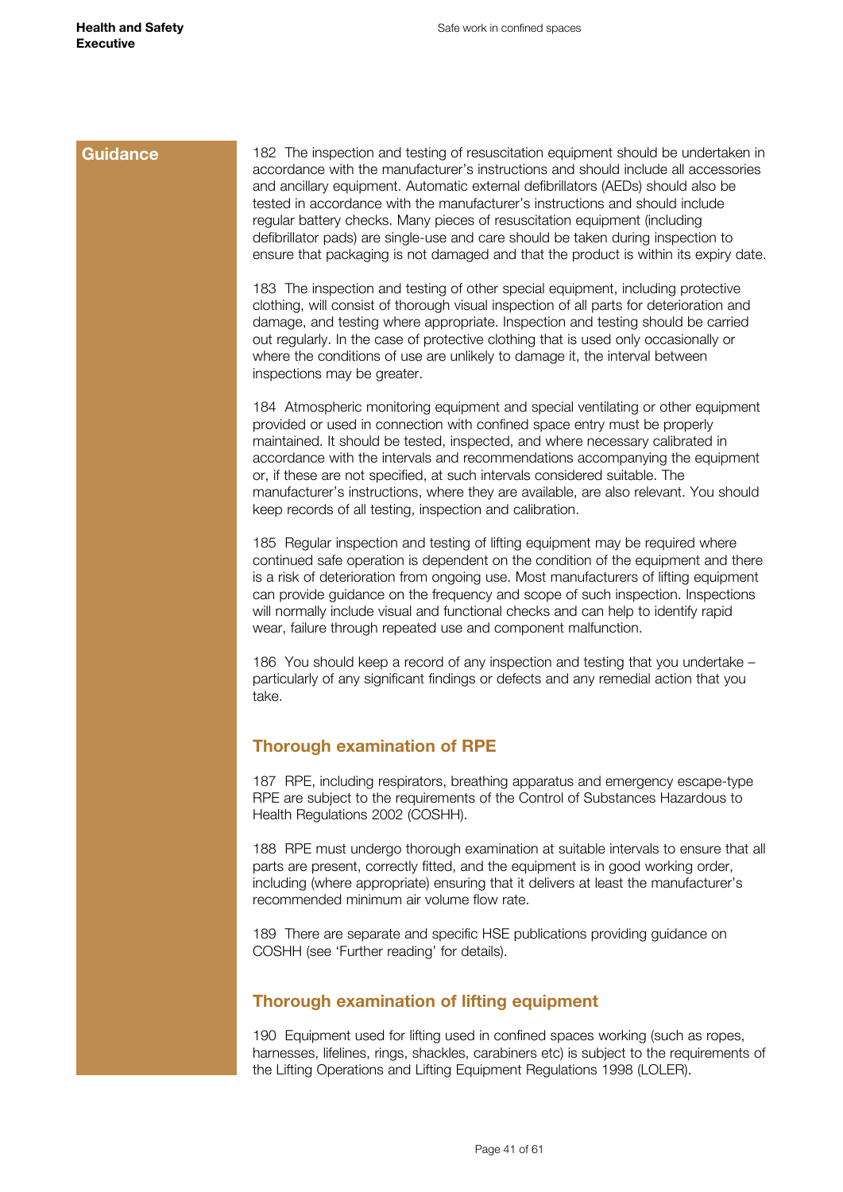**Guidance**

182 The inspection and testing of resuscitation equipment should be undertaken in accordance with the manufacturer's instructions and should include all accessories and ancillary equipment. Automatic external defibrillators (AEDs) should also be tested in accordance with the manufacturer's instructions and should include regular battery checks. Many pieces of resuscitation equipment (including defibrillator pads) are single-use and care should be taken during inspection to ensure that packaging is not damaged and that the product is within its expiry date.

183 The inspection and testing of other special equipment, including protective clothing, will consist of thorough visual inspection of all parts for deterioration and damage, and testing where appropriate. Inspection and testing should be carried out regularly. In the case of protective clothing that is used only occasionally or where the conditions of use are unlikely to damage it, the interval between inspections may be greater.

184 Atmospheric monitoring equipment and special ventilating or other equipment provided or used in connection with confined space entry must be properly maintained. It should be tested, inspected, and where necessary calibrated in accordance with the intervals and recommendations accompanying the equipment or, if these are not specified, at such intervals considered suitable. The manufacturer's instructions, where they are available, are also relevant. You should keep records of all testing, inspection and calibration.

185 Regular inspection and testing of lifting equipment may be required where continued safe operation is dependent on the condition of the equipment and there is a risk of deterioration from ongoing use. Most manufacturers of lifting equipment can provide guidance on the frequency and scope of such inspection. Inspections will normally include visual and functional checks and can help to identify rapid wear, failure through repeated use and component malfunction.

186 You should keep a record of any inspection and testing that you undertake – particularly of any significant findings or defects and any remedial action that you take.

## Thorough examination of RPE

187 RPE, including respirators, breathing apparatus and emergency escape-type RPE are subject to the requirements of the Control of Substances Hazardous to Health Regulations 2002 (COSHH).

188 RPE must undergo thorough examination at suitable intervals to ensure that all parts are present, correctly fitted, and the equipment is in good working order, including (where appropriate) ensuring that it delivers at least the manufacturer's recommended minimum air volume flow rate.

189 There are separate and specific HSE publications providing guidance on COSHH (see 'Further reading' for details).

## Thorough examination of lifting equipment

190 Equipment used for lifting used in confined spaces working (such as ropes, harnesses, lifelines, rings, shackles, carabiners etc) is subject to the requirements of the Lifting Operations and Lifting Equipment Regulations 1998 (LOLER).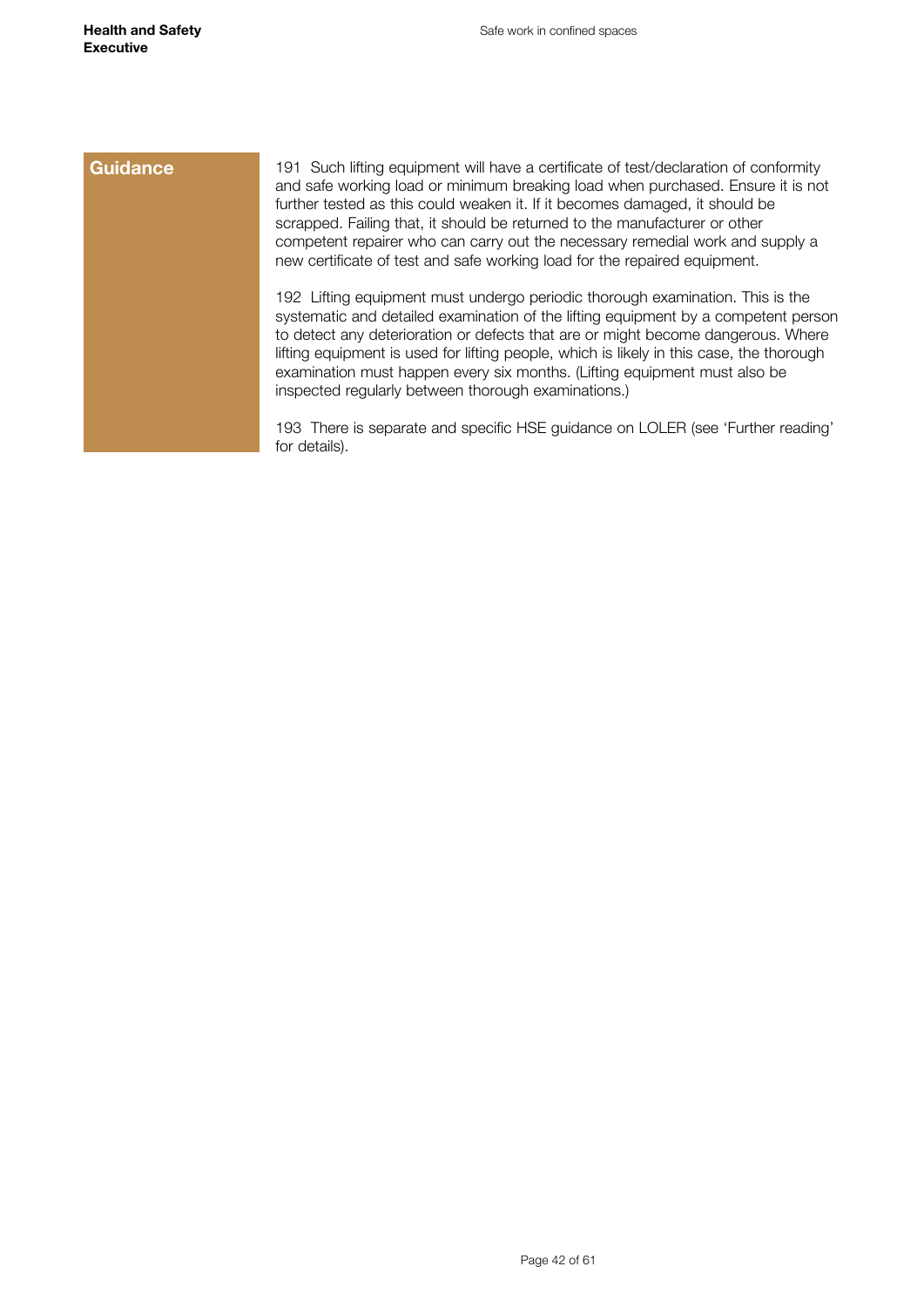**Guidance**

191 Such lifting equipment will have a certificate of test/declaration of conformity and safe working load or minimum breaking load when purchased. Ensure it is not further tested as this could weaken it. If it becomes damaged, it should be scrapped. Failing that, it should be returned to the manufacturer or other competent repairer who can carry out the necessary remedial work and supply a new certificate of test and safe working load for the repaired equipment.

192 Lifting equipment must undergo periodic thorough examination. This is the systematic and detailed examination of the lifting equipment by a competent person to detect any deterioration or defects that are or might become dangerous. Where lifting equipment is used for lifting people, which is likely in this case, the thorough examination must happen every six months. (Lifting equipment must also be inspected regularly between thorough examinations.)

193 There is separate and specific HSE guidance on LOLER (see 'Further reading' for details).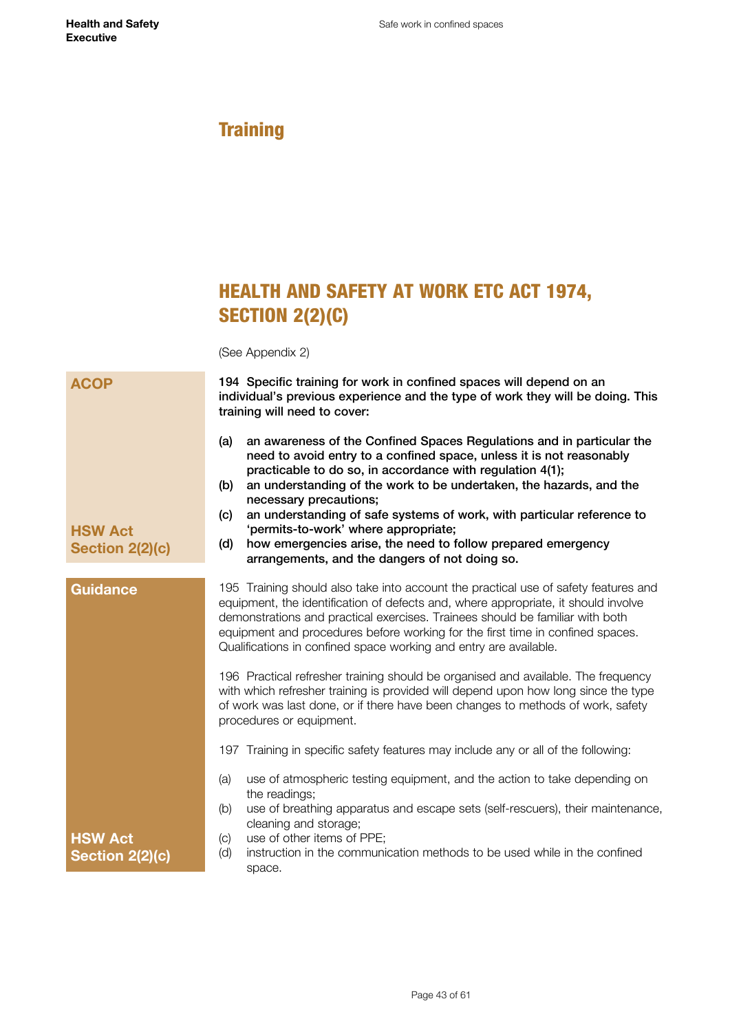# Training

## HEALTH AND SAFETY AT WORK ETC ACT 1974, SECTION 2(2)(C)

(See Appendix 2)

**ACOP**

**194 Specific training for work in confined spaces will depend on an individual's previous experience and the type of work they will be doing. This training will need to cover:**

**(a) an awareness of the Confined Spaces Regulations and in particular the need to avoid entry to a confined space, unless it is not reasonably practicable to do so, in accordance with regulation 4(1);**
**(b) an understanding of the work to be undertaken, the hazards, and the necessary precautions;**
**(c) an understanding of safe systems of work, with particular reference to 'permits-to-work' where appropriate;**
**(d) how emergencies arise, the need to follow prepared emergency arrangements, and the dangers of not doing so.**

**HSW Act Section 2(2)(c)**

**Guidance**

195 Training should also take into account the practical use of safety features and equipment, the identification of defects and, where appropriate, it should involve demonstrations and practical exercises. Trainees should be familiar with both equipment and procedures before working for the first time in confined spaces. Qualifications in confined space working and entry are available.

196 Practical refresher training should be organised and available. The frequency with which refresher training is provided will depend upon how long since the type of work was last done, or if there have been changes to methods of work, safety procedures or equipment.

197 Training in specific safety features may include any or all of the following:

(a) use of atmospheric testing equipment, and the action to take depending on the readings;
(b) use of breathing apparatus and escape sets (self-rescuers), their maintenance, cleaning and storage;
(c) use of other items of PPE;
(d) instruction in the communication methods to be used while in the confined space.

**HSW Act Section 2(2)(c)**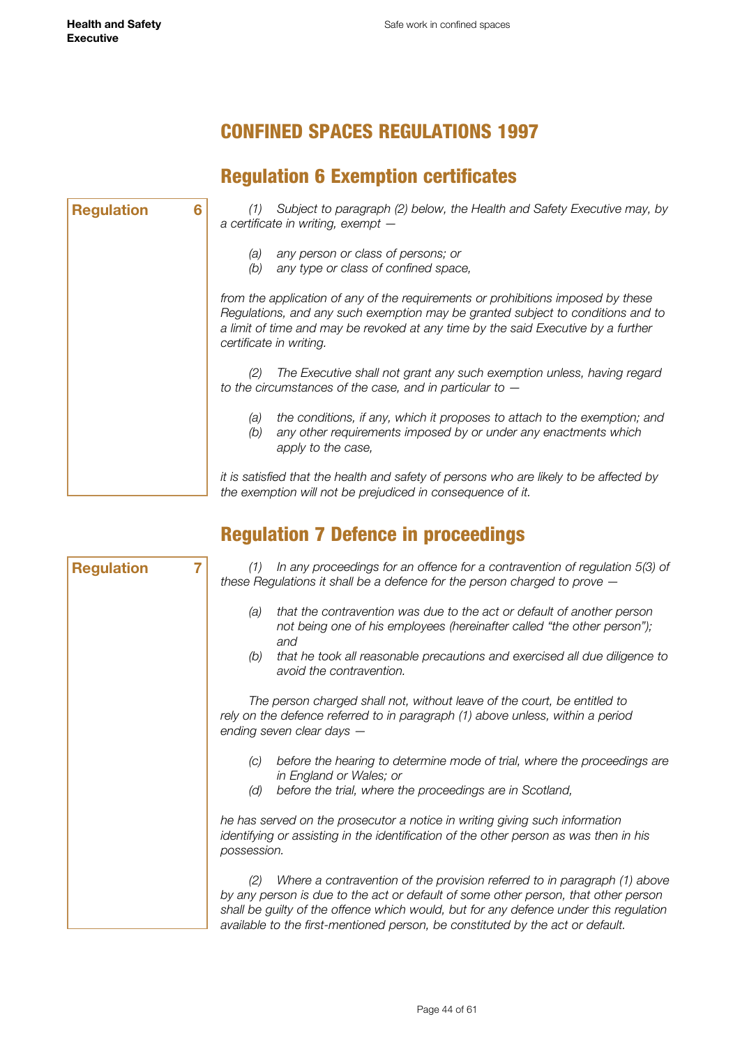# CONFINED SPACES REGULATIONS 1997

## Regulation 6 Exemption certificates

**Regulation 6**

*(1) Subject to paragraph (2) below, the Health and Safety Executive may, by a certificate in writing, exempt —*

*(a) any person or class of persons; or*
*(b) any type or class of confined space,*

*from the application of any of the requirements or prohibitions imposed by these Regulations, and any such exemption may be granted subject to conditions and to a limit of time and may be revoked at any time by the said Executive by a further certificate in writing.*

*(2) The Executive shall not grant any such exemption unless, having regard to the circumstances of the case, and in particular to —*

*(a) the conditions, if any, which it proposes to attach to the exemption; and*
*(b) any other requirements imposed by or under any enactments which apply to the case,*

*it is satisfied that the health and safety of persons who are likely to be affected by the exemption will not be prejudiced in consequence of it.*

## Regulation 7 Defence in proceedings

**Regulation 7**

*(1) In any proceedings for an offence for a contravention of regulation 5(3) of these Regulations it shall be a defence for the person charged to prove —*

*(a) that the contravention was due to the act or default of another person not being one of his employees (hereinafter called "the other person"); and*
*(b) that he took all reasonable precautions and exercised all due diligence to avoid the contravention.*

*The person charged shall not, without leave of the court, be entitled to rely on the defence referred to in paragraph (1) above unless, within a period ending seven clear days —*

*(c) before the hearing to determine mode of trial, where the proceedings are in England or Wales; or*
*(d) before the trial, where the proceedings are in Scotland,*

*he has served on the prosecutor a notice in writing giving such information identifying or assisting in the identification of the other person as was then in his possession.*

*(2) Where a contravention of the provision referred to in paragraph (1) above by any person is due to the act or default of some other person, that other person shall be guilty of the offence which would, but for any defence under this regulation available to the first-mentioned person, be constituted by the act or default.*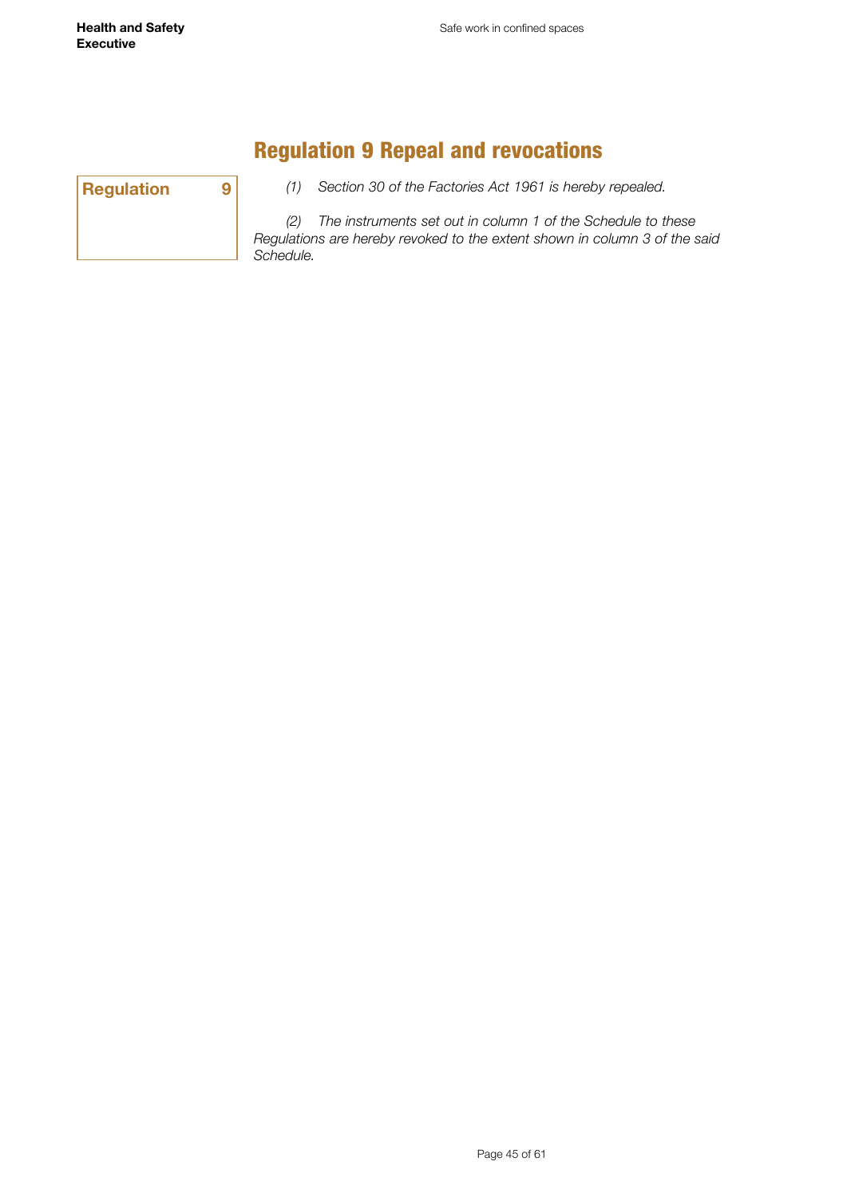# Regulation 9 Repeal and revocations

**Regulation 9**

*(1) Section 30 of the Factories Act 1961 is hereby repealed.*

*(2) The instruments set out in column 1 of the Schedule to these Regulations are hereby revoked to the extent shown in column 3 of the said Schedule.*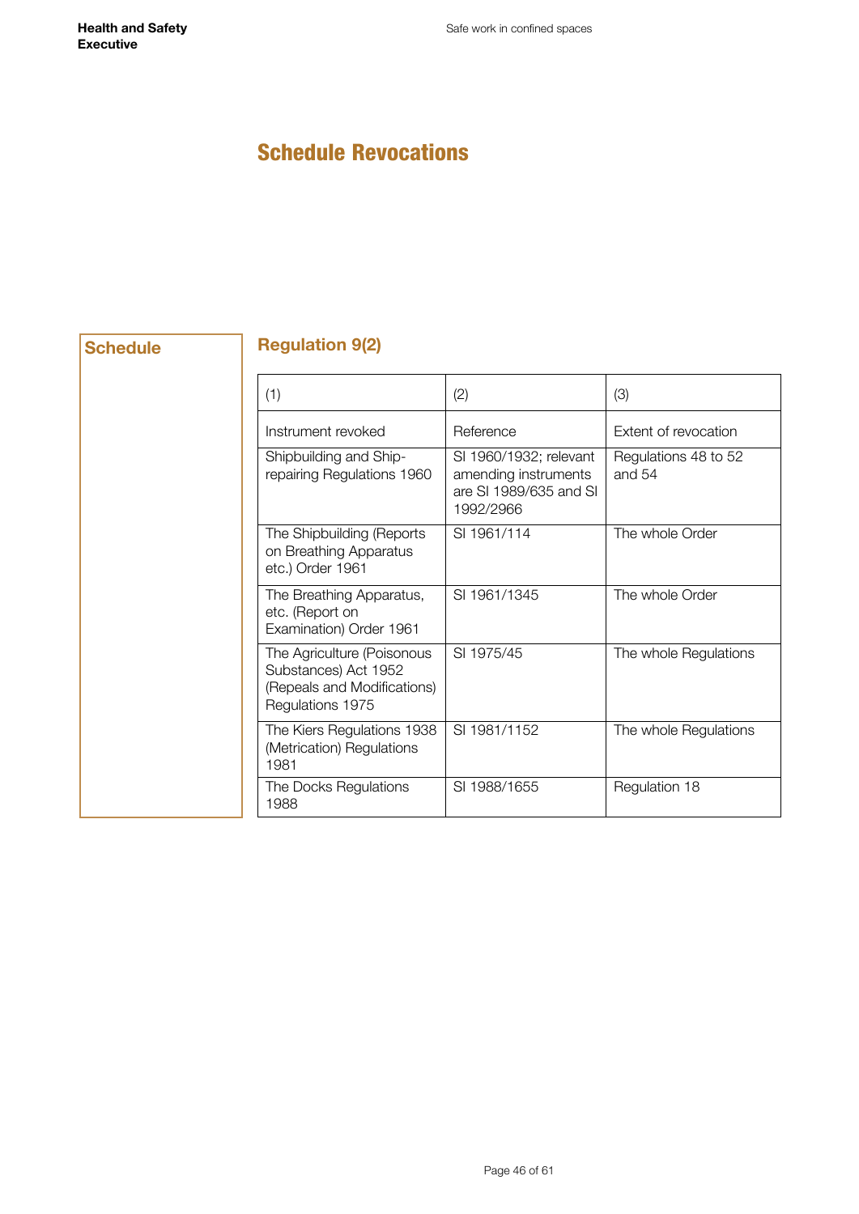# Schedule Revocations

**Schedule**

## Regulation 9(2)

| (1) | (2) | (3) |
|---|---|---|
| Instrument revoked | Reference | Extent of revocation |
| Shipbuilding and Ship-repairing Regulations 1960 | SI 1960/1932; relevant amending instruments are SI 1989/635 and SI 1992/2966 | Regulations 48 to 52 and 54 |
| The Shipbuilding (Reports on Breathing Apparatus etc.) Order 1961 | SI 1961/114 | The whole Order |
| The Breathing Apparatus, etc. (Report on Examination) Order 1961 | SI 1961/1345 | The whole Order |
| The Agriculture (Poisonous Substances) Act 1952 (Repeals and Modifications) Regulations 1975 | SI 1975/45 | The whole Regulations |
| The Kiers Regulations 1938 (Metrication) Regulations 1981 | SI 1981/1152 | The whole Regulations |
| The Docks Regulations 1988 | SI 1988/1655 | Regulation 18 |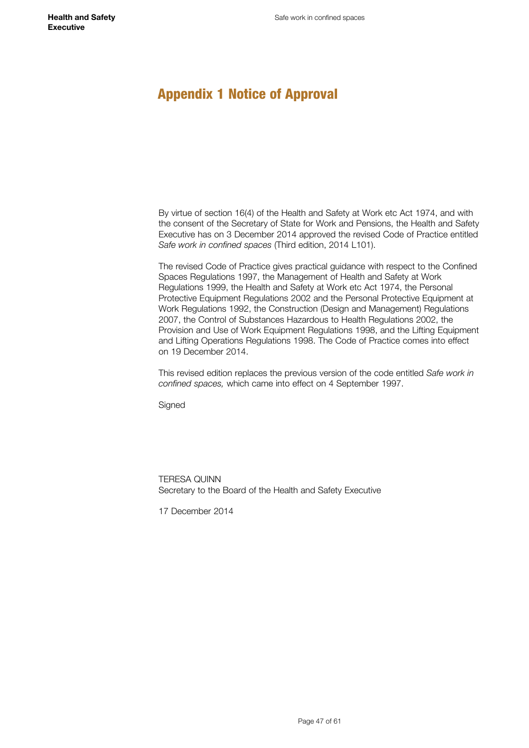# Appendix 1 Notice of Approval

By virtue of section 16(4) of the Health and Safety at Work etc Act 1974, and with the consent of the Secretary of State for Work and Pensions, the Health and Safety Executive has on 3 December 2014 approved the revised Code of Practice entitled *Safe work in confined spaces* (Third edition, 2014 L101).

The revised Code of Practice gives practical guidance with respect to the Confined Spaces Regulations 1997, the Management of Health and Safety at Work Regulations 1999, the Health and Safety at Work etc Act 1974, the Personal Protective Equipment Regulations 2002 and the Personal Protective Equipment at Work Regulations 1992, the Construction (Design and Management) Regulations 2007, the Control of Substances Hazardous to Health Regulations 2002, the Provision and Use of Work Equipment Regulations 1998, and the Lifting Equipment and Lifting Operations Regulations 1998. The Code of Practice comes into effect on 19 December 2014.

This revised edition replaces the previous version of the code entitled *Safe work in confined spaces,* which came into effect on 4 September 1997.

Signed

TERESA QUINN
Secretary to the Board of the Health and Safety Executive

17 December 2014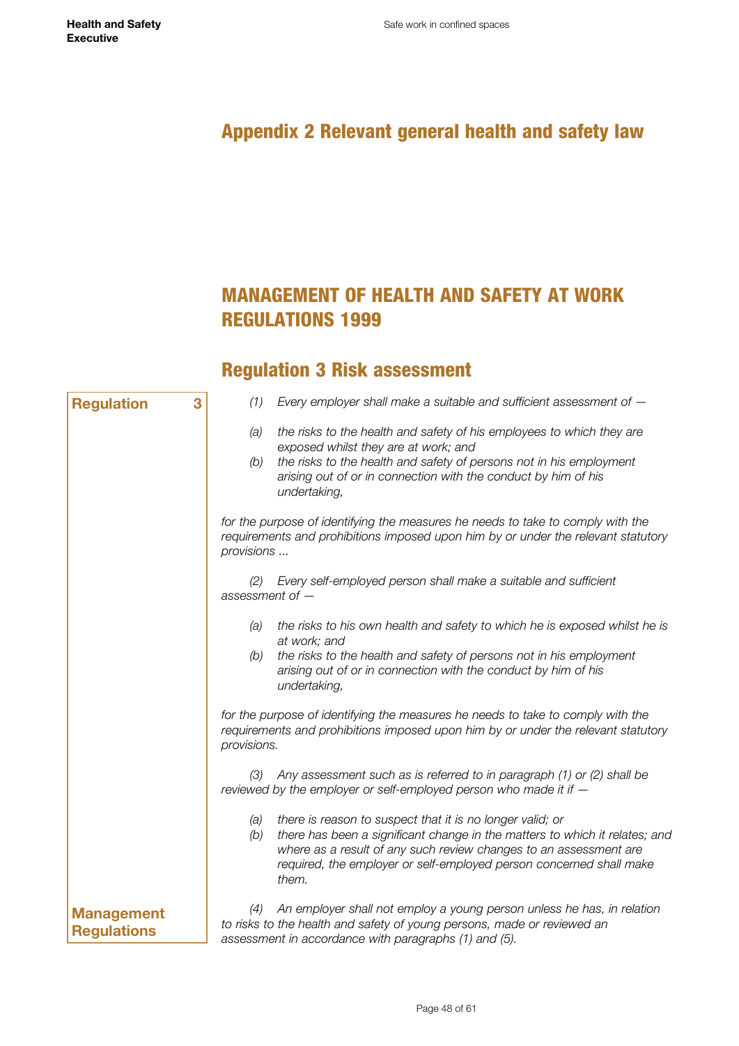# Appendix 2 Relevant general health and safety law

## MANAGEMENT OF HEALTH AND SAFETY AT WORK REGULATIONS 1999

### Regulation 3 Risk assessment

**Regulation 3**

*(1) Every employer shall make a suitable and sufficient assessment of —*

*(a) the risks to the health and safety of his employees to which they are exposed whilst they are at work; and*
*(b) the risks to the health and safety of persons not in his employment arising out of or in connection with the conduct by him of his undertaking,*

*for the purpose of identifying the measures he needs to take to comply with the requirements and prohibitions imposed upon him by or under the relevant statutory provisions ...*

*(2) Every self-employed person shall make a suitable and sufficient assessment of —*

*(a) the risks to his own health and safety to which he is exposed whilst he is at work; and*
*(b) the risks to the health and safety of persons not in his employment arising out of or in connection with the conduct by him of his undertaking,*

*for the purpose of identifying the measures he needs to take to comply with the requirements and prohibitions imposed upon him by or under the relevant statutory provisions.*

*(3) Any assessment such as is referred to in paragraph (1) or (2) shall be reviewed by the employer or self-employed person who made it if —*

*(a) there is reason to suspect that it is no longer valid; or*
*(b) there has been a significant change in the matters to which it relates; and where as a result of any such review changes to an assessment are required, the employer or self-employed person concerned shall make them.*

*(4) An employer shall not employ a young person unless he has, in relation to risks to the health and safety of young persons, made or reviewed an assessment in accordance with paragraphs (1) and (5).*

**Management Regulations**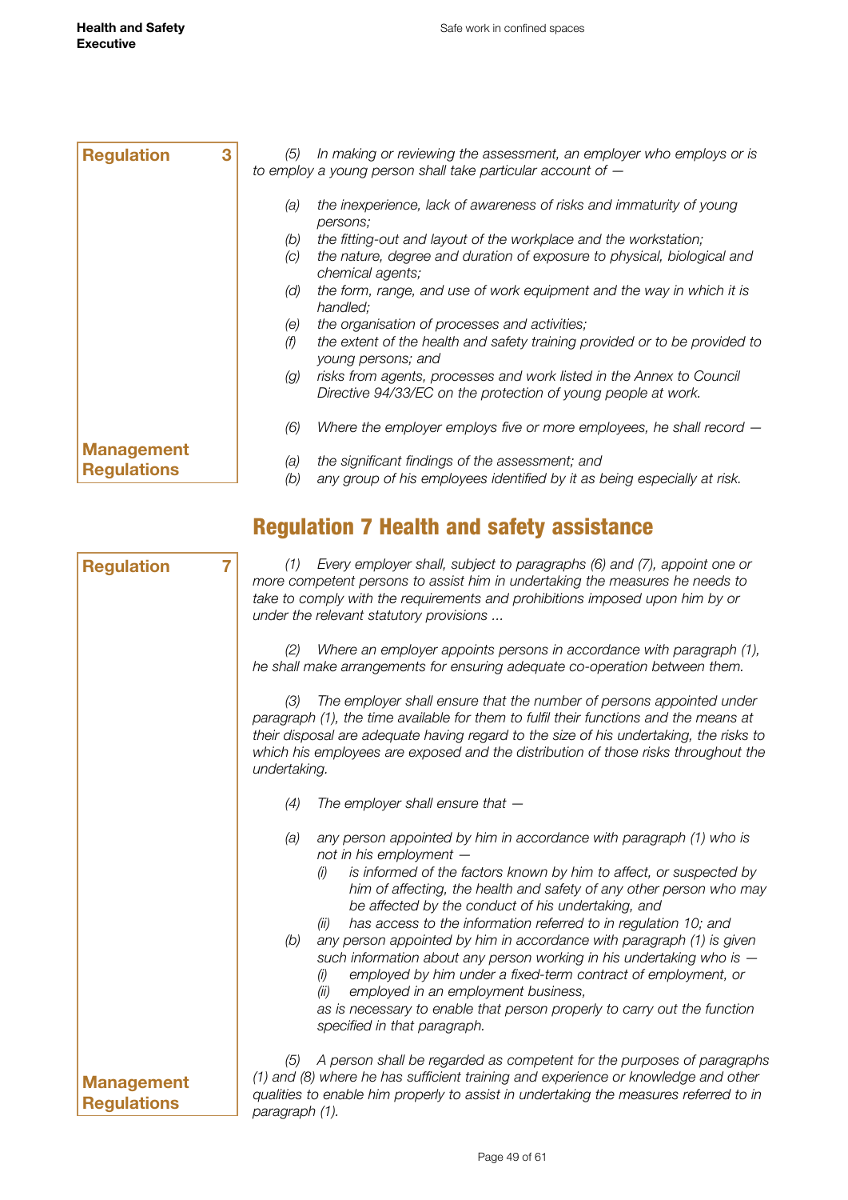**Regulation 3**

*(5) In making or reviewing the assessment, an employer who employs or is to employ a young person shall take particular account of —*

*(a) the inexperience, lack of awareness of risks and immaturity of young persons;*
*(b) the fitting-out and layout of the workplace and the workstation;*
*(c) the nature, degree and duration of exposure to physical, biological and chemical agents;*
*(d) the form, range, and use of work equipment and the way in which it is handled;*
*(e) the organisation of processes and activities;*
*(f) the extent of the health and safety training provided or to be provided to young persons; and*
*(g) risks from agents, processes and work listed in the Annex to Council Directive 94/33/EC on the protection of young people at work.*

*(6) Where the employer employs five or more employees, he shall record —*

*(a) the significant findings of the assessment; and*
*(b) any group of his employees identified by it as being especially at risk.*

**Management Regulations**

## Regulation 7 Health and safety assistance

**Regulation 7**

*(1) Every employer shall, subject to paragraphs (6) and (7), appoint one or more competent persons to assist him in undertaking the measures he needs to take to comply with the requirements and prohibitions imposed upon him by or under the relevant statutory provisions ...*

*(2) Where an employer appoints persons in accordance with paragraph (1), he shall make arrangements for ensuring adequate co-operation between them.*

*(3) The employer shall ensure that the number of persons appointed under paragraph (1), the time available for them to fulfil their functions and the means at their disposal are adequate having regard to the size of his undertaking, the risks to which his employees are exposed and the distribution of those risks throughout the undertaking.*

*(4) The employer shall ensure that —*

*(a) any person appointed by him in accordance with paragraph (1) who is not in his employment —*
  *(i) is informed of the factors known by him to affect, or suspected by him of affecting, the health and safety of any other person who may be affected by the conduct of his undertaking, and*
  *(ii) has access to the information referred to in regulation 10; and*
*(b) any person appointed by him in accordance with paragraph (1) is given such information about any person working in his undertaking who is —*
  *(i) employed by him under a fixed-term contract of employment, or*
  *(ii) employed in an employment business,*

*as is necessary to enable that person properly to carry out the function specified in that paragraph.*

*(5) A person shall be regarded as competent for the purposes of paragraphs (1) and (8) where he has sufficient training and experience or knowledge and other qualities to enable him properly to assist in undertaking the measures referred to in paragraph (1).*

**Management Regulations**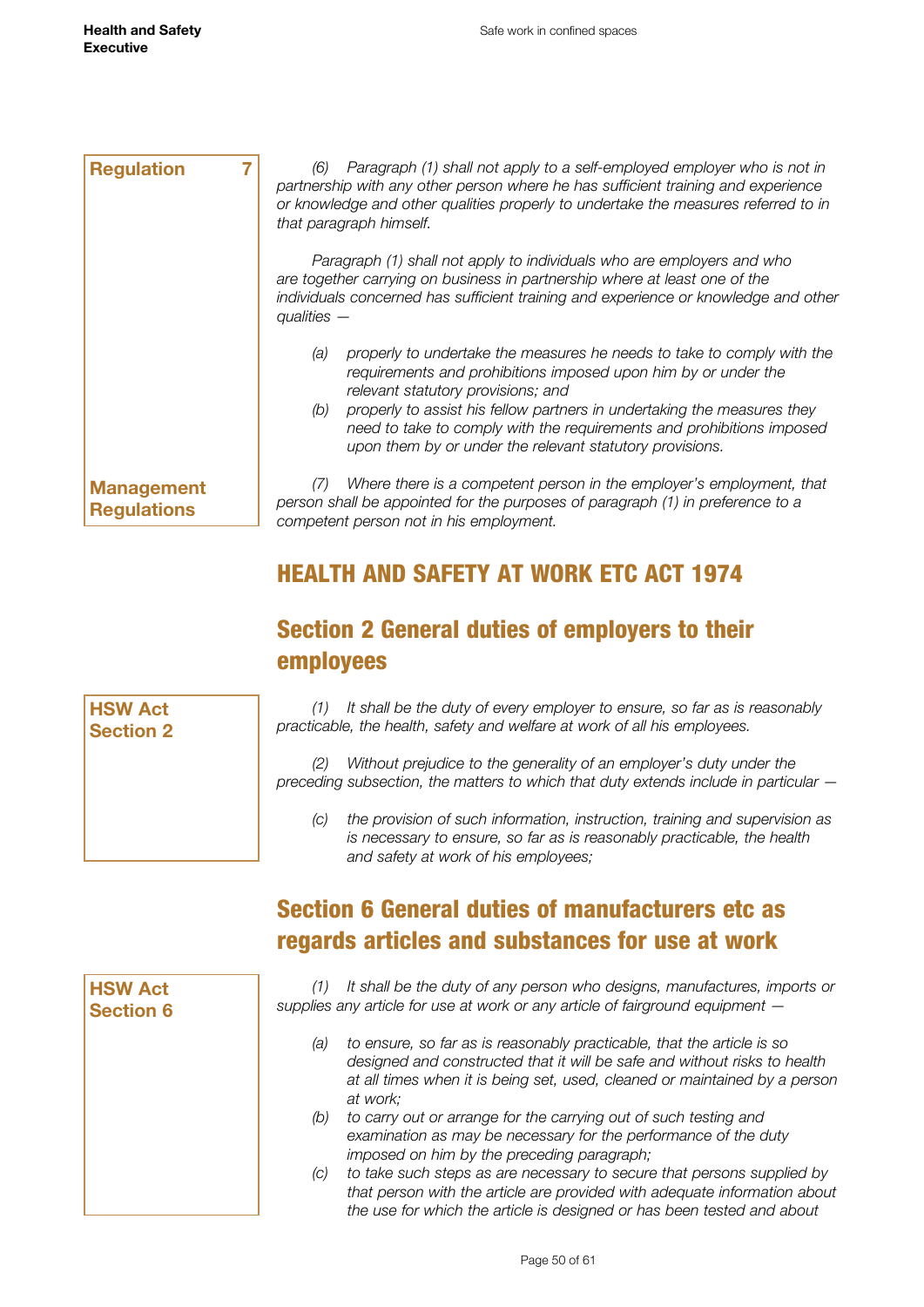**Regulation 7**

*(6) Paragraph (1) shall not apply to a self-employed employer who is not in partnership with any other person where he has sufficient training and experience or knowledge and other qualities properly to undertake the measures referred to in that paragraph himself.*

*Paragraph (1) shall not apply to individuals who are employers and who are together carrying on business in partnership where at least one of the individuals concerned has sufficient training and experience or knowledge and other qualities —*

*(a) properly to undertake the measures he needs to take to comply with the requirements and prohibitions imposed upon him by or under the relevant statutory provisions; and*

*(b) properly to assist his fellow partners in undertaking the measures they need to take to comply with the requirements and prohibitions imposed upon them by or under the relevant statutory provisions.*

**Management Regulations**

*(7) Where there is a competent person in the employer's employment, that person shall be appointed for the purposes of paragraph (1) in preference to a competent person not in his employment.*

# HEALTH AND SAFETY AT WORK ETC ACT 1974

## Section 2 General duties of employers to their employees

**HSW Act Section 2**

*(1) It shall be the duty of every employer to ensure, so far as is reasonably practicable, the health, safety and welfare at work of all his employees.*

*(2) Without prejudice to the generality of an employer's duty under the preceding subsection, the matters to which that duty extends include in particular —*

*(c) the provision of such information, instruction, training and supervision as is necessary to ensure, so far as is reasonably practicable, the health and safety at work of his employees;*

## Section 6 General duties of manufacturers etc as regards articles and substances for use at work

**HSW Act Section 6**

*(1) It shall be the duty of any person who designs, manufactures, imports or supplies any article for use at work or any article of fairground equipment —*

*(a) to ensure, so far as is reasonably practicable, that the article is so designed and constructed that it will be safe and without risks to health at all times when it is being set, used, cleaned or maintained by a person at work;*

*(b) to carry out or arrange for the carrying out of such testing and examination as may be necessary for the performance of the duty imposed on him by the preceding paragraph;*

*(c) to take such steps as are necessary to secure that persons supplied by that person with the article are provided with adequate information about the use for which the article is designed or has been tested and about*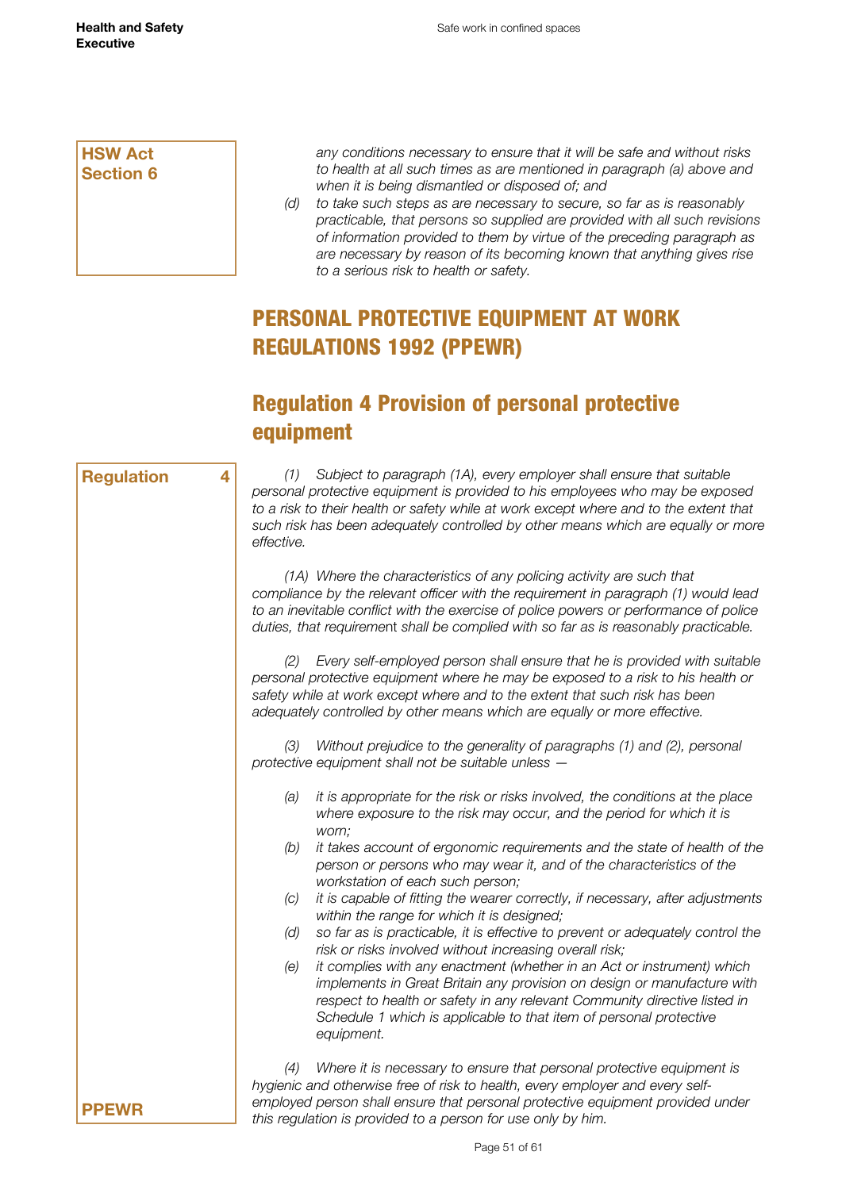**HSW Act Section 6**

*any conditions necessary to ensure that it will be safe and without risks to health at all such times as are mentioned in paragraph (a) above and when it is being dismantled or disposed of; and*

*(d) to take such steps as are necessary to secure, so far as is reasonably practicable, that persons so supplied are provided with all such revisions of information provided to them by virtue of the preceding paragraph as are necessary by reason of its becoming known that anything gives rise to a serious risk to health or safety.*

# PERSONAL PROTECTIVE EQUIPMENT AT WORK REGULATIONS 1992 (PPEWR)

## Regulation 4 Provision of personal protective equipment

**Regulation 4**

*(1) Subject to paragraph (1A), every employer shall ensure that suitable personal protective equipment is provided to his employees who may be exposed to a risk to their health or safety while at work except where and to the extent that such risk has been adequately controlled by other means which are equally or more effective.*

*(1A) Where the characteristics of any policing activity are such that compliance by the relevant officer with the requirement in paragraph (1) would lead to an inevitable conflict with the exercise of police powers or performance of police duties, that requirement shall be complied with so far as is reasonably practicable.*

*(2) Every self-employed person shall ensure that he is provided with suitable personal protective equipment where he may be exposed to a risk to his health or safety while at work except where and to the extent that such risk has been adequately controlled by other means which are equally or more effective.*

*(3) Without prejudice to the generality of paragraphs (1) and (2), personal protective equipment shall not be suitable unless —*

*(a) it is appropriate for the risk or risks involved, the conditions at the place where exposure to the risk may occur, and the period for which it is worn;*

*(b) it takes account of ergonomic requirements and the state of health of the person or persons who may wear it, and of the characteristics of the workstation of each such person;*

*(c) it is capable of fitting the wearer correctly, if necessary, after adjustments within the range for which it is designed;*

*(d) so far as is practicable, it is effective to prevent or adequately control the risk or risks involved without increasing overall risk;*

*(e) it complies with any enactment (whether in an Act or instrument) which implements in Great Britain any provision on design or manufacture with respect to health or safety in any relevant Community directive listed in Schedule 1 which is applicable to that item of personal protective equipment.*

*(4) Where it is necessary to ensure that personal protective equipment is hygienic and otherwise free of risk to health, every employer and every self-employed person shall ensure that personal protective equipment provided under this regulation is provided to a person for use only by him.*

**PPEWR**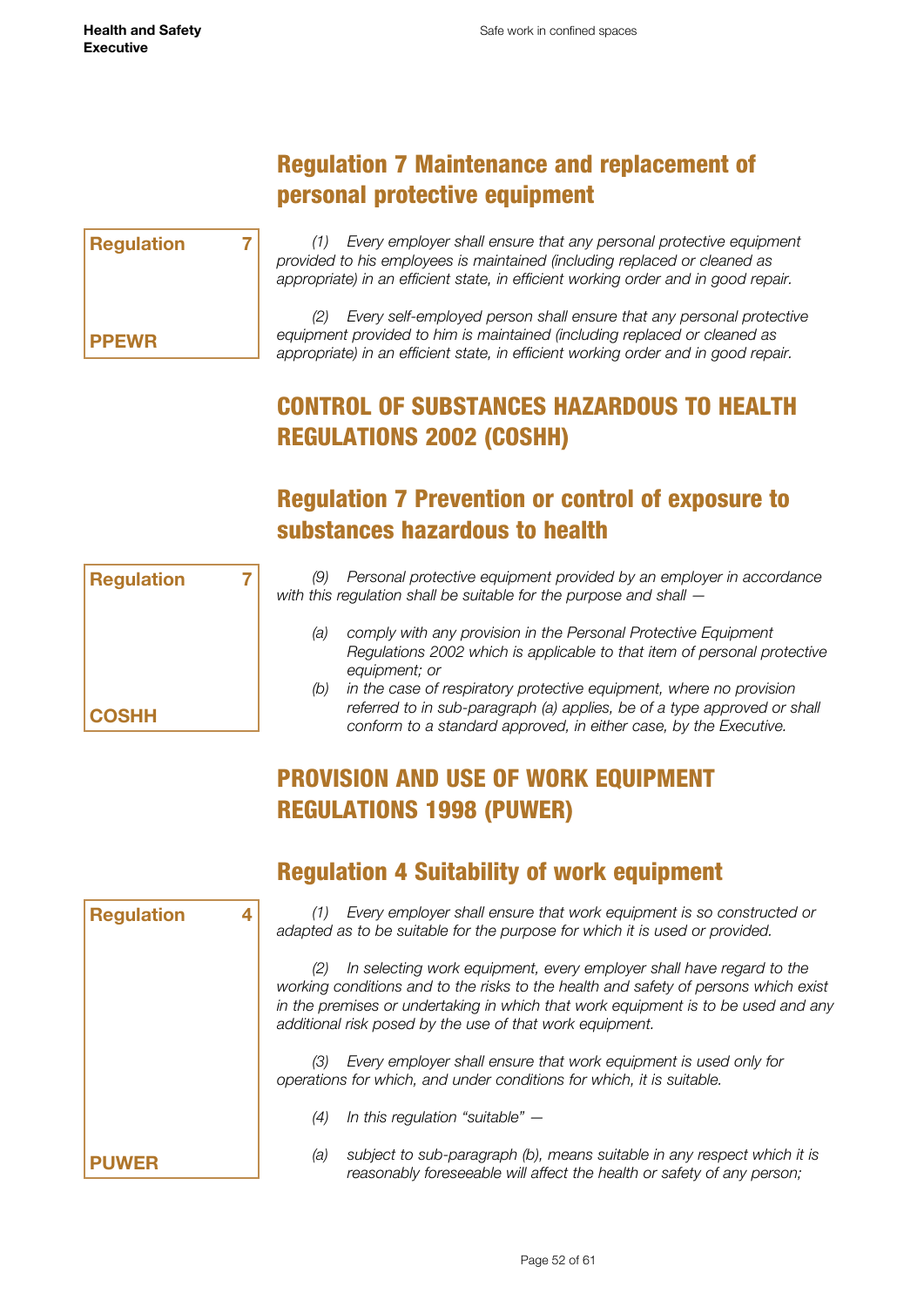## Regulation 7 Maintenance and replacement of personal protective equipment

**Regulation 7**

**PPEWR**

*(1) Every employer shall ensure that any personal protective equipment provided to his employees is maintained (including replaced or cleaned as appropriate) in an efficient state, in efficient working order and in good repair.*

*(2) Every self-employed person shall ensure that any personal protective equipment provided to him is maintained (including replaced or cleaned as appropriate) in an efficient state, in efficient working order and in good repair.*

# CONTROL OF SUBSTANCES HAZARDOUS TO HEALTH REGULATIONS 2002 (COSHH)

## Regulation 7 Prevention or control of exposure to substances hazardous to health

**Regulation 7**

**COSHH**

*(9) Personal protective equipment provided by an employer in accordance with this regulation shall be suitable for the purpose and shall —*

*(a) comply with any provision in the Personal Protective Equipment Regulations 2002 which is applicable to that item of personal protective equipment; or*

*(b) in the case of respiratory protective equipment, where no provision referred to in sub-paragraph (a) applies, be of a type approved or shall conform to a standard approved, in either case, by the Executive.*

# PROVISION AND USE OF WORK EQUIPMENT REGULATIONS 1998 (PUWER)

## Regulation 4 Suitability of work equipment

**Regulation 4**

**PUWER**

*(1) Every employer shall ensure that work equipment is so constructed or adapted as to be suitable for the purpose for which it is used or provided.*

*(2) In selecting work equipment, every employer shall have regard to the working conditions and to the risks to the health and safety of persons which exist in the premises or undertaking in which that work equipment is to be used and any additional risk posed by the use of that work equipment.*

*(3) Every employer shall ensure that work equipment is used only for operations for which, and under conditions for which, it is suitable.*

*(4) In this regulation "suitable" —*

*(a) subject to sub-paragraph (b), means suitable in any respect which it is reasonably foreseeable will affect the health or safety of any person;*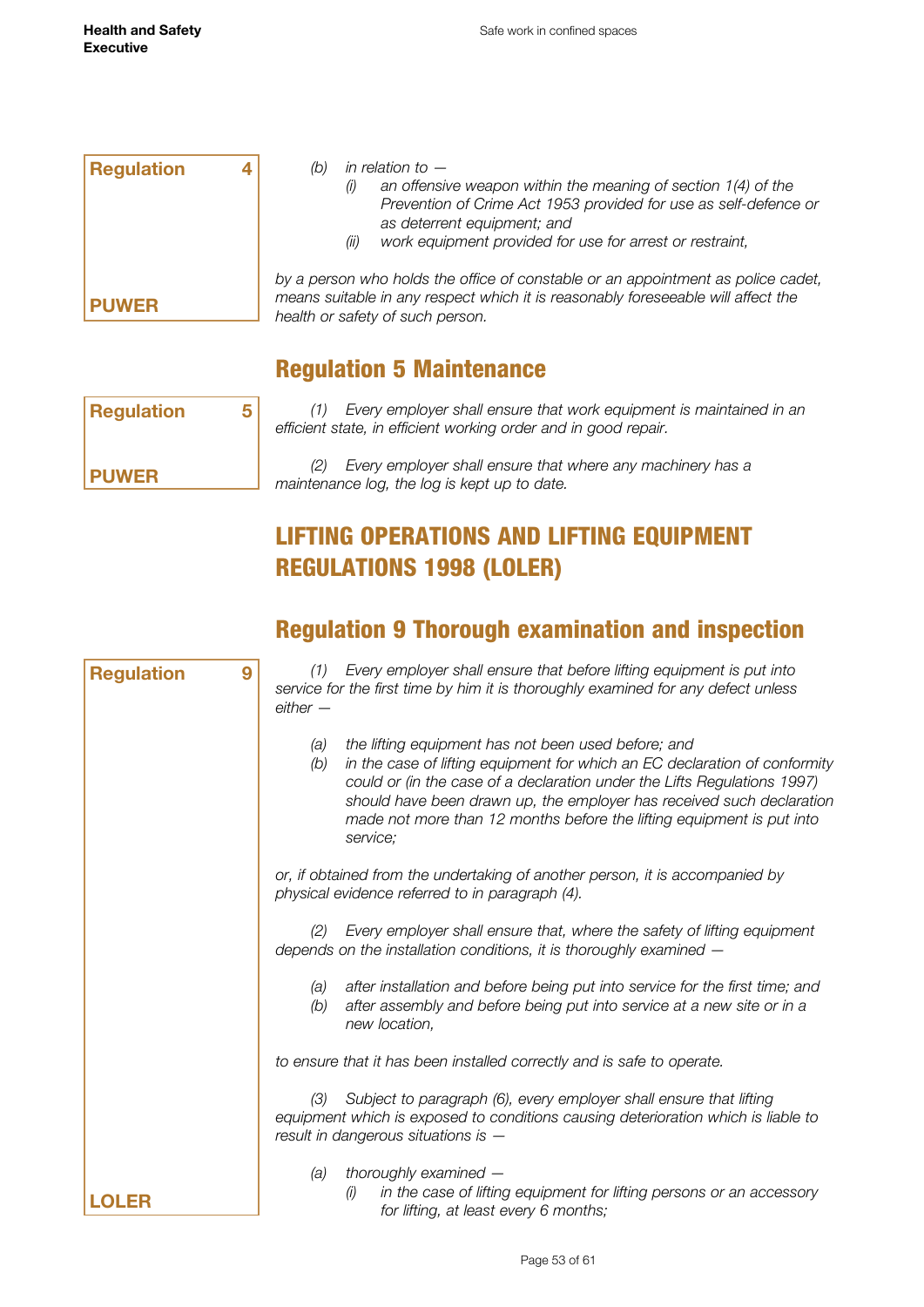**Regulation 4**

**PUWER**

*(b) in relation to —*

*(i) an offensive weapon within the meaning of section 1(4) of the Prevention of Crime Act 1953 provided for use as self-defence or as deterrent equipment; and*

*(ii) work equipment provided for use for arrest or restraint,*

*by a person who holds the office of constable or an appointment as police cadet, means suitable in any respect which it is reasonably foreseeable will affect the health or safety of such person.*

## Regulation 5 Maintenance

**Regulation 5**

**PUWER**

*(1) Every employer shall ensure that work equipment is maintained in an efficient state, in efficient working order and in good repair.*

*(2) Every employer shall ensure that where any machinery has a maintenance log, the log is kept up to date.*

# LIFTING OPERATIONS AND LIFTING EQUIPMENT REGULATIONS 1998 (LOLER)

## Regulation 9 Thorough examination and inspection

**Regulation 9**

**LOLER**

*(1) Every employer shall ensure that before lifting equipment is put into service for the first time by him it is thoroughly examined for any defect unless either —*

*(a) the lifting equipment has not been used before; and*

*(b) in the case of lifting equipment for which an EC declaration of conformity could or (in the case of a declaration under the Lifts Regulations 1997) should have been drawn up, the employer has received such declaration made not more than 12 months before the lifting equipment is put into service;*

*or, if obtained from the undertaking of another person, it is accompanied by physical evidence referred to in paragraph (4).*

*(2) Every employer shall ensure that, where the safety of lifting equipment depends on the installation conditions, it is thoroughly examined —*

*(a) after installation and before being put into service for the first time; and*

*(b) after assembly and before being put into service at a new site or in a new location,*

*to ensure that it has been installed correctly and is safe to operate.*

*(3) Subject to paragraph (6), every employer shall ensure that lifting equipment which is exposed to conditions causing deterioration which is liable to result in dangerous situations is —*

*(a) thoroughly examined —*

*(i) in the case of lifting equipment for lifting persons or an accessory for lifting, at least every 6 months;*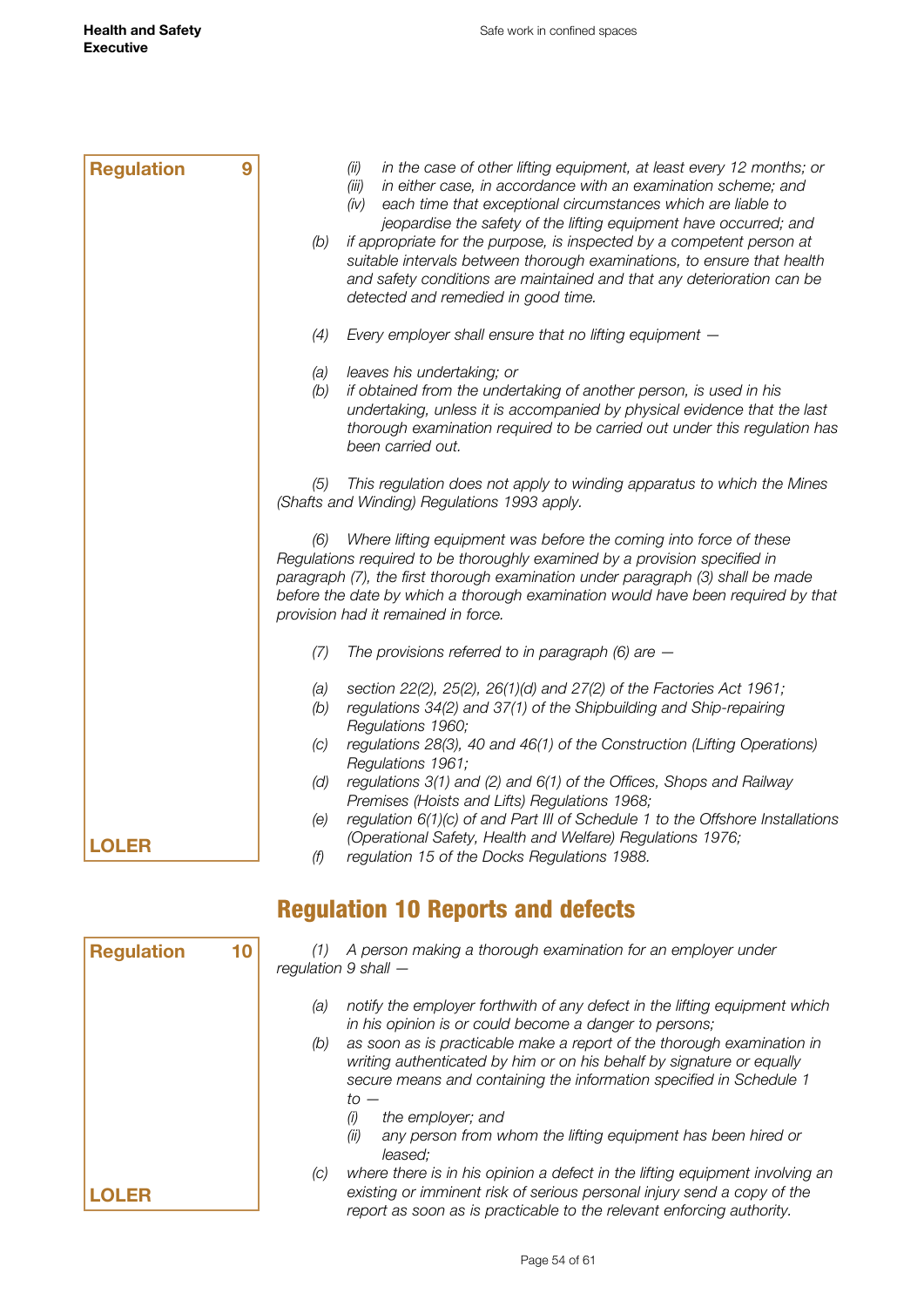**Regulation 9**

*(ii) in the case of other lifting equipment, at least every 12 months; or*
*(iii) in either case, in accordance with an examination scheme; and*
*(iv) each time that exceptional circumstances which are liable to jeopardise the safety of the lifting equipment have occurred; and*

*(b) if appropriate for the purpose, is inspected by a competent person at suitable intervals between thorough examinations, to ensure that health and safety conditions are maintained and that any deterioration can be detected and remedied in good time.*

*(4) Every employer shall ensure that no lifting equipment —*

*(a) leaves his undertaking; or*
*(b) if obtained from the undertaking of another person, is used in his undertaking, unless it is accompanied by physical evidence that the last thorough examination required to be carried out under this regulation has been carried out.*

*(5) This regulation does not apply to winding apparatus to which the Mines (Shafts and Winding) Regulations 1993 apply.*

*(6) Where lifting equipment was before the coming into force of these Regulations required to be thoroughly examined by a provision specified in paragraph (7), the first thorough examination under paragraph (3) shall be made before the date by which a thorough examination would have been required by that provision had it remained in force.*

*(7) The provisions referred to in paragraph (6) are —*

*(a) section 22(2), 25(2), 26(1)(d) and 27(2) of the Factories Act 1961;*
*(b) regulations 34(2) and 37(1) of the Shipbuilding and Ship-repairing Regulations 1960;*
*(c) regulations 28(3), 40 and 46(1) of the Construction (Lifting Operations) Regulations 1961;*
*(d) regulations 3(1) and (2) and 6(1) of the Offices, Shops and Railway Premises (Hoists and Lifts) Regulations 1968;*
*(e) regulation 6(1)(c) of and Part III of Schedule 1 to the Offshore Installations (Operational Safety, Health and Welfare) Regulations 1976;*
*(f) regulation 15 of the Docks Regulations 1988.*

**LOLER**

## Regulation 10 Reports and defects

**Regulation 10**

*(1) A person making a thorough examination for an employer under regulation 9 shall —*

*(a) notify the employer forthwith of any defect in the lifting equipment which in his opinion is or could become a danger to persons;*
*(b) as soon as is practicable make a report of the thorough examination in writing authenticated by him or on his behalf by signature or equally secure means and containing the information specified in Schedule 1 to —*
   *(i) the employer; and*
   *(ii) any person from whom the lifting equipment has been hired or leased;*
*(c) where there is in his opinion a defect in the lifting equipment involving an existing or imminent risk of serious personal injury send a copy of the report as soon as is practicable to the relevant enforcing authority.*

**LOLER**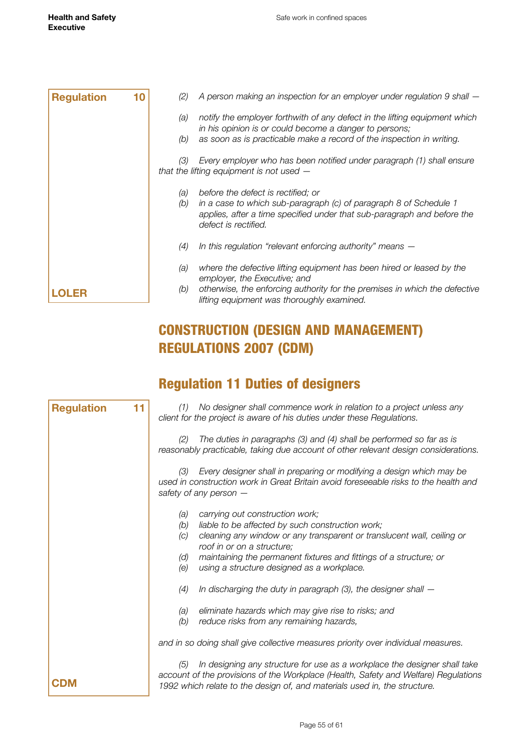**Regulation 10**

*(2) A person making an inspection for an employer under regulation 9 shall —*

*(a) notify the employer forthwith of any defect in the lifting equipment which in his opinion is or could become a danger to persons;*
*(b) as soon as is practicable make a record of the inspection in writing.*

*(3) Every employer who has been notified under paragraph (1) shall ensure that the lifting equipment is not used —*

*(a) before the defect is rectified; or*
*(b) in a case to which sub-paragraph (c) of paragraph 8 of Schedule 1 applies, after a time specified under that sub-paragraph and before the defect is rectified.*

*(4) In this regulation "relevant enforcing authority" means —*

*(a) where the defective lifting equipment has been hired or leased by the employer, the Executive; and*
*(b) otherwise, the enforcing authority for the premises in which the defective lifting equipment was thoroughly examined.*

**LOLER**

# CONSTRUCTION (DESIGN AND MANAGEMENT) REGULATIONS 2007 (CDM)

## Regulation 11 Duties of designers

**Regulation 11**

*(1) No designer shall commence work in relation to a project unless any client for the project is aware of his duties under these Regulations.*

*(2) The duties in paragraphs (3) and (4) shall be performed so far as is reasonably practicable, taking due account of other relevant design considerations.*

*(3) Every designer shall in preparing or modifying a design which may be used in construction work in Great Britain avoid foreseeable risks to the health and safety of any person —*

*(a) carrying out construction work;*
*(b) liable to be affected by such construction work;*
*(c) cleaning any window or any transparent or translucent wall, ceiling or roof in or on a structure;*
*(d) maintaining the permanent fixtures and fittings of a structure; or*
*(e) using a structure designed as a workplace.*

*(4) In discharging the duty in paragraph (3), the designer shall —*

*(a) eliminate hazards which may give rise to risks; and*
*(b) reduce risks from any remaining hazards,*

*and in so doing shall give collective measures priority over individual measures.*

*(5) In designing any structure for use as a workplace the designer shall take account of the provisions of the Workplace (Health, Safety and Welfare) Regulations 1992 which relate to the design of, and materials used in, the structure.*

**CDM**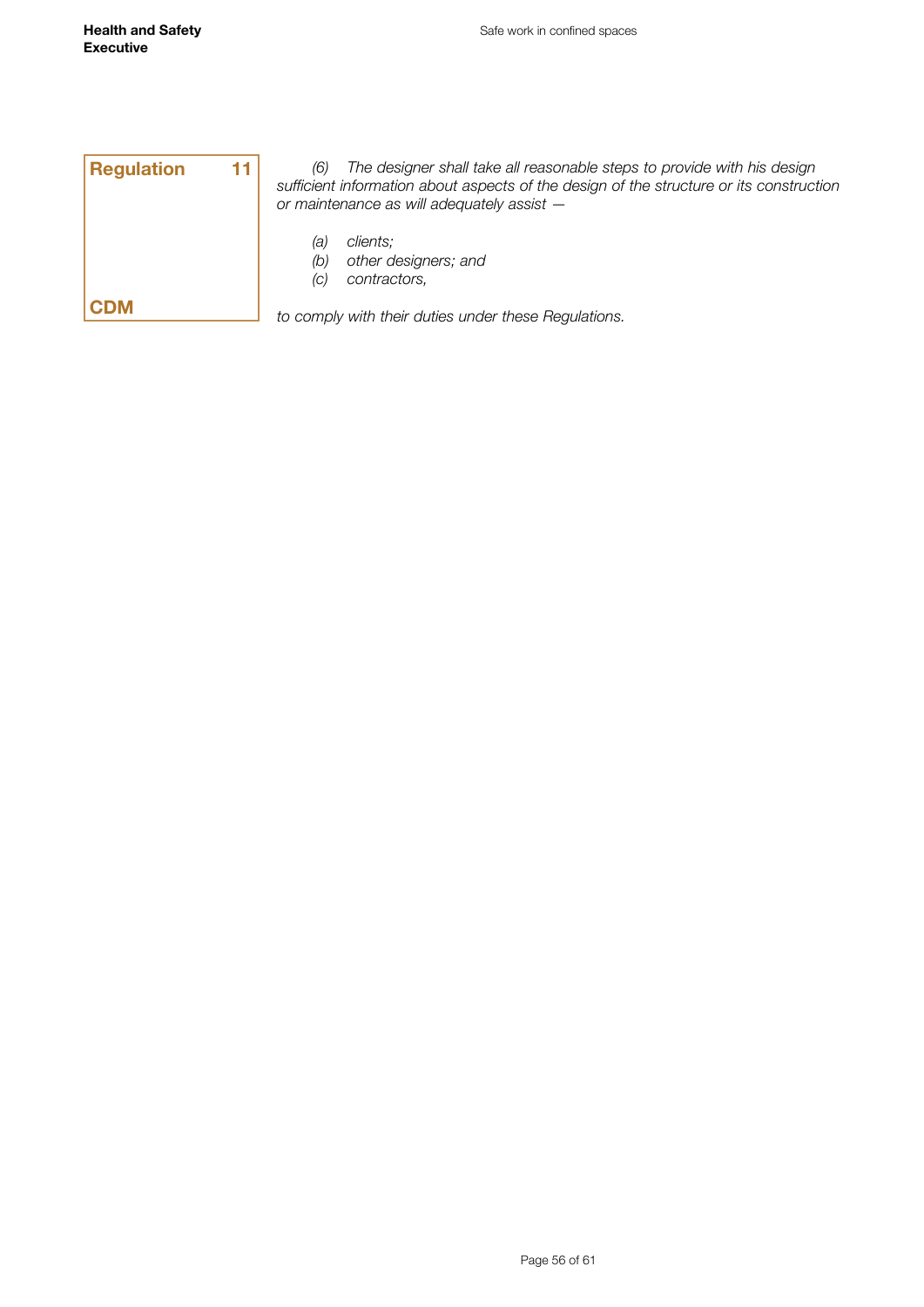**Regulation 11**

*(6) The designer shall take all reasonable steps to provide with his design sufficient information about aspects of the design of the structure or its construction or maintenance as will adequately assist —*

*(a) clients;*
*(b) other designers; and*
*(c) contractors,*

*to comply with their duties under these Regulations.*

**CDM**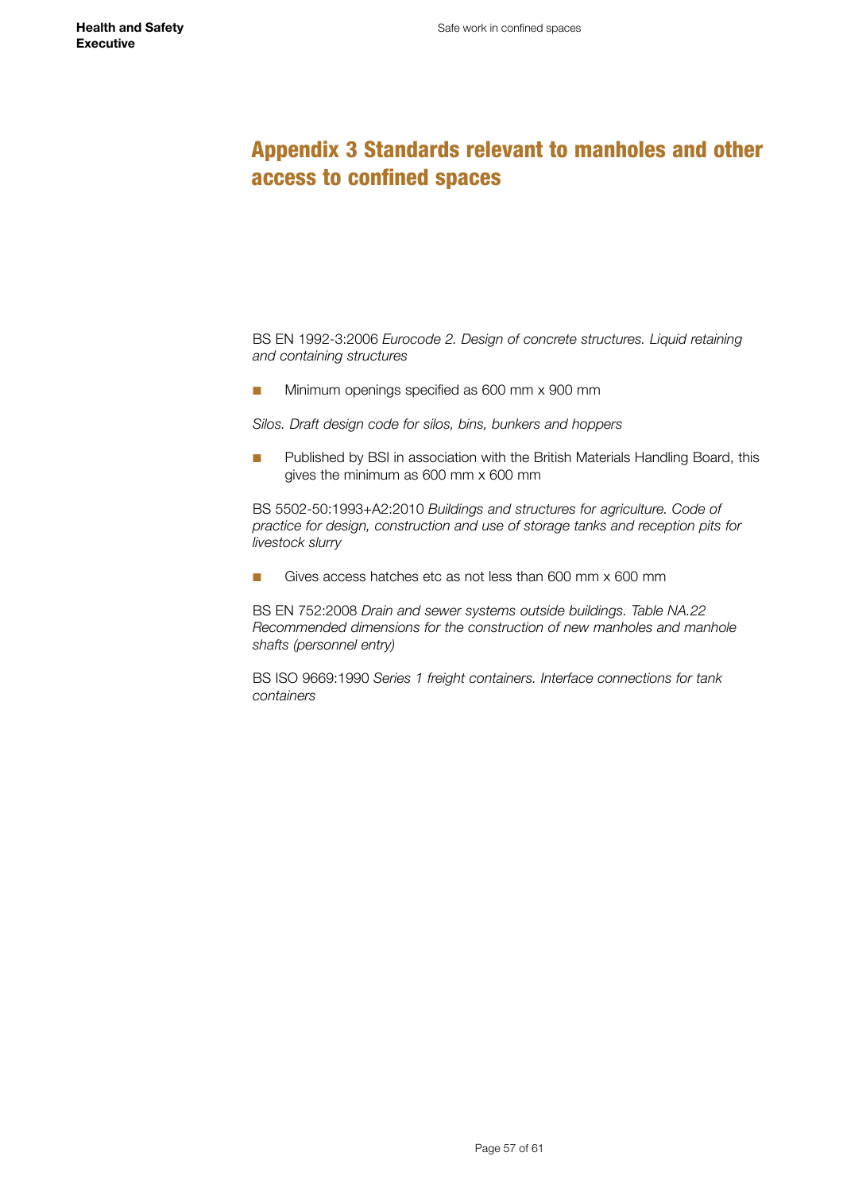# Appendix 3 Standards relevant to manholes and other access to confined spaces

BS EN 1992-3:2006 *Eurocode 2. Design of concrete structures. Liquid retaining and containing structures*

- Minimum openings specified as 600 mm x 900 mm

*Silos. Draft design code for silos, bins, bunkers and hoppers*

- Published by BSI in association with the British Materials Handling Board, this gives the minimum as 600 mm x 600 mm

BS 5502-50:1993+A2:2010 *Buildings and structures for agriculture. Code of practice for design, construction and use of storage tanks and reception pits for livestock slurry*

- Gives access hatches etc as not less than 600 mm x 600 mm

BS EN 752:2008 *Drain and sewer systems outside buildings. Table NA.22 Recommended dimensions for the construction of new manholes and manhole shafts (personnel entry)*

BS ISO 9669:1990 *Series 1 freight containers. Interface connections for tank containers*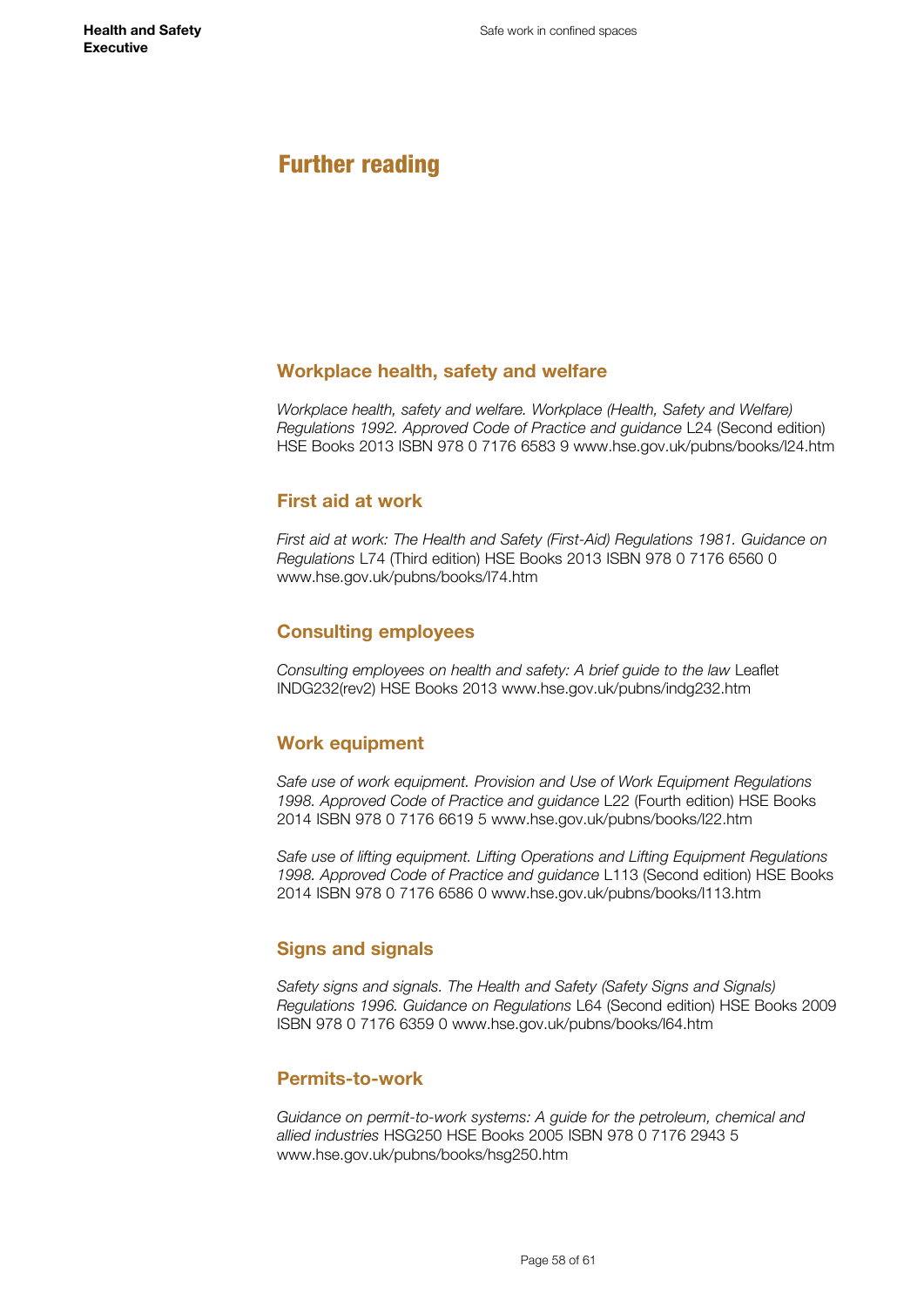# Further reading

## Workplace health, safety and welfare

*Workplace health, safety and welfare. Workplace (Health, Safety and Welfare) Regulations 1992. Approved Code of Practice and guidance* L24 (Second edition) HSE Books 2013 ISBN 978 0 7176 6583 9 www.hse.gov.uk/pubns/books/l24.htm

## First aid at work

*First aid at work: The Health and Safety (First-Aid) Regulations 1981. Guidance on Regulations* L74 (Third edition) HSE Books 2013 ISBN 978 0 7176 6560 0 www.hse.gov.uk/pubns/books/l74.htm

## Consulting employees

*Consulting employees on health and safety: A brief guide to the law* Leaflet INDG232(rev2) HSE Books 2013 www.hse.gov.uk/pubns/indg232.htm

## Work equipment

*Safe use of work equipment. Provision and Use of Work Equipment Regulations 1998. Approved Code of Practice and guidance* L22 (Fourth edition) HSE Books 2014 ISBN 978 0 7176 6619 5 www.hse.gov.uk/pubns/books/l22.htm

*Safe use of lifting equipment. Lifting Operations and Lifting Equipment Regulations 1998. Approved Code of Practice and guidance* L113 (Second edition) HSE Books 2014 ISBN 978 0 7176 6586 0 www.hse.gov.uk/pubns/books/l113.htm

## Signs and signals

*Safety signs and signals. The Health and Safety (Safety Signs and Signals) Regulations 1996. Guidance on Regulations* L64 (Second edition) HSE Books 2009 ISBN 978 0 7176 6359 0 www.hse.gov.uk/pubns/books/l64.htm

## Permits-to-work

*Guidance on permit-to-work systems: A guide for the petroleum, chemical and allied industries* HSG250 HSE Books 2005 ISBN 978 0 7176 2943 5 www.hse.gov.uk/pubns/books/hsg250.htm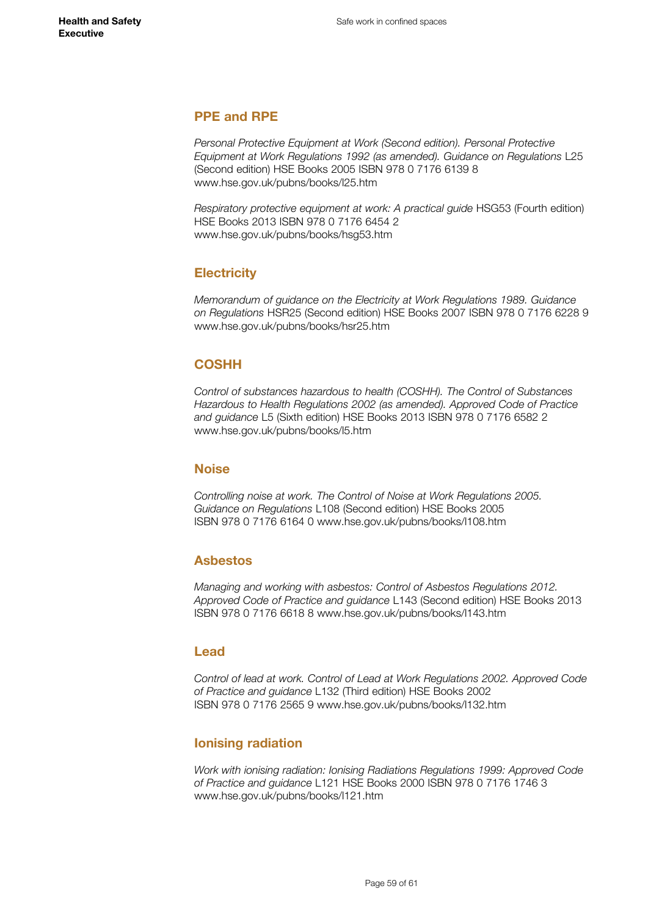## PPE and RPE

*Personal Protective Equipment at Work (Second edition). Personal Protective Equipment at Work Regulations 1992 (as amended). Guidance on Regulations* L25 (Second edition) HSE Books 2005 ISBN 978 0 7176 6139 8 www.hse.gov.uk/pubns/books/l25.htm

*Respiratory protective equipment at work: A practical guide* HSG53 (Fourth edition) HSE Books 2013 ISBN 978 0 7176 6454 2 www.hse.gov.uk/pubns/books/hsg53.htm

## Electricity

*Memorandum of guidance on the Electricity at Work Regulations 1989. Guidance on Regulations* HSR25 (Second edition) HSE Books 2007 ISBN 978 0 7176 6228 9 www.hse.gov.uk/pubns/books/hsr25.htm

## COSHH

*Control of substances hazardous to health (COSHH). The Control of Substances Hazardous to Health Regulations 2002 (as amended). Approved Code of Practice and guidance* L5 (Sixth edition) HSE Books 2013 ISBN 978 0 7176 6582 2 www.hse.gov.uk/pubns/books/l5.htm

## Noise

*Controlling noise at work. The Control of Noise at Work Regulations 2005. Guidance on Regulations* L108 (Second edition) HSE Books 2005 ISBN 978 0 7176 6164 0 www.hse.gov.uk/pubns/books/l108.htm

## Asbestos

*Managing and working with asbestos: Control of Asbestos Regulations 2012. Approved Code of Practice and guidance* L143 (Second edition) HSE Books 2013 ISBN 978 0 7176 6618 8 www.hse.gov.uk/pubns/books/l143.htm

## Lead

*Control of lead at work. Control of Lead at Work Regulations 2002. Approved Code of Practice and guidance* L132 (Third edition) HSE Books 2002 ISBN 978 0 7176 2565 9 www.hse.gov.uk/pubns/books/l132.htm

## Ionising radiation

*Work with ionising radiation: Ionising Radiations Regulations 1999: Approved Code of Practice and guidance* L121 HSE Books 2000 ISBN 978 0 7176 1746 3 www.hse.gov.uk/pubns/books/l121.htm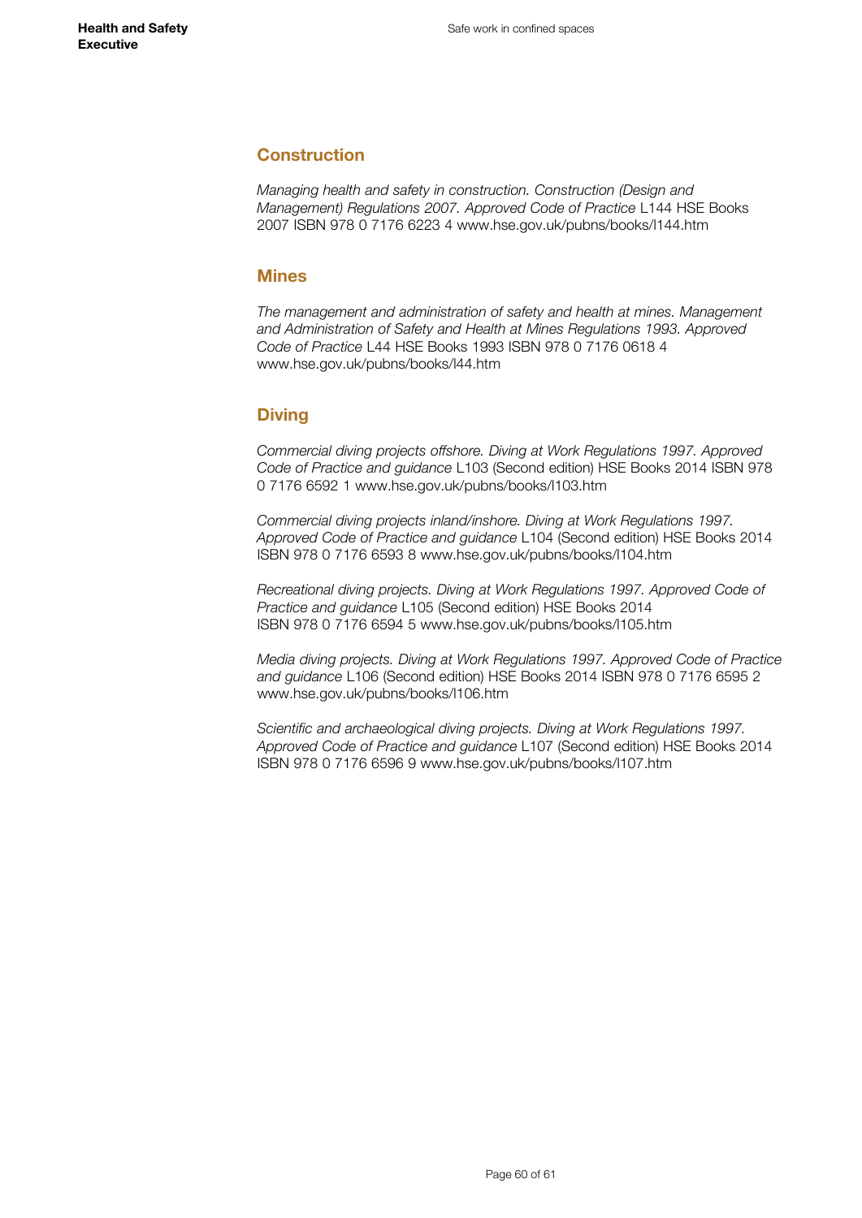## Construction

*Managing health and safety in construction. Construction (Design and Management) Regulations 2007. Approved Code of Practice* L144 HSE Books 2007 ISBN 978 0 7176 6223 4 www.hse.gov.uk/pubns/books/l144.htm

## Mines

*The management and administration of safety and health at mines. Management and Administration of Safety and Health at Mines Regulations 1993. Approved Code of Practice* L44 HSE Books 1993 ISBN 978 0 7176 0618 4 www.hse.gov.uk/pubns/books/l44.htm

## Diving

*Commercial diving projects offshore. Diving at Work Regulations 1997. Approved Code of Practice and guidance* L103 (Second edition) HSE Books 2014 ISBN 978 0 7176 6592 1 www.hse.gov.uk/pubns/books/l103.htm

*Commercial diving projects inland/inshore. Diving at Work Regulations 1997. Approved Code of Practice and guidance* L104 (Second edition) HSE Books 2014 ISBN 978 0 7176 6593 8 www.hse.gov.uk/pubns/books/l104.htm

*Recreational diving projects. Diving at Work Regulations 1997. Approved Code of Practice and guidance* L105 (Second edition) HSE Books 2014 ISBN 978 0 7176 6594 5 www.hse.gov.uk/pubns/books/l105.htm

*Media diving projects. Diving at Work Regulations 1997. Approved Code of Practice and guidance* L106 (Second edition) HSE Books 2014 ISBN 978 0 7176 6595 2 www.hse.gov.uk/pubns/books/l106.htm

*Scientific and archaeological diving projects. Diving at Work Regulations 1997. Approved Code of Practice and guidance* L107 (Second edition) HSE Books 2014 ISBN 978 0 7176 6596 9 www.hse.gov.uk/pubns/books/l107.htm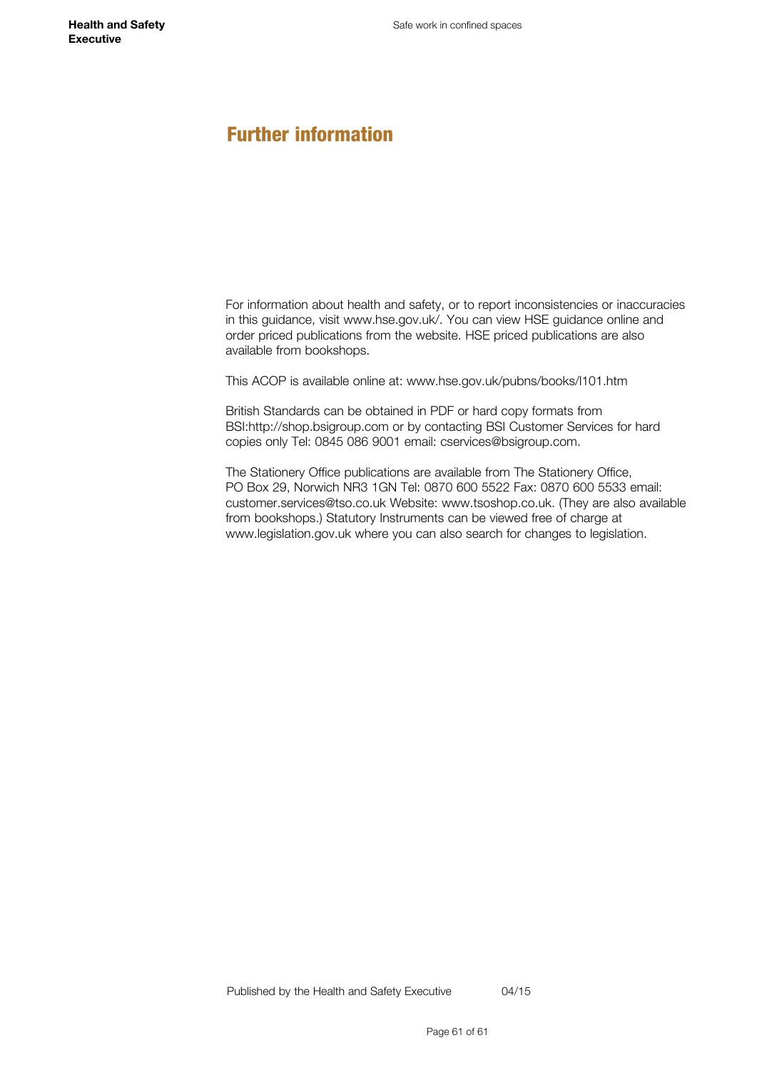## Further information

For information about health and safety, or to report inconsistencies or inaccuracies in this guidance, visit www.hse.gov.uk/. You can view HSE guidance online and order priced publications from the website. HSE priced publications are also available from bookshops.

This ACOP is available online at: www.hse.gov.uk/pubns/books/l101.htm

British Standards can be obtained in PDF or hard copy formats from BSI:http://shop.bsigroup.com or by contacting BSI Customer Services for hard copies only Tel: 0845 086 9001 email: cservices@bsigroup.com.

The Stationery Office publications are available from The Stationery Office, PO Box 29, Norwich NR3 1GN Tel: 0870 600 5522 Fax: 0870 600 5533 email: customer.services@tso.co.uk Website: www.tsoshop.co.uk. (They are also available from bookshops.) Statutory Instruments can be viewed free of charge at www.legislation.gov.uk where you can also search for changes to legislation.

Published by the Health and Safety Executive 04/15